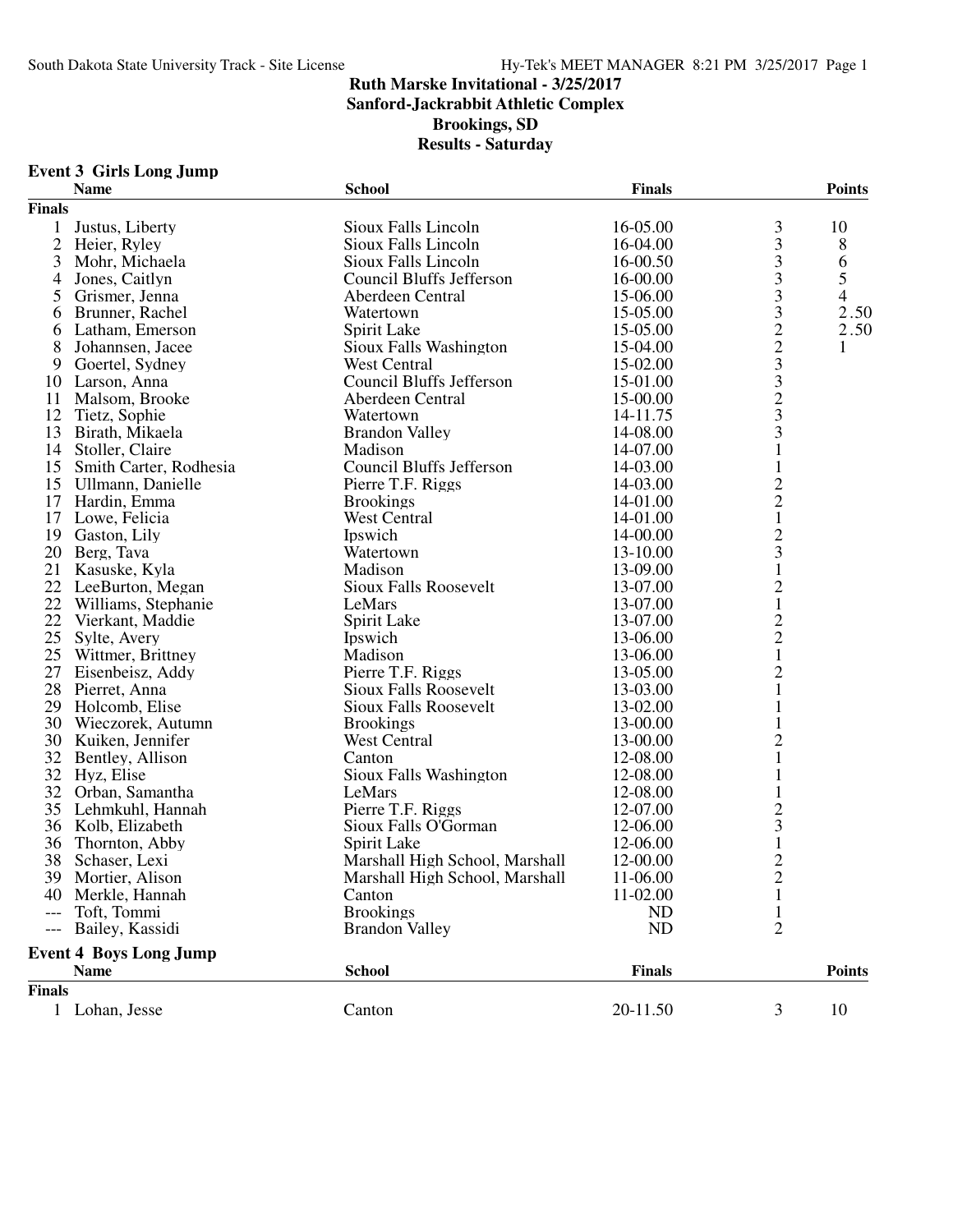# Ruth Marske Invitational - 3/25/2017
## Sanford-Jackrabbit Athletic Complex
## Brookings, SD
## Results - Saturday

### Event 3 Girls Long Jump

| | Name | School | Finals | | Points |
|---|---|---|---|---|---|
| **Finals** | | | | | |
| 1 | Justus, Liberty | Sioux Falls Lincoln | 16-05.00 | 3 | 10 |
| 2 | Heier, Ryley | Sioux Falls Lincoln | 16-04.00 | 3 | 8 |
| 3 | Mohr, Michaela | Sioux Falls Lincoln | 16-00.50 | 3 | 6 |
| 4 | Jones, Caitlyn | Council Bluffs Jefferson | 16-00.00 | 3 | 5 |
| 5 | Grismer, Jenna | Aberdeen Central | 15-06.00 | 3 | 4 |
| 6 | Brunner, Rachel | Watertown | 15-05.00 | 3 | 2.50 |
| 6 | Latham, Emerson | Spirit Lake | 15-05.00 | 2 | 2.50 |
| 8 | Johannsen, Jacee | Sioux Falls Washington | 15-04.00 | 2 | 1 |
| 9 | Goertel, Sydney | West Central | 15-02.00 | 3 | |
| 10 | Larson, Anna | Council Bluffs Jefferson | 15-01.00 | 3 | |
| 11 | Malsom, Brooke | Aberdeen Central | 15-00.00 | 2 | |
| 12 | Tietz, Sophie | Watertown | 14-11.75 | 3 | |
| 13 | Birath, Mikaela | Brandon Valley | 14-08.00 | 3 | |
| 14 | Stoller, Claire | Madison | 14-07.00 | 1 | |
| 15 | Smith Carter, Rodhesia | Council Bluffs Jefferson | 14-03.00 | 1 | |
| 15 | Ullmann, Danielle | Pierre T.F. Riggs | 14-03.00 | 2 | |
| 17 | Hardin, Emma | Brookings | 14-01.00 | 2 | |
| 17 | Lowe, Felicia | West Central | 14-01.00 | 1 | |
| 19 | Gaston, Lily | Ipswich | 14-00.00 | 2 | |
| 20 | Berg, Tava | Watertown | 13-10.00 | 3 | |
| 21 | Kasuske, Kyla | Madison | 13-09.00 | 1 | |
| 22 | LeeBurton, Megan | Sioux Falls Roosevelt | 13-07.00 | 2 | |
| 22 | Williams, Stephanie | LeMars | 13-07.00 | 1 | |
| 22 | Vierkant, Maddie | Spirit Lake | 13-07.00 | 2 | |
| 25 | Sylte, Avery | Ipswich | 13-06.00 | 2 | |
| 25 | Wittmer, Brittney | Madison | 13-06.00 | 1 | |
| 27 | Eisenbeisz, Addy | Pierre T.F. Riggs | 13-05.00 | 2 | |
| 28 | Pierret, Anna | Sioux Falls Roosevelt | 13-03.00 | 1 | |
| 29 | Holcomb, Elise | Sioux Falls Roosevelt | 13-02.00 | 1 | |
| 30 | Wieczorek, Autumn | Brookings | 13-00.00 | 1 | |
| 30 | Kuiken, Jennifer | West Central | 13-00.00 | 2 | |
| 32 | Bentley, Allison | Canton | 12-08.00 | 1 | |
| 32 | Hyz, Elise | Sioux Falls Washington | 12-08.00 | 1 | |
| 32 | Orban, Samantha | LeMars | 12-08.00 | 1 | |
| 35 | Lehmkuhl, Hannah | Pierre T.F. Riggs | 12-07.00 | 2 | |
| 36 | Kolb, Elizabeth | Sioux Falls O'Gorman | 12-06.00 | 3 | |
| 36 | Thornton, Abby | Spirit Lake | 12-06.00 | 1 | |
| 38 | Schaser, Lexi | Marshall High School, Marshall | 12-00.00 | 2 | |
| 39 | Mortier, Alison | Marshall High School, Marshall | 11-06.00 | 2 | |
| 40 | Merkle, Hannah | Canton | 11-02.00 | 1 | |
| --- | Toft, Tommi | Brookings | ND | 1 | |
| --- | Bailey, Kassidi | Brandon Valley | ND | 2 | |

### Event 4 Boys Long Jump

| | Name | School | Finals | | Points |
|---|---|---|---|---|---|
| **Finals** | | | | | |
| 1 | Lohan, Jesse | Canton | 20-11.50 | 3 | 10 |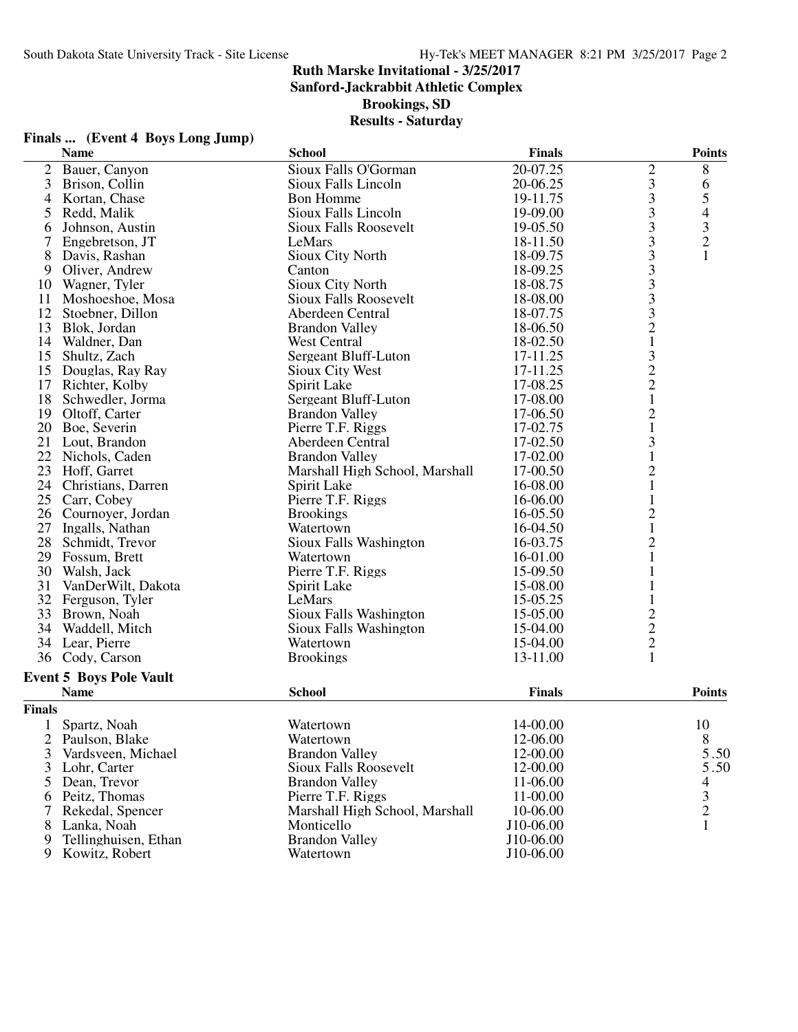# Ruth Marske Invitational - 3/25/2017

**Sanford-Jackrabbit Athletic Complex**

**Brookings, SD**

**Results - Saturday**

### Finals ... (Event 4 Boys Long Jump)

| | Name | School | Finals | | Points |
|---|---|---|---|---|---|
| 2 | Bauer, Canyon | Sioux Falls O'Gorman | 20-07.25 | 2 | 8 |
| 3 | Brison, Collin | Sioux Falls Lincoln | 20-06.25 | 3 | 6 |
| 4 | Kortan, Chase | Bon Homme | 19-11.75 | 3 | 5 |
| 5 | Redd, Malik | Sioux Falls Lincoln | 19-09.00 | 3 | 4 |
| 6 | Johnson, Austin | Sioux Falls Roosevelt | 19-05.50 | 3 | 3 |
| 7 | Engebretson, JT | LeMars | 18-11.50 | 3 | 2 |
| 8 | Davis, Rashan | Sioux City North | 18-09.75 | 3 | 1 |
| 9 | Oliver, Andrew | Canton | 18-09.25 | 3 | |
| 10 | Wagner, Tyler | Sioux City North | 18-08.75 | 3 | |
| 11 | Moshoeshoe, Mosa | Sioux Falls Roosevelt | 18-08.00 | 3 | |
| 12 | Stoebner, Dillon | Aberdeen Central | 18-07.75 | 3 | |
| 13 | Blok, Jordan | Brandon Valley | 18-06.50 | 2 | |
| 14 | Waldner, Dan | West Central | 18-02.50 | 1 | |
| 15 | Shultz, Zach | Sergeant Bluff-Luton | 17-11.25 | 3 | |
| 15 | Douglas, Ray Ray | Sioux City West | 17-11.25 | 2 | |
| 17 | Richter, Kolby | Spirit Lake | 17-08.25 | 2 | |
| 18 | Schwedler, Jorma | Sergeant Bluff-Luton | 17-08.00 | 1 | |
| 19 | Oltoff, Carter | Brandon Valley | 17-06.50 | 2 | |
| 20 | Boe, Severin | Pierre T.F. Riggs | 17-02.75 | 1 | |
| 21 | Lout, Brandon | Aberdeen Central | 17-02.50 | 3 | |
| 22 | Nichols, Caden | Brandon Valley | 17-02.00 | 1 | |
| 23 | Hoff, Garret | Marshall High School, Marshall | 17-00.50 | 2 | |
| 24 | Christians, Darren | Spirit Lake | 16-08.00 | 1 | |
| 25 | Carr, Cobey | Pierre T.F. Riggs | 16-06.00 | 1 | |
| 26 | Cournoyer, Jordan | Brookings | 16-05.50 | 2 | |
| 27 | Ingalls, Nathan | Watertown | 16-04.50 | 1 | |
| 28 | Schmidt, Trevor | Sioux Falls Washington | 16-03.75 | 2 | |
| 29 | Fossum, Brett | Watertown | 16-01.00 | 1 | |
| 30 | Walsh, Jack | Pierre T.F. Riggs | 15-09.50 | 1 | |
| 31 | VanDerWilt, Dakota | Spirit Lake | 15-08.00 | 1 | |
| 32 | Ferguson, Tyler | LeMars | 15-05.25 | 1 | |
| 33 | Brown, Noah | Sioux Falls Washington | 15-05.00 | 2 | |
| 34 | Waddell, Mitch | Sioux Falls Washington | 15-04.00 | 2 | |
| 34 | Lear, Pierre | Watertown | 15-04.00 | 2 | |
| 36 | Cody, Carson | Brookings | 13-11.00 | 1 | |

### Event 5 Boys Pole Vault

**Finals**

| | Name | School | Finals | Points |
|---|---|---|---|---|
| 1 | Spartz, Noah | Watertown | 14-00.00 | 10 |
| 2 | Paulson, Blake | Watertown | 12-06.00 | 8 |
| 3 | Vardsveen, Michael | Brandon Valley | 12-00.00 | 5.50 |
| 3 | Lohr, Carter | Sioux Falls Roosevelt | 12-00.00 | 5.50 |
| 5 | Dean, Trevor | Brandon Valley | 11-06.00 | 4 |
| 6 | Peitz, Thomas | Pierre T.F. Riggs | 11-00.00 | 3 |
| 7 | Rekedal, Spencer | Marshall High School, Marshall | 10-06.00 | 2 |
| 8 | Lanka, Noah | Monticello | J10-06.00 | 1 |
| 9 | Tellinghuisen, Ethan | Brandon Valley | J10-06.00 | |
| 9 | Kowitz, Robert | Watertown | J10-06.00 | |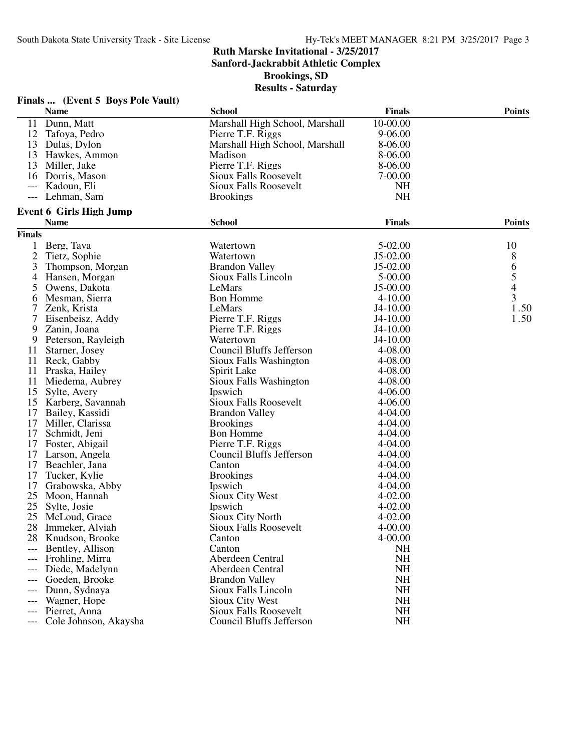# Ruth Marske Invitational - 3/25/2017

**Sanford-Jackrabbit Athletic Complex**

**Brookings, SD**

**Results - Saturday**

### Finals ... (Event 5 Boys Pole Vault)

| | Name | School | Finals | Points |
|---|---|---|---|---|
| 11 | Dunn, Matt | Marshall High School, Marshall | 10-00.00 | |
| 12 | Tafoya, Pedro | Pierre T.F. Riggs | 9-06.00 | |
| 13 | Dulas, Dylon | Marshall High School, Marshall | 8-06.00 | |
| 13 | Hawkes, Ammon | Madison | 8-06.00 | |
| 13 | Miller, Jake | Pierre T.F. Riggs | 8-06.00 | |
| 16 | Dorris, Mason | Sioux Falls Roosevelt | 7-00.00 | |
| --- | Kadoun, Eli | Sioux Falls Roosevelt | NH | |
| --- | Lehman, Sam | Brookings | NH | |

### Event 6 Girls High Jump

| | Name | School | Finals | Points |
|---|---|---|---|---|
| **Finals** | | | | |
| 1 | Berg, Tava | Watertown | 5-02.00 | 10 |
| 2 | Tietz, Sophie | Watertown | J5-02.00 | 8 |
| 3 | Thompson, Morgan | Brandon Valley | J5-02.00 | 6 |
| 4 | Hansen, Morgan | Sioux Falls Lincoln | 5-00.00 | 5 |
| 5 | Owens, Dakota | LeMars | J5-00.00 | 4 |
| 6 | Mesman, Sierra | Bon Homme | 4-10.00 | 3 |
| 7 | Zenk, Krista | LeMars | J4-10.00 | 1.50 |
| 7 | Eisenbeisz, Addy | Pierre T.F. Riggs | J4-10.00 | 1.50 |
| 9 | Zanin, Joana | Pierre T.F. Riggs | J4-10.00 | |
| 9 | Peterson, Rayleigh | Watertown | J4-10.00 | |
| 11 | Starner, Josey | Council Bluffs Jefferson | 4-08.00 | |
| 11 | Reck, Gabby | Sioux Falls Washington | 4-08.00 | |
| 11 | Praska, Hailey | Spirit Lake | 4-08.00 | |
| 11 | Miedema, Aubrey | Sioux Falls Washington | 4-08.00 | |
| 15 | Sylte, Avery | Ipswich | 4-06.00 | |
| 15 | Karberg, Savannah | Sioux Falls Roosevelt | 4-06.00 | |
| 17 | Bailey, Kassidi | Brandon Valley | 4-04.00 | |
| 17 | Miller, Clarissa | Brookings | 4-04.00 | |
| 17 | Schmidt, Jeni | Bon Homme | 4-04.00 | |
| 17 | Foster, Abigail | Pierre T.F. Riggs | 4-04.00 | |
| 17 | Larson, Angela | Council Bluffs Jefferson | 4-04.00 | |
| 17 | Beachler, Jana | Canton | 4-04.00 | |
| 17 | Tucker, Kylie | Brookings | 4-04.00 | |
| 17 | Grabowska, Abby | Ipswich | 4-04.00 | |
| 25 | Moon, Hannah | Sioux City West | 4-02.00 | |
| 25 | Sylte, Josie | Ipswich | 4-02.00 | |
| 25 | McLoud, Grace | Sioux City North | 4-02.00 | |
| 28 | Immeker, Alyiah | Sioux Falls Roosevelt | 4-00.00 | |
| 28 | Knudson, Brooke | Canton | 4-00.00 | |
| --- | Bentley, Allison | Canton | NH | |
| --- | Frohling, Mirra | Aberdeen Central | NH | |
| --- | Diede, Madelynn | Aberdeen Central | NH | |
| --- | Goeden, Brooke | Brandon Valley | NH | |
| --- | Dunn, Sydnaya | Sioux Falls Lincoln | NH | |
| --- | Wagner, Hope | Sioux City West | NH | |
| --- | Pierret, Anna | Sioux Falls Roosevelt | NH | |
| --- | Cole Johnson, Akaysha | Council Bluffs Jefferson | NH | |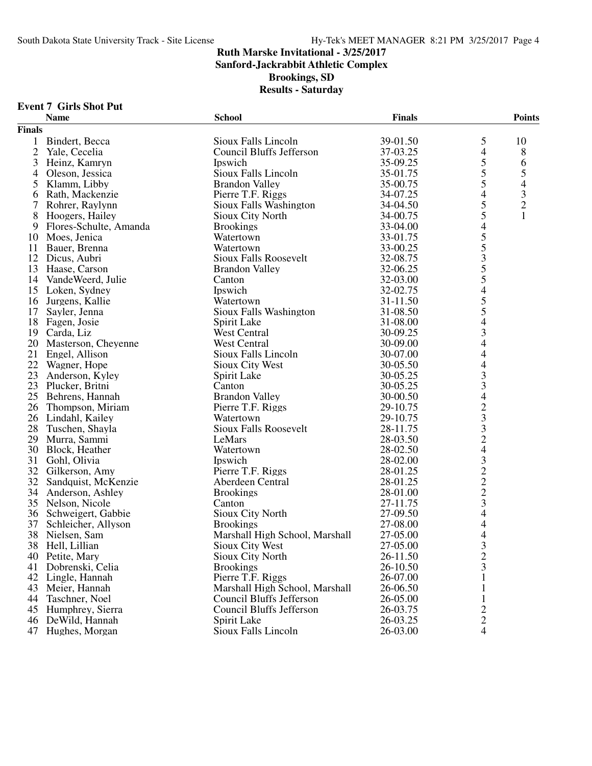# Ruth Marske Invitational - 3/25/2017
## Sanford-Jackrabbit Athletic Complex
## Brookings, SD
## Results - Saturday

### Event 7 Girls Shot Put

| | Name | School | Finals | | Points |
|---|---|---|---|---|---|
| **Finals** | | | | | |
| 1 | Bindert, Becca | Sioux Falls Lincoln | 39-01.50 | 5 | 10 |
| 2 | Yale, Cecelia | Council Bluffs Jefferson | 37-03.25 | 4 | 8 |
| 3 | Heinz, Kamryn | Ipswich | 35-09.25 | 5 | 6 |
| 4 | Oleson, Jessica | Sioux Falls Lincoln | 35-01.75 | 5 | 5 |
| 5 | Klamm, Libby | Brandon Valley | 35-00.75 | 5 | 4 |
| 6 | Rath, Mackenzie | Pierre T.F. Riggs | 34-07.25 | 4 | 3 |
| 7 | Rohrer, Raylynn | Sioux Falls Washington | 34-04.50 | 5 | 2 |
| 8 | Hoogers, Hailey | Sioux City North | 34-00.75 | 5 | 1 |
| 9 | Flores-Schulte, Amanda | Brookings | 33-04.00 | 4 | |
| 10 | Moes, Jenica | Watertown | 33-01.75 | 5 | |
| 11 | Bauer, Brenna | Watertown | 33-00.25 | 5 | |
| 12 | Dicus, Aubri | Sioux Falls Roosevelt | 32-08.75 | 3 | |
| 13 | Haase, Carson | Brandon Valley | 32-06.25 | 5 | |
| 14 | VandeWeerd, Julie | Canton | 32-03.00 | 5 | |
| 15 | Loken, Sydney | Ipswich | 32-02.75 | 4 | |
| 16 | Jurgens, Kallie | Watertown | 31-11.50 | 5 | |
| 17 | Sayler, Jenna | Sioux Falls Washington | 31-08.50 | 5 | |
| 18 | Fagen, Josie | Spirit Lake | 31-08.00 | 4 | |
| 19 | Carda, Liz | West Central | 30-09.25 | 3 | |
| 20 | Masterson, Cheyenne | West Central | 30-09.00 | 4 | |
| 21 | Engel, Allison | Sioux Falls Lincoln | 30-07.00 | 4 | |
| 22 | Wagner, Hope | Sioux City West | 30-05.50 | 4 | |
| 23 | Anderson, Kyley | Spirit Lake | 30-05.25 | 3 | |
| 23 | Plucker, Britni | Canton | 30-05.25 | 3 | |
| 25 | Behrens, Hannah | Brandon Valley | 30-00.50 | 4 | |
| 26 | Thompson, Miriam | Pierre T.F. Riggs | 29-10.75 | 2 | |
| 26 | Lindahl, Kailey | Watertown | 29-10.75 | 3 | |
| 28 | Tuschen, Shayla | Sioux Falls Roosevelt | 28-11.75 | 3 | |
| 29 | Murra, Sammi | LeMars | 28-03.50 | 2 | |
| 30 | Block, Heather | Watertown | 28-02.50 | 4 | |
| 31 | Gohl, Olivia | Ipswich | 28-02.00 | 3 | |
| 32 | Gilkerson, Amy | Pierre T.F. Riggs | 28-01.25 | 2 | |
| 32 | Sandquist, McKenzie | Aberdeen Central | 28-01.25 | 2 | |
| 34 | Anderson, Ashley | Brookings | 28-01.00 | 2 | |
| 35 | Nelson, Nicole | Canton | 27-11.75 | 3 | |
| 36 | Schweigert, Gabbie | Sioux City North | 27-09.50 | 4 | |
| 37 | Schleicher, Allyson | Brookings | 27-08.00 | 4 | |
| 38 | Nielsen, Sam | Marshall High School, Marshall | 27-05.00 | 4 | |
| 38 | Hell, Lillian | Sioux City West | 27-05.00 | 3 | |
| 40 | Petite, Mary | Sioux City North | 26-11.50 | 2 | |
| 41 | Dobrenski, Celia | Brookings | 26-10.50 | 3 | |
| 42 | Lingle, Hannah | Pierre T.F. Riggs | 26-07.00 | 1 | |
| 43 | Meier, Hannah | Marshall High School, Marshall | 26-06.50 | 1 | |
| 44 | Taschner, Noel | Council Bluffs Jefferson | 26-05.00 | 1 | |
| 45 | Humphrey, Sierra | Council Bluffs Jefferson | 26-03.75 | 2 | |
| 46 | DeWild, Hannah | Spirit Lake | 26-03.25 | 2 | |
| 47 | Hughes, Morgan | Sioux Falls Lincoln | 26-03.00 | 4 | |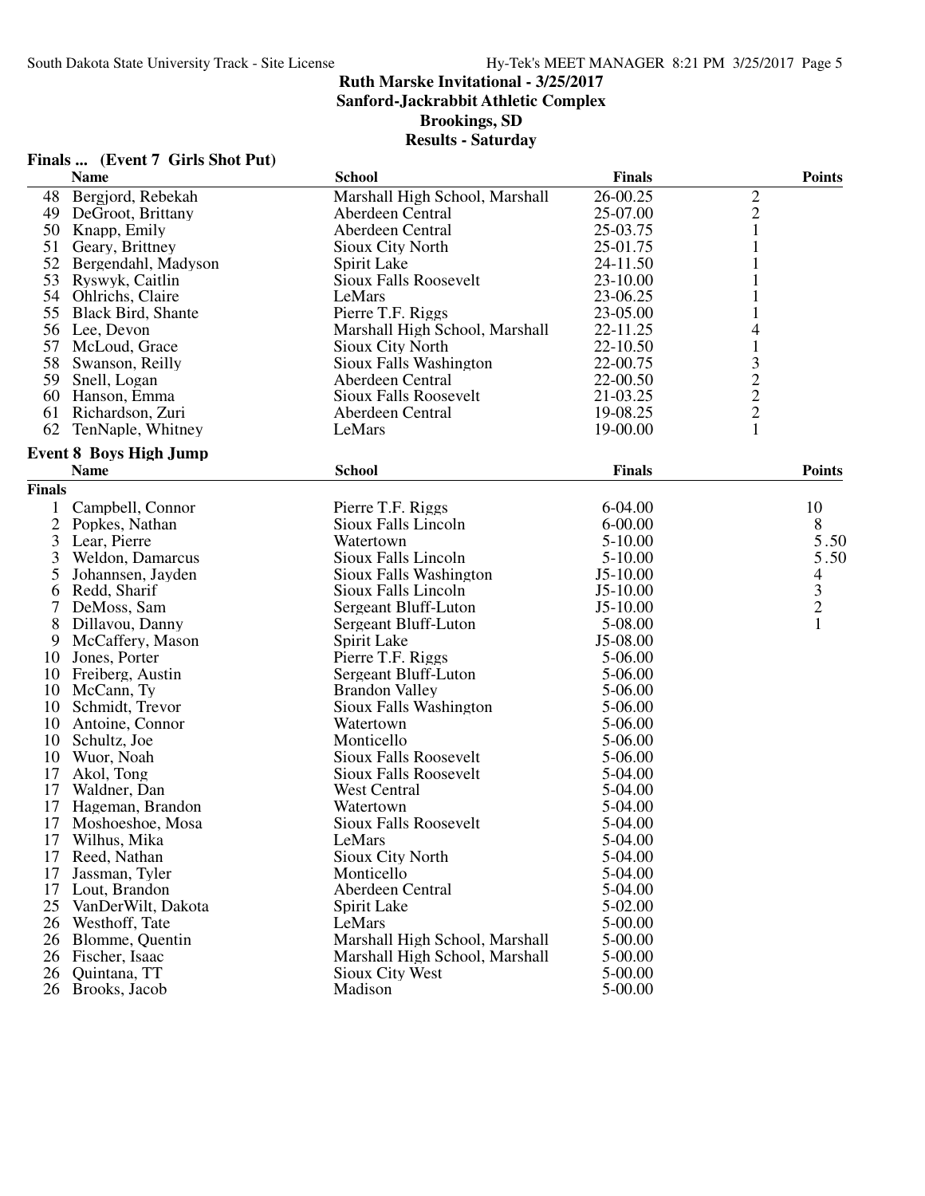# Ruth Marske Invitational - 3/25/2017

**Sanford-Jackrabbit Athletic Complex**

**Brookings, SD**

**Results - Saturday**

### Finals ... (Event 7 Girls Shot Put)

| | Name | School | Finals | | Points |
|---|---|---|---|---|---|
| 48 | Bergjord, Rebekah | Marshall High School, Marshall | 26-00.25 | 2 | |
| 49 | DeGroot, Brittany | Aberdeen Central | 25-07.00 | 2 | |
| 50 | Knapp, Emily | Aberdeen Central | 25-03.75 | 1 | |
| 51 | Geary, Brittney | Sioux City North | 25-01.75 | 1 | |
| 52 | Bergendahl, Madyson | Spirit Lake | 24-11.50 | 1 | |
| 53 | Ryswyk, Caitlin | Sioux Falls Roosevelt | 23-10.00 | 1 | |
| 54 | Ohlrichs, Claire | LeMars | 23-06.25 | 1 | |
| 55 | Black Bird, Shante | Pierre T.F. Riggs | 23-05.00 | 1 | |
| 56 | Lee, Devon | Marshall High School, Marshall | 22-11.25 | 4 | |
| 57 | McLoud, Grace | Sioux City North | 22-10.50 | 1 | |
| 58 | Swanson, Reilly | Sioux Falls Washington | 22-00.75 | 3 | |
| 59 | Snell, Logan | Aberdeen Central | 22-00.50 | 2 | |
| 60 | Hanson, Emma | Sioux Falls Roosevelt | 21-03.25 | 2 | |
| 61 | Richardson, Zuri | Aberdeen Central | 19-08.25 | 2 | |
| 62 | TenNaple, Whitney | LeMars | 19-00.00 | 1 | |

### Event 8 Boys High Jump

| | Name | School | Finals | Points |
|---|---|---|---|---|
| **Finals** | | | | |
| 1 | Campbell, Connor | Pierre T.F. Riggs | 6-04.00 | 10 |
| 2 | Popkes, Nathan | Sioux Falls Lincoln | 6-00.00 | 8 |
| 3 | Lear, Pierre | Watertown | 5-10.00 | 5.50 |
| 3 | Weldon, Damarcus | Sioux Falls Lincoln | 5-10.00 | 5.50 |
| 5 | Johannsen, Jayden | Sioux Falls Washington | J5-10.00 | 4 |
| 6 | Redd, Sharif | Sioux Falls Lincoln | J5-10.00 | 3 |
| 7 | DeMoss, Sam | Sergeant Bluff-Luton | J5-10.00 | 2 |
| 8 | Dillavou, Danny | Sergeant Bluff-Luton | 5-08.00 | 1 |
| 9 | McCaffery, Mason | Spirit Lake | J5-08.00 | |
| 10 | Jones, Porter | Pierre T.F. Riggs | 5-06.00 | |
| 10 | Freiberg, Austin | Sergeant Bluff-Luton | 5-06.00 | |
| 10 | McCann, Ty | Brandon Valley | 5-06.00 | |
| 10 | Schmidt, Trevor | Sioux Falls Washington | 5-06.00 | |
| 10 | Antoine, Connor | Watertown | 5-06.00 | |
| 10 | Schultz, Joe | Monticello | 5-06.00 | |
| 10 | Wuor, Noah | Sioux Falls Roosevelt | 5-06.00 | |
| 17 | Akol, Tong | Sioux Falls Roosevelt | 5-04.00 | |
| 17 | Waldner, Dan | West Central | 5-04.00 | |
| 17 | Hageman, Brandon | Watertown | 5-04.00 | |
| 17 | Moshoeshoe, Mosa | Sioux Falls Roosevelt | 5-04.00 | |
| 17 | Wilhus, Mika | LeMars | 5-04.00 | |
| 17 | Reed, Nathan | Sioux City North | 5-04.00 | |
| 17 | Jassman, Tyler | Monticello | 5-04.00 | |
| 17 | Lout, Brandon | Aberdeen Central | 5-04.00 | |
| 25 | VanDerWilt, Dakota | Spirit Lake | 5-02.00 | |
| 26 | Westhoff, Tate | LeMars | 5-00.00 | |
| 26 | Blomme, Quentin | Marshall High School, Marshall | 5-00.00 | |
| 26 | Fischer, Isaac | Marshall High School, Marshall | 5-00.00 | |
| 26 | Quintana, TT | Sioux City West | 5-00.00 | |
| 26 | Brooks, Jacob | Madison | 5-00.00 | |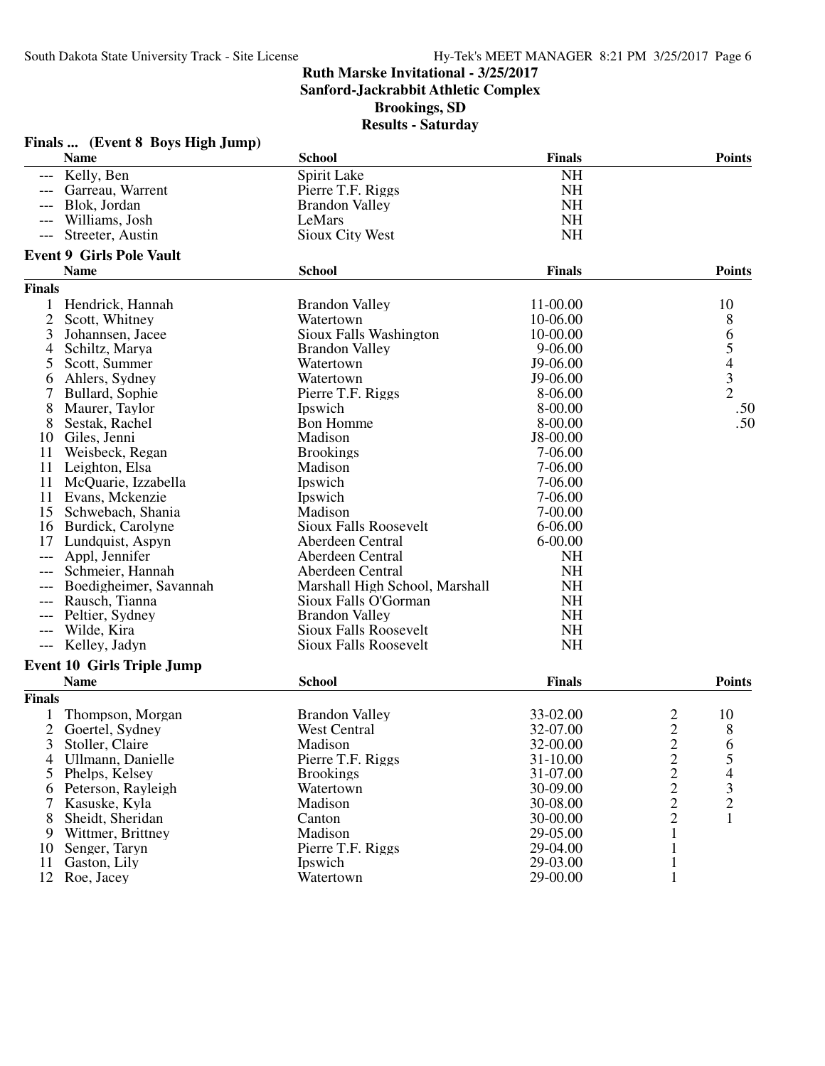# Ruth Marske Invitational - 3/25/2017

**Sanford-Jackrabbit Athletic Complex**

**Brookings, SD**

**Results - Saturday**

### Finals ... (Event 8 Boys High Jump)

| | Name | School | Finals | Points |
|---|---|---|---|---|
| --- | Kelly, Ben | Spirit Lake | NH | |
| --- | Garreau, Warrent | Pierre T.F. Riggs | NH | |
| --- | Blok, Jordan | Brandon Valley | NH | |
| --- | Williams, Josh | LeMars | NH | |
| --- | Streeter, Austin | Sioux City West | NH | |

### Event 9 Girls Pole Vault

**Finals**

| | Name | School | Finals | Points |
|---|---|---|---|---|
| 1 | Hendrick, Hannah | Brandon Valley | 11-00.00 | 10 |
| 2 | Scott, Whitney | Watertown | 10-06.00 | 8 |
| 3 | Johannsen, Jacee | Sioux Falls Washington | 10-00.00 | 6 |
| 4 | Schiltz, Marya | Brandon Valley | 9-06.00 | 5 |
| 5 | Scott, Summer | Watertown | J9-06.00 | 4 |
| 6 | Ahlers, Sydney | Watertown | J9-06.00 | 3 |
| 7 | Bullard, Sophie | Pierre T.F. Riggs | 8-06.00 | 2 |
| 8 | Maurer, Taylor | Ipswich | 8-00.00 | .50 |
| 8 | Sestak, Rachel | Bon Homme | 8-00.00 | .50 |
| 10 | Giles, Jenni | Madison | J8-00.00 | |
| 11 | Weisbeck, Regan | Brookings | 7-06.00 | |
| 11 | Leighton, Elsa | Madison | 7-06.00 | |
| 11 | McQuarie, Izzabella | Ipswich | 7-06.00 | |
| 11 | Evans, Mckenzie | Ipswich | 7-06.00 | |
| 15 | Schwebach, Shania | Madison | 7-00.00 | |
| 16 | Burdick, Carolyne | Sioux Falls Roosevelt | 6-06.00 | |
| 17 | Lundquist, Aspyn | Aberdeen Central | 6-00.00 | |
| --- | Appl, Jennifer | Aberdeen Central | NH | |
| --- | Schmeier, Hannah | Aberdeen Central | NH | |
| --- | Boedigheimer, Savannah | Marshall High School, Marshall | NH | |
| --- | Rausch, Tianna | Sioux Falls O'Gorman | NH | |
| --- | Peltier, Sydney | Brandon Valley | NH | |
| --- | Wilde, Kira | Sioux Falls Roosevelt | NH | |
| --- | Kelley, Jadyn | Sioux Falls Roosevelt | NH | |

### Event 10 Girls Triple Jump

**Finals**

| | Name | School | Finals | | Points |
|---|---|---|---|---|---|
| 1 | Thompson, Morgan | Brandon Valley | 33-02.00 | 2 | 10 |
| 2 | Goertel, Sydney | West Central | 32-07.00 | 2 | 8 |
| 3 | Stoller, Claire | Madison | 32-00.00 | 2 | 6 |
| 4 | Ullmann, Danielle | Pierre T.F. Riggs | 31-10.00 | 2 | 5 |
| 5 | Phelps, Kelsey | Brookings | 31-07.00 | 2 | 4 |
| 6 | Peterson, Rayleigh | Watertown | 30-09.00 | 2 | 3 |
| 7 | Kasuske, Kyla | Madison | 30-08.00 | 2 | 2 |
| 8 | Sheidt, Sheridan | Canton | 30-00.00 | 2 | 1 |
| 9 | Wittmer, Brittney | Madison | 29-05.00 | 1 | |
| 10 | Senger, Taryn | Pierre T.F. Riggs | 29-04.00 | 1 | |
| 11 | Gaston, Lily | Ipswich | 29-03.00 | 1 | |
| 12 | Roe, Jacey | Watertown | 29-00.00 | 1 | |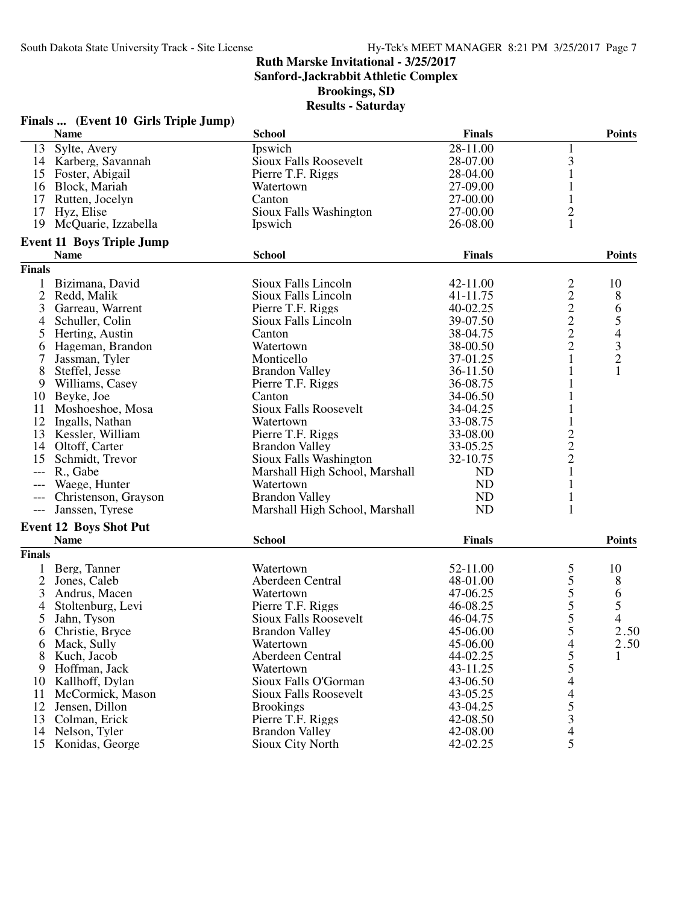# Ruth Marske Invitational - 3/25/2017

## Sanford-Jackrabbit Athletic Complex

## Brookings, SD

## Results - Saturday

### Finals ... (Event 10 Girls Triple Jump)

| | Name | School | Finals | | Points |
|---|---|---|---|---|---|
| 13 | Sylte, Avery | Ipswich | 28-11.00 | 1 | |
| 14 | Karberg, Savannah | Sioux Falls Roosevelt | 28-07.00 | 3 | |
| 15 | Foster, Abigail | Pierre T.F. Riggs | 28-04.00 | 1 | |
| 16 | Block, Mariah | Watertown | 27-09.00 | 1 | |
| 17 | Rutten, Jocelyn | Canton | 27-00.00 | 1 | |
| 17 | Hyz, Elise | Sioux Falls Washington | 27-00.00 | 2 | |
| 19 | McQuarie, Izzabella | Ipswich | 26-08.00 | 1 | |

### Event 11 Boys Triple Jump

| | Name | School | Finals | | Points |
|---|---|---|---|---|---|
| **Finals** | | | | | |
| 1 | Bizimana, David | Sioux Falls Lincoln | 42-11.00 | 2 | 10 |
| 2 | Redd, Malik | Sioux Falls Lincoln | 41-11.75 | 2 | 8 |
| 3 | Garreau, Warrent | Pierre T.F. Riggs | 40-02.25 | 2 | 6 |
| 4 | Schuller, Colin | Sioux Falls Lincoln | 39-07.50 | 2 | 5 |
| 5 | Herting, Austin | Canton | 38-04.75 | 2 | 4 |
| 6 | Hageman, Brandon | Watertown | 38-00.50 | 2 | 3 |
| 7 | Jassman, Tyler | Monticello | 37-01.25 | 1 | 2 |
| 8 | Steffel, Jesse | Brandon Valley | 36-11.50 | 1 | 1 |
| 9 | Williams, Casey | Pierre T.F. Riggs | 36-08.75 | 1 | |
| 10 | Beyke, Joe | Canton | 34-06.50 | 1 | |
| 11 | Moshoeshoe, Mosa | Sioux Falls Roosevelt | 34-04.25 | 1 | |
| 12 | Ingalls, Nathan | Watertown | 33-08.75 | 1 | |
| 13 | Kessler, William | Pierre T.F. Riggs | 33-08.00 | 2 | |
| 14 | Oltoff, Carter | Brandon Valley | 33-05.25 | 2 | |
| 15 | Schmidt, Trevor | Sioux Falls Washington | 32-10.75 | 2 | |
| --- | R., Gabe | Marshall High School, Marshall | ND | 1 | |
| --- | Waege, Hunter | Watertown | ND | 1 | |
| --- | Christenson, Grayson | Brandon Valley | ND | 1 | |
| --- | Janssen, Tyrese | Marshall High School, Marshall | ND | 1 | |

### Event 12 Boys Shot Put

| | Name | School | Finals | | Points |
|---|---|---|---|---|---|
| **Finals** | | | | | |
| 1 | Berg, Tanner | Watertown | 52-11.00 | 5 | 10 |
| 2 | Jones, Caleb | Aberdeen Central | 48-01.00 | 5 | 8 |
| 3 | Andrus, Macen | Watertown | 47-06.25 | 5 | 6 |
| 4 | Stoltenburg, Levi | Pierre T.F. Riggs | 46-08.25 | 5 | 5 |
| 5 | Jahn, Tyson | Sioux Falls Roosevelt | 46-04.75 | 5 | 4 |
| 6 | Christie, Bryce | Brandon Valley | 45-06.00 | 5 | 2.50 |
| 6 | Mack, Sully | Watertown | 45-06.00 | 4 | 2.50 |
| 8 | Kuch, Jacob | Aberdeen Central | 44-02.25 | 5 | 1 |
| 9 | Hoffman, Jack | Watertown | 43-11.25 | 5 | |
| 10 | Kallhoff, Dylan | Sioux Falls O'Gorman | 43-06.50 | 4 | |
| 11 | McCormick, Mason | Sioux Falls Roosevelt | 43-05.25 | 4 | |
| 12 | Jensen, Dillon | Brookings | 43-04.25 | 5 | |
| 13 | Colman, Erick | Pierre T.F. Riggs | 42-08.50 | 3 | |
| 14 | Nelson, Tyler | Brandon Valley | 42-08.00 | 4 | |
| 15 | Konidas, George | Sioux City North | 42-02.25 | 5 | |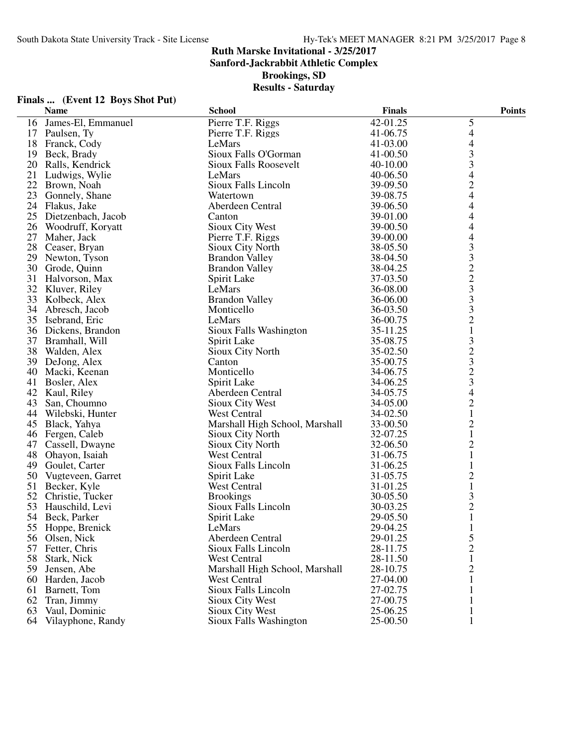# Ruth Marske Invitational - 3/25/2017

## Sanford-Jackrabbit Athletic Complex

## Brookings, SD

## Results - Saturday

### Finals ... (Event 12 Boys Shot Put)

| | Name | School | Finals | | Points |
|---|---|---|---|---|---|
| 16 | James-El, Emmanuel | Pierre T.F. Riggs | 42-01.25 | 5 | |
| 17 | Paulsen, Ty | Pierre T.F. Riggs | 41-06.75 | 4 | |
| 18 | Franck, Cody | LeMars | 41-03.00 | 4 | |
| 19 | Beck, Brady | Sioux Falls O'Gorman | 41-00.50 | 3 | |
| 20 | Ralls, Kendrick | Sioux Falls Roosevelt | 40-10.00 | 3 | |
| 21 | Ludwigs, Wylie | LeMars | 40-06.50 | 4 | |
| 22 | Brown, Noah | Sioux Falls Lincoln | 39-09.50 | 2 | |
| 23 | Gonnely, Shane | Watertown | 39-08.75 | 4 | |
| 24 | Flakus, Jake | Aberdeen Central | 39-06.50 | 4 | |
| 25 | Dietzenbach, Jacob | Canton | 39-01.00 | 4 | |
| 26 | Woodruff, Koryatt | Sioux City West | 39-00.50 | 4 | |
| 27 | Maher, Jack | Pierre T.F. Riggs | 39-00.00 | 4 | |
| 28 | Ceaser, Bryan | Sioux City North | 38-05.50 | 3 | |
| 29 | Newton, Tyson | Brandon Valley | 38-04.50 | 3 | |
| 30 | Grode, Quinn | Brandon Valley | 38-04.25 | 2 | |
| 31 | Halvorson, Max | Spirit Lake | 37-03.50 | 2 | |
| 32 | Kluver, Riley | LeMars | 36-08.00 | 3 | |
| 33 | Kolbeck, Alex | Brandon Valley | 36-06.00 | 3 | |
| 34 | Abresch, Jacob | Monticello | 36-03.50 | 3 | |
| 35 | Isebrand, Eric | LeMars | 36-00.75 | 2 | |
| 36 | Dickens, Brandon | Sioux Falls Washington | 35-11.25 | 1 | |
| 37 | Bramhall, Will | Spirit Lake | 35-08.75 | 3 | |
| 38 | Walden, Alex | Sioux City North | 35-02.50 | 2 | |
| 39 | DeJong, Alex | Canton | 35-00.75 | 3 | |
| 40 | Macki, Keenan | Monticello | 34-06.75 | 2 | |
| 41 | Bosler, Alex | Spirit Lake | 34-06.25 | 3 | |
| 42 | Kaul, Riley | Aberdeen Central | 34-05.75 | 4 | |
| 43 | San, Choumno | Sioux City West | 34-05.00 | 2 | |
| 44 | Wilebski, Hunter | West Central | 34-02.50 | 1 | |
| 45 | Black, Yahya | Marshall High School, Marshall | 33-00.50 | 2 | |
| 46 | Fergen, Caleb | Sioux City North | 32-07.25 | 1 | |
| 47 | Cassell, Dwayne | Sioux City North | 32-06.50 | 2 | |
| 48 | Ohayon, Isaiah | West Central | 31-06.75 | 1 | |
| 49 | Goulet, Carter | Sioux Falls Lincoln | 31-06.25 | 1 | |
| 50 | Vugteveen, Garret | Spirit Lake | 31-05.75 | 2 | |
| 51 | Becker, Kyle | West Central | 31-01.25 | 1 | |
| 52 | Christie, Tucker | Brookings | 30-05.50 | 3 | |
| 53 | Hauschild, Levi | Sioux Falls Lincoln | 30-03.25 | 2 | |
| 54 | Beck, Parker | Spirit Lake | 29-05.50 | 1 | |
| 55 | Hoppe, Brenick | LeMars | 29-04.25 | 1 | |
| 56 | Olsen, Nick | Aberdeen Central | 29-01.25 | 5 | |
| 57 | Fetter, Chris | Sioux Falls Lincoln | 28-11.75 | 2 | |
| 58 | Stark, Nick | West Central | 28-11.50 | 1 | |
| 59 | Jensen, Abe | Marshall High School, Marshall | 28-10.75 | 2 | |
| 60 | Harden, Jacob | West Central | 27-04.00 | 1 | |
| 61 | Barnett, Tom | Sioux Falls Lincoln | 27-02.75 | 1 | |
| 62 | Tran, Jimmy | Sioux City West | 27-00.75 | 1 | |
| 63 | Vaul, Dominic | Sioux City West | 25-06.25 | 1 | |
| 64 | Vilayphone, Randy | Sioux Falls Washington | 25-00.50 | 1 | |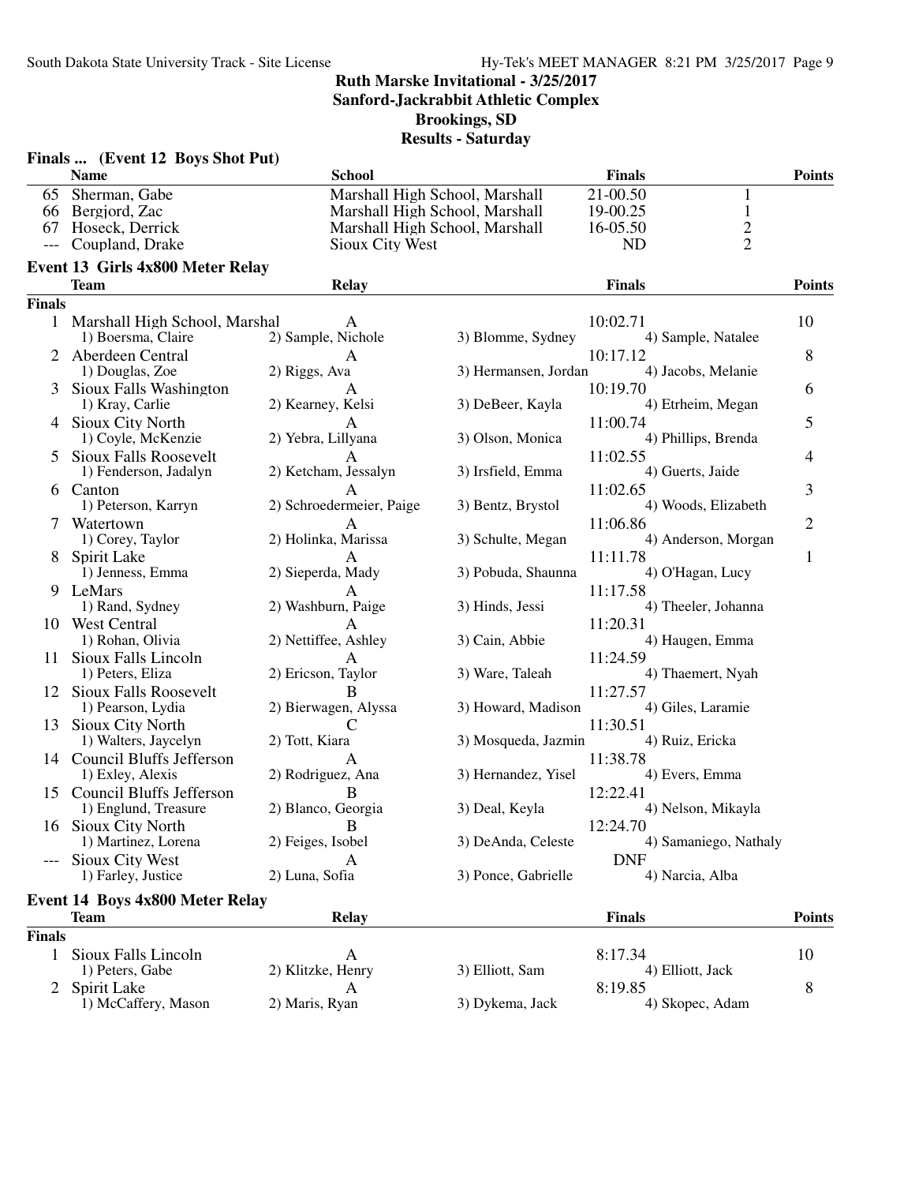# Ruth Marske Invitational - 3/25/2017
## Sanford-Jackrabbit Athletic Complex
## Brookings, SD
## Results - Saturday

### Finals ... (Event 12 Boys Shot Put)

| | Name | School | Finals | | Points |
|---|---|---|---|---|---|
| 65 | Sherman, Gabe | Marshall High School, Marshall | 21-00.50 | 1 | |
| 66 | Bergjord, Zac | Marshall High School, Marshall | 19-00.25 | 1 | |
| 67 | Hoseck, Derrick | Marshall High School, Marshall | 16-05.50 | 2 | |
| --- | Coupland, Drake | Sioux City West | ND | 2 | |

### Event 13 Girls 4x800 Meter Relay

| | Team | Relay | | Finals | Points |
|---|---|---|---|---|---|
| **Finals** | | | | | |
| 1 | Marshall High School, Marshal | A | | 10:02.71 | 10 |
| | 1) Boersma, Claire | 2) Sample, Nichole | 3) Blomme, Sydney | 4) Sample, Natalee | |
| 2 | Aberdeen Central | A | | 10:17.12 | 8 |
| | 1) Douglas, Zoe | 2) Riggs, Ava | 3) Hermansen, Jordan | 4) Jacobs, Melanie | |
| 3 | Sioux Falls Washington | A | | 10:19.70 | 6 |
| | 1) Kray, Carlie | 2) Kearney, Kelsi | 3) DeBeer, Kayla | 4) Etrheim, Megan | |
| 4 | Sioux City North | A | | 11:00.74 | 5 |
| | 1) Coyle, McKenzie | 2) Yebra, Lillyana | 3) Olson, Monica | 4) Phillips, Brenda | |
| 5 | Sioux Falls Roosevelt | A | | 11:02.55 | 4 |
| | 1) Fenderson, Jadalyn | 2) Ketcham, Jessalyn | 3) Irsfield, Emma | 4) Guerts, Jaide | |
| 6 | Canton | A | | 11:02.65 | 3 |
| | 1) Peterson, Karryn | 2) Schroedermeier, Paige | 3) Bentz, Brystol | 4) Woods, Elizabeth | |
| 7 | Watertown | A | | 11:06.86 | 2 |
| | 1) Corey, Taylor | 2) Holinka, Marissa | 3) Schulte, Megan | 4) Anderson, Morgan | |
| 8 | Spirit Lake | A | | 11:11.78 | 1 |
| | 1) Jenness, Emma | 2) Sieperda, Mady | 3) Pobuda, Shaunna | 4) O'Hagan, Lucy | |
| 9 | LeMars | A | | 11:17.58 | |
| | 1) Rand, Sydney | 2) Washburn, Paige | 3) Hinds, Jessi | 4) Theeler, Johanna | |
| 10 | West Central | A | | 11:20.31 | |
| | 1) Rohan, Olivia | 2) Nettiffee, Ashley | 3) Cain, Abbie | 4) Haugen, Emma | |
| 11 | Sioux Falls Lincoln | A | | 11:24.59 | |
| | 1) Peters, Eliza | 2) Ericson, Taylor | 3) Ware, Taleah | 4) Thaemert, Nyah | |
| 12 | Sioux Falls Roosevelt | B | | 11:27.57 | |
| | 1) Pearson, Lydia | 2) Bierwagen, Alyssa | 3) Howard, Madison | 4) Giles, Laramie | |
| 13 | Sioux City North | C | | 11:30.51 | |
| | 1) Walters, Jaycelyn | 2) Tott, Kiara | 3) Mosqueda, Jazmin | 4) Ruiz, Ericka | |
| 14 | Council Bluffs Jefferson | A | | 11:38.78 | |
| | 1) Exley, Alexis | 2) Rodriguez, Ana | 3) Hernandez, Yisel | 4) Evers, Emma | |
| 15 | Council Bluffs Jefferson | B | | 12:22.41 | |
| | 1) Englund, Treasure | 2) Blanco, Georgia | 3) Deal, Keyla | 4) Nelson, Mikayla | |
| 16 | Sioux City North | B | | 12:24.70 | |
| | 1) Martinez, Lorena | 2) Feiges, Isobel | 3) DeAnda, Celeste | 4) Samaniego, Nathaly | |
| --- | Sioux City West | A | | DNF | |
| | 1) Farley, Justice | 2) Luna, Sofia | 3) Ponce, Gabrielle | 4) Narcia, Alba | |

### Event 14 Boys 4x800 Meter Relay

| | Team | Relay | | Finals | Points |
|---|---|---|---|---|---|
| **Finals** | | | | | |
| 1 | Sioux Falls Lincoln | A | | 8:17.34 | 10 |
| | 1) Peters, Gabe | 2) Klitzke, Henry | 3) Elliott, Sam | 4) Elliott, Jack | |
| 2 | Spirit Lake | A | | 8:19.85 | 8 |
| | 1) McCaffery, Mason | 2) Maris, Ryan | 3) Dykema, Jack | 4) Skopec, Adam | |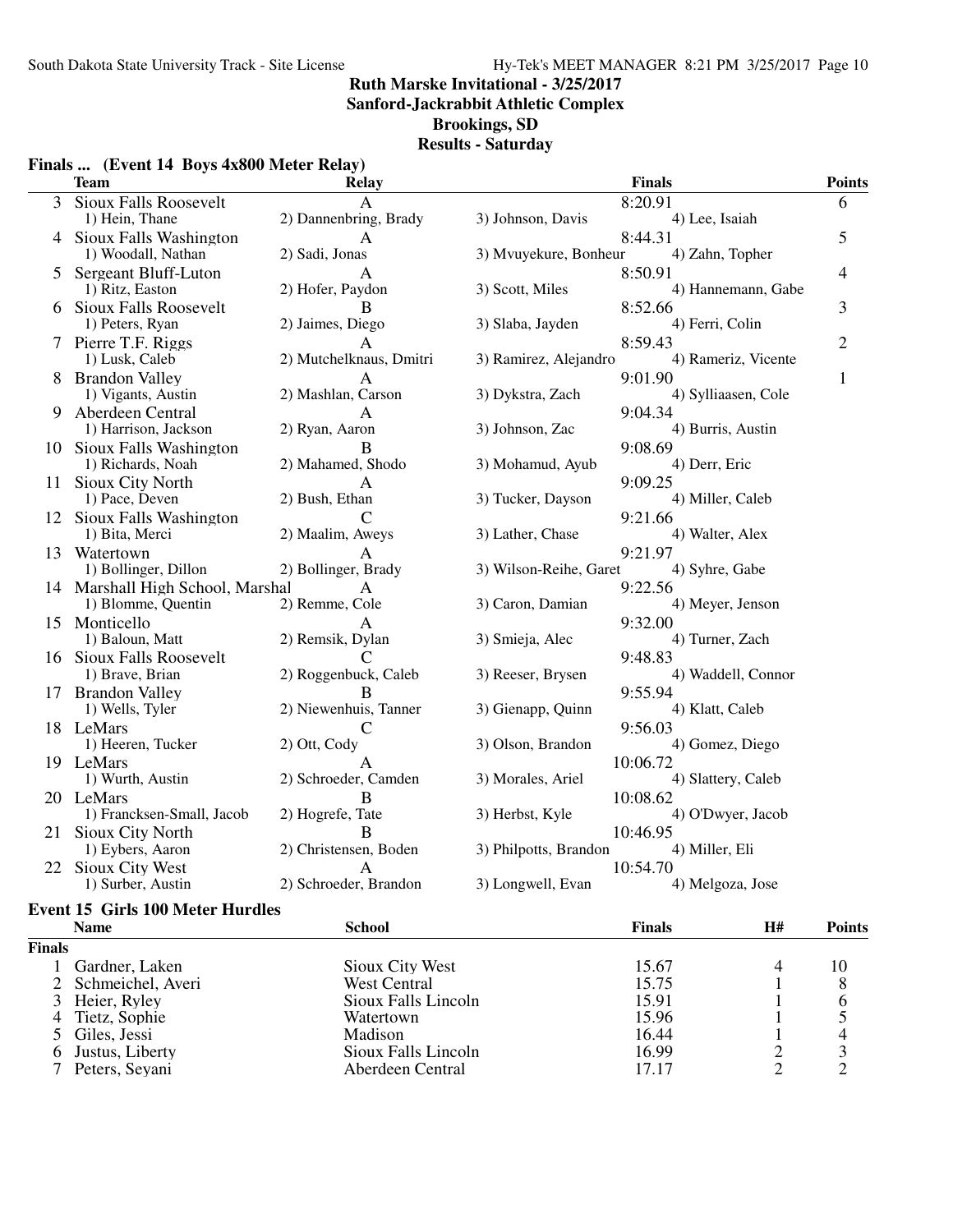# Ruth Marske Invitational - 3/25/2017

**Sanford-Jackrabbit Athletic Complex**

**Brookings, SD**

**Results - Saturday**

## Finals ... (Event 14 Boys 4x800 Meter Relay)

| | Team | Relay | | Finals | Points |
|---|---|---|---|---|---|
| 3 | Sioux Falls Roosevelt | A | | 8:20.91 | 6 |
| | 1) Hein, Thane | 2) Dannenbring, Brady | 3) Johnson, Davis | 4) Lee, Isaiah | |
| 4 | Sioux Falls Washington | A | | 8:44.31 | 5 |
| | 1) Woodall, Nathan | 2) Sadi, Jonas | 3) Mvuyekure, Bonheur | 4) Zahn, Topher | |
| 5 | Sergeant Bluff-Luton | A | | 8:50.91 | 4 |
| | 1) Ritz, Easton | 2) Hofer, Paydon | 3) Scott, Miles | 4) Hannemann, Gabe | |
| 6 | Sioux Falls Roosevelt | B | | 8:52.66 | 3 |
| | 1) Peters, Ryan | 2) Jaimes, Diego | 3) Slaba, Jayden | 4) Ferri, Colin | |
| 7 | Pierre T.F. Riggs | A | | 8:59.43 | 2 |
| | 1) Lusk, Caleb | 2) Mutchelknaus, Dmitri | 3) Ramirez, Alejandro | 4) Rameriz, Vicente | |
| 8 | Brandon Valley | A | | 9:01.90 | 1 |
| | 1) Vigants, Austin | 2) Mashlan, Carson | 3) Dykstra, Zach | 4) Sylliaasen, Cole | |
| 9 | Aberdeen Central | A | | 9:04.34 | |
| | 1) Harrison, Jackson | 2) Ryan, Aaron | 3) Johnson, Zac | 4) Burris, Austin | |
| 10 | Sioux Falls Washington | B | | 9:08.69 | |
| | 1) Richards, Noah | 2) Mahamed, Shodo | 3) Mohamud, Ayub | 4) Derr, Eric | |
| 11 | Sioux City North | A | | 9:09.25 | |
| | 1) Pace, Deven | 2) Bush, Ethan | 3) Tucker, Dayson | 4) Miller, Caleb | |
| 12 | Sioux Falls Washington | C | | 9:21.66 | |
| | 1) Bita, Merci | 2) Maalim, Aweys | 3) Lather, Chase | 4) Walter, Alex | |
| 13 | Watertown | A | | 9:21.97 | |
| | 1) Bollinger, Dillon | 2) Bollinger, Brady | 3) Wilson-Reihe, Garet | 4) Syhre, Gabe | |
| 14 | Marshall High School, Marshal | A | | 9:22.56 | |
| | 1) Blomme, Quentin | 2) Remme, Cole | 3) Caron, Damian | 4) Meyer, Jenson | |
| 15 | Monticello | A | | 9:32.00 | |
| | 1) Baloun, Matt | 2) Remsik, Dylan | 3) Smieja, Alec | 4) Turner, Zach | |
| 16 | Sioux Falls Roosevelt | C | | 9:48.83 | |
| | 1) Brave, Brian | 2) Roggenbuck, Caleb | 3) Reeser, Brysen | 4) Waddell, Connor | |
| 17 | Brandon Valley | B | | 9:55.94 | |
| | 1) Wells, Tyler | 2) Niewenhuis, Tanner | 3) Gienapp, Quinn | 4) Klatt, Caleb | |
| 18 | LeMars | C | | 9:56.03 | |
| | 1) Heeren, Tucker | 2) Ott, Cody | 3) Olson, Brandon | 4) Gomez, Diego | |
| 19 | LeMars | A | | 10:06.72 | |
| | 1) Wurth, Austin | 2) Schroeder, Camden | 3) Morales, Ariel | 4) Slattery, Caleb | |
| 20 | LeMars | B | | 10:08.62 | |
| | 1) Francksen-Small, Jacob | 2) Hogrefe, Tate | 3) Herbst, Kyle | 4) O'Dwyer, Jacob | |
| 21 | Sioux City North | B | | 10:46.95 | |
| | 1) Eybers, Aaron | 2) Christensen, Boden | 3) Philpotts, Brandon | 4) Miller, Eli | |
| 22 | Sioux City West | A | | 10:54.70 | |
| | 1) Surber, Austin | 2) Schroeder, Brandon | 3) Longwell, Evan | 4) Melgoza, Jose | |

## Event 15 Girls 100 Meter Hurdles

| | Name | School | Finals | H# | Points |
|---|---|---|---|---|---|
| **Finals** | | | | | |
| 1 | Gardner, Laken | Sioux City West | 15.67 | 4 | 10 |
| 2 | Schmeichel, Averi | West Central | 15.75 | 1 | 8 |
| 3 | Heier, Ryley | Sioux Falls Lincoln | 15.91 | 1 | 6 |
| 4 | Tietz, Sophie | Watertown | 15.96 | 1 | 5 |
| 5 | Giles, Jessi | Madison | 16.44 | 1 | 4 |
| 6 | Justus, Liberty | Sioux Falls Lincoln | 16.99 | 2 | 3 |
| 7 | Peters, Seyani | Aberdeen Central | 17.17 | 2 | 2 |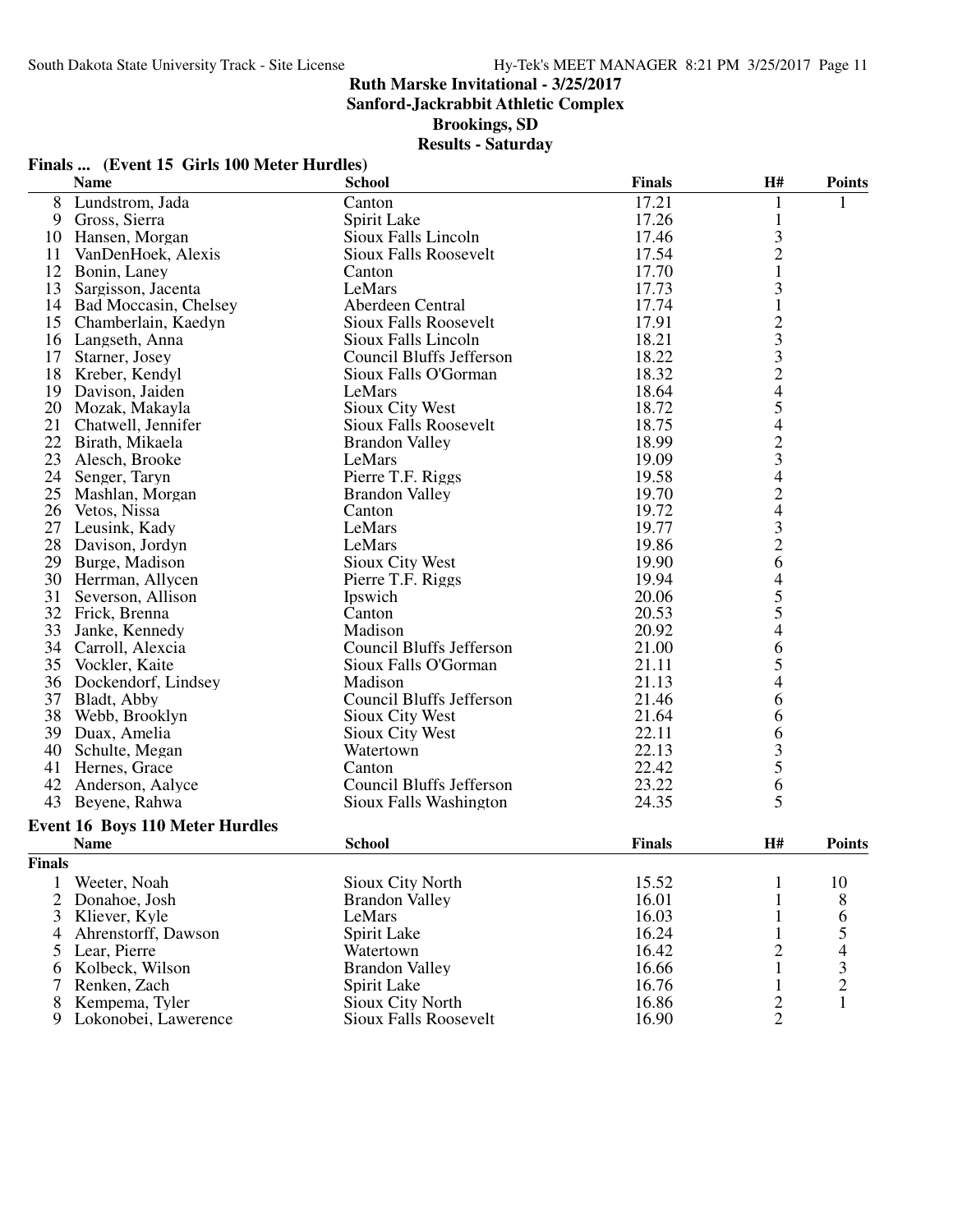# Ruth Marske Invitational - 3/25/2017

## Sanford-Jackrabbit Athletic Complex

## Brookings, SD

## Results - Saturday

### Finals ... (Event 15 Girls 100 Meter Hurdles)

| | Name | School | Finals | H# | Points |
|---|---|---|---|---|---|
| 8 | Lundstrom, Jada | Canton | 17.21 | 1 | 1 |
| 9 | Gross, Sierra | Spirit Lake | 17.26 | 1 | |
| 10 | Hansen, Morgan | Sioux Falls Lincoln | 17.46 | 3 | |
| 11 | VanDenHoek, Alexis | Sioux Falls Roosevelt | 17.54 | 2 | |
| 12 | Bonin, Laney | Canton | 17.70 | 1 | |
| 13 | Sargisson, Jacenta | LeMars | 17.73 | 3 | |
| 14 | Bad Moccasin, Chelsey | Aberdeen Central | 17.74 | 1 | |
| 15 | Chamberlain, Kaedyn | Sioux Falls Roosevelt | 17.91 | 2 | |
| 16 | Langseth, Anna | Sioux Falls Lincoln | 18.21 | 3 | |
| 17 | Starner, Josey | Council Bluffs Jefferson | 18.22 | 3 | |
| 18 | Kreber, Kendyl | Sioux Falls O'Gorman | 18.32 | 2 | |
| 19 | Davison, Jaiden | LeMars | 18.64 | 4 | |
| 20 | Mozak, Makayla | Sioux City West | 18.72 | 5 | |
| 21 | Chatwell, Jennifer | Sioux Falls Roosevelt | 18.75 | 4 | |
| 22 | Birath, Mikaela | Brandon Valley | 18.99 | 2 | |
| 23 | Alesch, Brooke | LeMars | 19.09 | 3 | |
| 24 | Senger, Taryn | Pierre T.F. Riggs | 19.58 | 4 | |
| 25 | Mashlan, Morgan | Brandon Valley | 19.70 | 2 | |
| 26 | Vetos, Nissa | Canton | 19.72 | 4 | |
| 27 | Leusink, Kady | LeMars | 19.77 | 3 | |
| 28 | Davison, Jordyn | LeMars | 19.86 | 2 | |
| 29 | Burge, Madison | Sioux City West | 19.90 | 6 | |
| 30 | Herrman, Allycen | Pierre T.F. Riggs | 19.94 | 4 | |
| 31 | Severson, Allison | Ipswich | 20.06 | 5 | |
| 32 | Frick, Brenna | Canton | 20.53 | 5 | |
| 33 | Janke, Kennedy | Madison | 20.92 | 4 | |
| 34 | Carroll, Alexcia | Council Bluffs Jefferson | 21.00 | 6 | |
| 35 | Vockler, Kaite | Sioux Falls O'Gorman | 21.11 | 5 | |
| 36 | Dockendorf, Lindsey | Madison | 21.13 | 4 | |
| 37 | Bladt, Abby | Council Bluffs Jefferson | 21.46 | 6 | |
| 38 | Webb, Brooklyn | Sioux City West | 21.64 | 6 | |
| 39 | Duax, Amelia | Sioux City West | 22.11 | 6 | |
| 40 | Schulte, Megan | Watertown | 22.13 | 3 | |
| 41 | Hernes, Grace | Canton | 22.42 | 5 | |
| 42 | Anderson, Aalyce | Council Bluffs Jefferson | 23.22 | 6 | |
| 43 | Beyene, Rahwa | Sioux Falls Washington | 24.35 | 5 | |

### Event 16 Boys 110 Meter Hurdles

**Finals**

| | Name | School | Finals | H# | Points |
|---|---|---|---|---|---|
| 1 | Weeter, Noah | Sioux City North | 15.52 | 1 | 10 |
| 2 | Donahoe, Josh | Brandon Valley | 16.01 | 1 | 8 |
| 3 | Kliever, Kyle | LeMars | 16.03 | 1 | 6 |
| 4 | Ahrenstorff, Dawson | Spirit Lake | 16.24 | 1 | 5 |
| 5 | Lear, Pierre | Watertown | 16.42 | 2 | 4 |
| 6 | Kolbeck, Wilson | Brandon Valley | 16.66 | 1 | 3 |
| 7 | Renken, Zach | Spirit Lake | 16.76 | 1 | 2 |
| 8 | Kempema, Tyler | Sioux City North | 16.86 | 2 | 1 |
| 9 | Lokonobei, Lawerence | Sioux Falls Roosevelt | 16.90 | 2 | |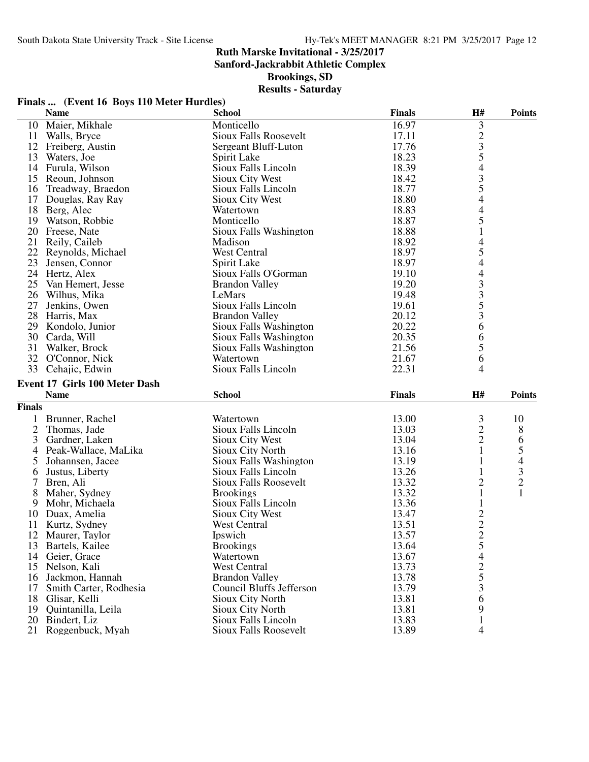# Ruth Marske Invitational - 3/25/2017

**Sanford-Jackrabbit Athletic Complex**

**Brookings, SD**

**Results - Saturday**

## Finals ... (Event 16 Boys 110 Meter Hurdles)

| | Name | School | Finals | H# | Points |
|---|---|---|---|---|---|
| 10 | Maier, Mikhale | Monticello | 16.97 | 3 | |
| 11 | Walls, Bryce | Sioux Falls Roosevelt | 17.11 | 2 | |
| 12 | Freiberg, Austin | Sergeant Bluff-Luton | 17.76 | 3 | |
| 13 | Waters, Joe | Spirit Lake | 18.23 | 5 | |
| 14 | Furula, Wilson | Sioux Falls Lincoln | 18.39 | 4 | |
| 15 | Reoun, Johnson | Sioux City West | 18.42 | 3 | |
| 16 | Treadway, Braedon | Sioux Falls Lincoln | 18.77 | 5 | |
| 17 | Douglas, Ray Ray | Sioux City West | 18.80 | 4 | |
| 18 | Berg, Alec | Watertown | 18.83 | 4 | |
| 19 | Watson, Robbie | Monticello | 18.87 | 5 | |
| 20 | Freese, Nate | Sioux Falls Washington | 18.88 | 1 | |
| 21 | Reily, Caileb | Madison | 18.92 | 4 | |
| 22 | Reynolds, Michael | West Central | 18.97 | 5 | |
| 23 | Jensen, Connor | Spirit Lake | 18.97 | 4 | |
| 24 | Hertz, Alex | Sioux Falls O'Gorman | 19.10 | 4 | |
| 25 | Van Hemert, Jesse | Brandon Valley | 19.20 | 3 | |
| 26 | Wilhus, Mika | LeMars | 19.48 | 3 | |
| 27 | Jenkins, Owen | Sioux Falls Lincoln | 19.61 | 5 | |
| 28 | Harris, Max | Brandon Valley | 20.12 | 3 | |
| 29 | Kondolo, Junior | Sioux Falls Washington | 20.22 | 6 | |
| 30 | Carda, Will | Sioux Falls Washington | 20.35 | 6 | |
| 31 | Walker, Brock | Sioux Falls Washington | 21.56 | 5 | |
| 32 | O'Connor, Nick | Watertown | 21.67 | 6 | |
| 33 | Cehajic, Edwin | Sioux Falls Lincoln | 22.31 | 4 | |

## Event 17 Girls 100 Meter Dash

**Finals**

| | Name | School | Finals | H# | Points |
|---|---|---|---|---|---|
| 1 | Brunner, Rachel | Watertown | 13.00 | 3 | 10 |
| 2 | Thomas, Jade | Sioux Falls Lincoln | 13.03 | 2 | 8 |
| 3 | Gardner, Laken | Sioux City West | 13.04 | 2 | 6 |
| 4 | Peak-Wallace, MaLika | Sioux City North | 13.16 | 1 | 5 |
| 5 | Johannsen, Jacee | Sioux Falls Washington | 13.19 | 1 | 4 |
| 6 | Justus, Liberty | Sioux Falls Lincoln | 13.26 | 1 | 3 |
| 7 | Bren, Ali | Sioux Falls Roosevelt | 13.32 | 2 | 2 |
| 8 | Maher, Sydney | Brookings | 13.32 | 1 | 1 |
| 9 | Mohr, Michaela | Sioux Falls Lincoln | 13.36 | 1 | |
| 10 | Duax, Amelia | Sioux City West | 13.47 | 2 | |
| 11 | Kurtz, Sydney | West Central | 13.51 | 2 | |
| 12 | Maurer, Taylor | Ipswich | 13.57 | 2 | |
| 13 | Bartels, Kailee | Brookings | 13.64 | 5 | |
| 14 | Geier, Grace | Watertown | 13.67 | 4 | |
| 15 | Nelson, Kali | West Central | 13.73 | 2 | |
| 16 | Jackmon, Hannah | Brandon Valley | 13.78 | 5 | |
| 17 | Smith Carter, Rodhesia | Council Bluffs Jefferson | 13.79 | 3 | |
| 18 | Glisar, Kelli | Sioux City North | 13.81 | 6 | |
| 19 | Quintanilla, Leila | Sioux City North | 13.81 | 9 | |
| 20 | Bindert, Liz | Sioux Falls Lincoln | 13.83 | 1 | |
| 21 | Roggenbuck, Myah | Sioux Falls Roosevelt | 13.89 | 4 | |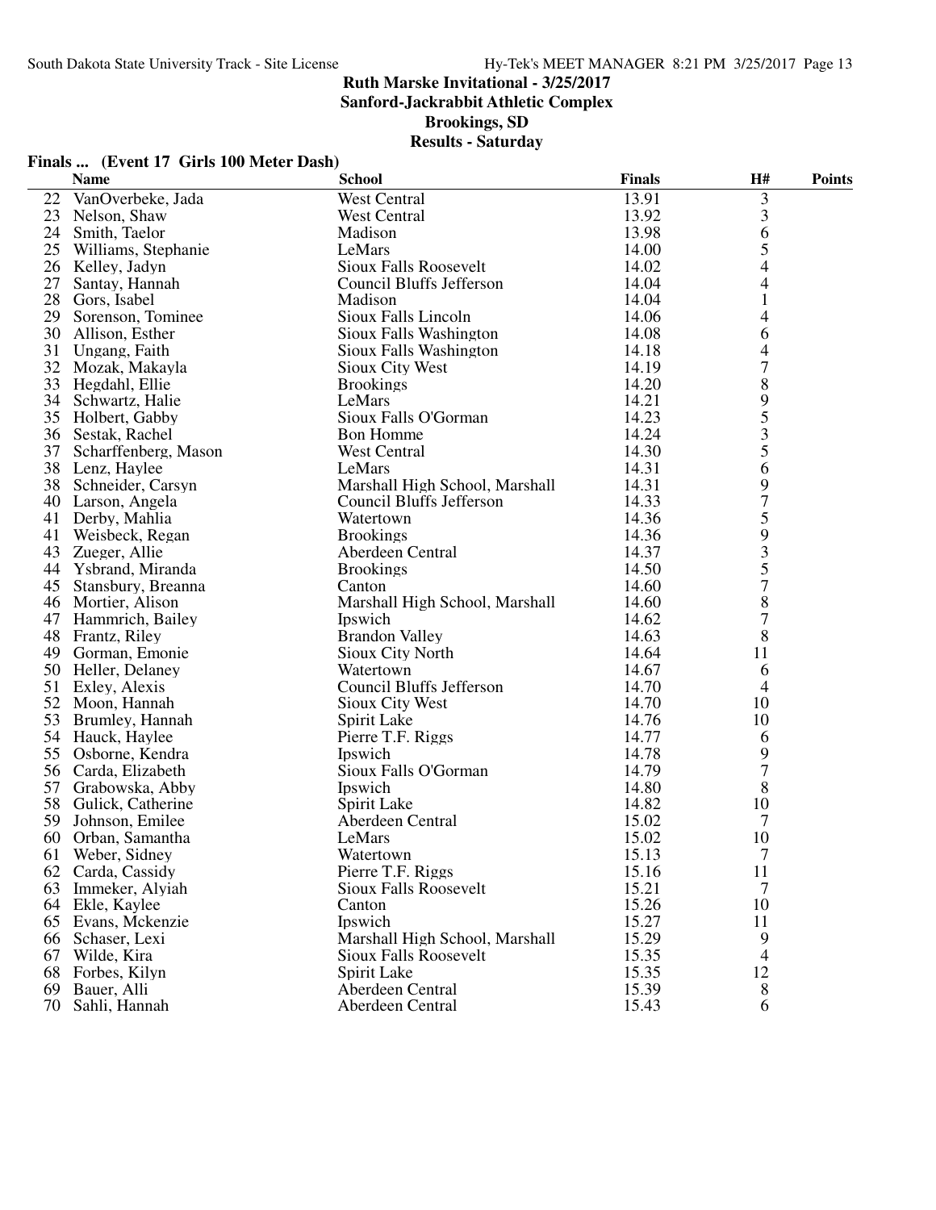## Ruth Marske Invitational - 3/25/2017
## Sanford-Jackrabbit Athletic Complex
## Brookings, SD
## Results - Saturday

### Finals ... (Event 17 Girls 100 Meter Dash)

| | Name | School | Finals | H# | Points |
|---|---|---|---|---|---|
| 22 | VanOverbeke, Jada | West Central | 13.91 | 3 | |
| 23 | Nelson, Shaw | West Central | 13.92 | 3 | |
| 24 | Smith, Taelor | Madison | 13.98 | 6 | |
| 25 | Williams, Stephanie | LeMars | 14.00 | 5 | |
| 26 | Kelley, Jadyn | Sioux Falls Roosevelt | 14.02 | 4 | |
| 27 | Santay, Hannah | Council Bluffs Jefferson | 14.04 | 4 | |
| 28 | Gors, Isabel | Madison | 14.04 | 1 | |
| 29 | Sorenson, Tominee | Sioux Falls Lincoln | 14.06 | 4 | |
| 30 | Allison, Esther | Sioux Falls Washington | 14.08 | 6 | |
| 31 | Ungang, Faith | Sioux Falls Washington | 14.18 | 4 | |
| 32 | Mozak, Makayla | Sioux City West | 14.19 | 7 | |
| 33 | Hegdahl, Ellie | Brookings | 14.20 | 8 | |
| 34 | Schwartz, Halie | LeMars | 14.21 | 9 | |
| 35 | Holbert, Gabby | Sioux Falls O'Gorman | 14.23 | 5 | |
| 36 | Sestak, Rachel | Bon Homme | 14.24 | 3 | |
| 37 | Scharffenberg, Mason | West Central | 14.30 | 5 | |
| 38 | Lenz, Haylee | LeMars | 14.31 | 6 | |
| 38 | Schneider, Carsyn | Marshall High School, Marshall | 14.31 | 9 | |
| 40 | Larson, Angela | Council Bluffs Jefferson | 14.33 | 7 | |
| 41 | Derby, Mahlia | Watertown | 14.36 | 5 | |
| 41 | Weisbeck, Regan | Brookings | 14.36 | 9 | |
| 43 | Zueger, Allie | Aberdeen Central | 14.37 | 3 | |
| 44 | Ysbrand, Miranda | Brookings | 14.50 | 5 | |
| 45 | Stansbury, Breanna | Canton | 14.60 | 7 | |
| 46 | Mortier, Alison | Marshall High School, Marshall | 14.60 | 8 | |
| 47 | Hammrich, Bailey | Ipswich | 14.62 | 7 | |
| 48 | Frantz, Riley | Brandon Valley | 14.63 | 8 | |
| 49 | Gorman, Emonie | Sioux City North | 14.64 | 11 | |
| 50 | Heller, Delaney | Watertown | 14.67 | 6 | |
| 51 | Exley, Alexis | Council Bluffs Jefferson | 14.70 | 4 | |
| 52 | Moon, Hannah | Sioux City West | 14.70 | 10 | |
| 53 | Brumley, Hannah | Spirit Lake | 14.76 | 10 | |
| 54 | Hauck, Haylee | Pierre T.F. Riggs | 14.77 | 6 | |
| 55 | Osborne, Kendra | Ipswich | 14.78 | 9 | |
| 56 | Carda, Elizabeth | Sioux Falls O'Gorman | 14.79 | 7 | |
| 57 | Grabowska, Abby | Ipswich | 14.80 | 8 | |
| 58 | Gulick, Catherine | Spirit Lake | 14.82 | 10 | |
| 59 | Johnson, Emilee | Aberdeen Central | 15.02 | 7 | |
| 60 | Orban, Samantha | LeMars | 15.02 | 10 | |
| 61 | Weber, Sidney | Watertown | 15.13 | 7 | |
| 62 | Carda, Cassidy | Pierre T.F. Riggs | 15.16 | 11 | |
| 63 | Immeker, Alyiah | Sioux Falls Roosevelt | 15.21 | 7 | |
| 64 | Ekle, Kaylee | Canton | 15.26 | 10 | |
| 65 | Evans, Mckenzie | Ipswich | 15.27 | 11 | |
| 66 | Schaser, Lexi | Marshall High School, Marshall | 15.29 | 9 | |
| 67 | Wilde, Kira | Sioux Falls Roosevelt | 15.35 | 4 | |
| 68 | Forbes, Kilyn | Spirit Lake | 15.35 | 12 | |
| 69 | Bauer, Alli | Aberdeen Central | 15.39 | 8 | |
| 70 | Sahli, Hannah | Aberdeen Central | 15.43 | 6 | |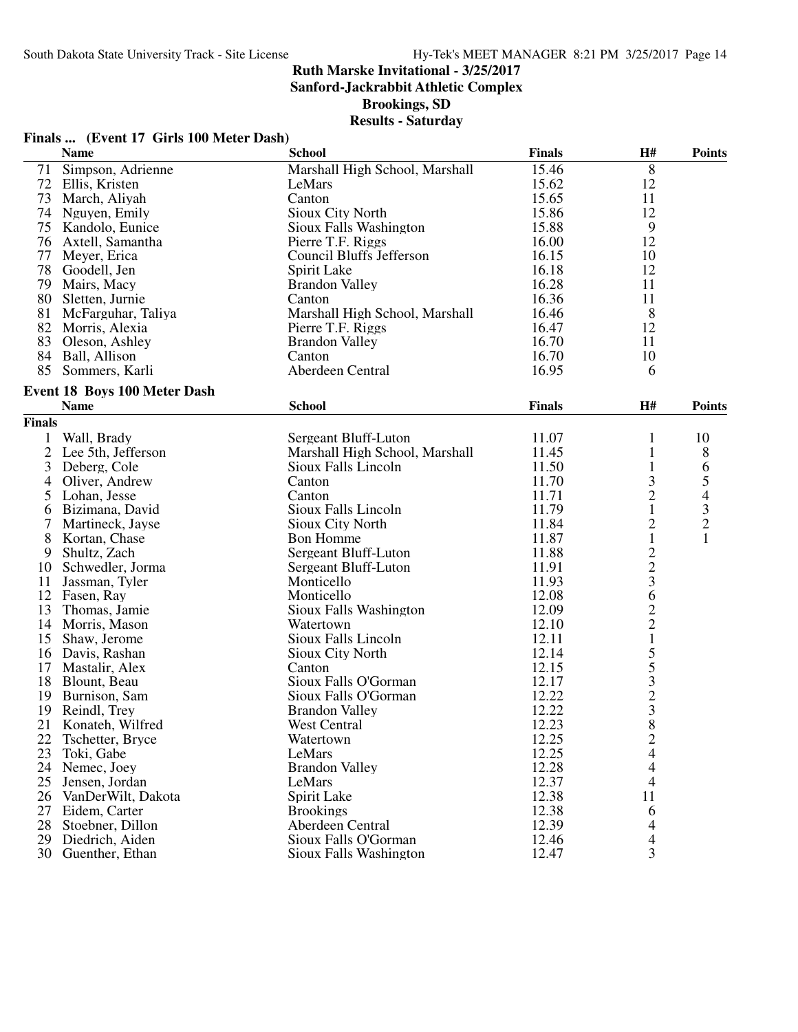# Ruth Marske Invitational - 3/25/2017

**Sanford-Jackrabbit Athletic Complex**

**Brookings, SD**

**Results - Saturday**

## Finals ... (Event 17 Girls 100 Meter Dash)

| | Name | School | Finals | H# | Points |
|---|---|---|---|---|---|
| 71 | Simpson, Adrienne | Marshall High School, Marshall | 15.46 | 8 | |
| 72 | Ellis, Kristen | LeMars | 15.62 | 12 | |
| 73 | March, Aliyah | Canton | 15.65 | 11 | |
| 74 | Nguyen, Emily | Sioux City North | 15.86 | 12 | |
| 75 | Kandolo, Eunice | Sioux Falls Washington | 15.88 | 9 | |
| 76 | Axtell, Samantha | Pierre T.F. Riggs | 16.00 | 12 | |
| 77 | Meyer, Erica | Council Bluffs Jefferson | 16.15 | 10 | |
| 78 | Goodell, Jen | Spirit Lake | 16.18 | 12 | |
| 79 | Mairs, Macy | Brandon Valley | 16.28 | 11 | |
| 80 | Sletten, Jurnie | Canton | 16.36 | 11 | |
| 81 | McFarguhar, Taliya | Marshall High School, Marshall | 16.46 | 8 | |
| 82 | Morris, Alexia | Pierre T.F. Riggs | 16.47 | 12 | |
| 83 | Oleson, Ashley | Brandon Valley | 16.70 | 11 | |
| 84 | Ball, Allison | Canton | 16.70 | 10 | |
| 85 | Sommers, Karli | Aberdeen Central | 16.95 | 6 | |

## Event 18 Boys 100 Meter Dash

**Finals**

| | Name | School | Finals | H# | Points |
|---|---|---|---|---|---|
| 1 | Wall, Brady | Sergeant Bluff-Luton | 11.07 | 1 | 10 |
| 2 | Lee 5th, Jefferson | Marshall High School, Marshall | 11.45 | 1 | 8 |
| 3 | Deberg, Cole | Sioux Falls Lincoln | 11.50 | 1 | 6 |
| 4 | Oliver, Andrew | Canton | 11.70 | 3 | 5 |
| 5 | Lohan, Jesse | Canton | 11.71 | 2 | 4 |
| 6 | Bizimana, David | Sioux Falls Lincoln | 11.79 | 1 | 3 |
| 7 | Martineck, Jayse | Sioux City North | 11.84 | 2 | 2 |
| 8 | Kortan, Chase | Bon Homme | 11.87 | 1 | 1 |
| 9 | Shultz, Zach | Sergeant Bluff-Luton | 11.88 | 2 | |
| 10 | Schwedler, Jorma | Sergeant Bluff-Luton | 11.91 | 2 | |
| 11 | Jassman, Tyler | Monticello | 11.93 | 3 | |
| 12 | Fasen, Ray | Monticello | 12.08 | 6 | |
| 13 | Thomas, Jamie | Sioux Falls Washington | 12.09 | 2 | |
| 14 | Morris, Mason | Watertown | 12.10 | 2 | |
| 15 | Shaw, Jerome | Sioux Falls Lincoln | 12.11 | 1 | |
| 16 | Davis, Rashan | Sioux City North | 12.14 | 5 | |
| 17 | Mastalir, Alex | Canton | 12.15 | 5 | |
| 18 | Blount, Beau | Sioux Falls O'Gorman | 12.17 | 3 | |
| 19 | Burnison, Sam | Sioux Falls O'Gorman | 12.22 | 2 | |
| 19 | Reindl, Trey | Brandon Valley | 12.22 | 3 | |
| 21 | Konateh, Wilfred | West Central | 12.23 | 8 | |
| 22 | Tschetter, Bryce | Watertown | 12.25 | 2 | |
| 23 | Toki, Gabe | LeMars | 12.25 | 4 | |
| 24 | Nemec, Joey | Brandon Valley | 12.28 | 4 | |
| 25 | Jensen, Jordan | LeMars | 12.37 | 4 | |
| 26 | VanDerWilt, Dakota | Spirit Lake | 12.38 | 11 | |
| 27 | Eidem, Carter | Brookings | 12.38 | 6 | |
| 28 | Stoebner, Dillon | Aberdeen Central | 12.39 | 4 | |
| 29 | Diedrich, Aiden | Sioux Falls O'Gorman | 12.46 | 4 | |
| 30 | Guenther, Ethan | Sioux Falls Washington | 12.47 | 3 | |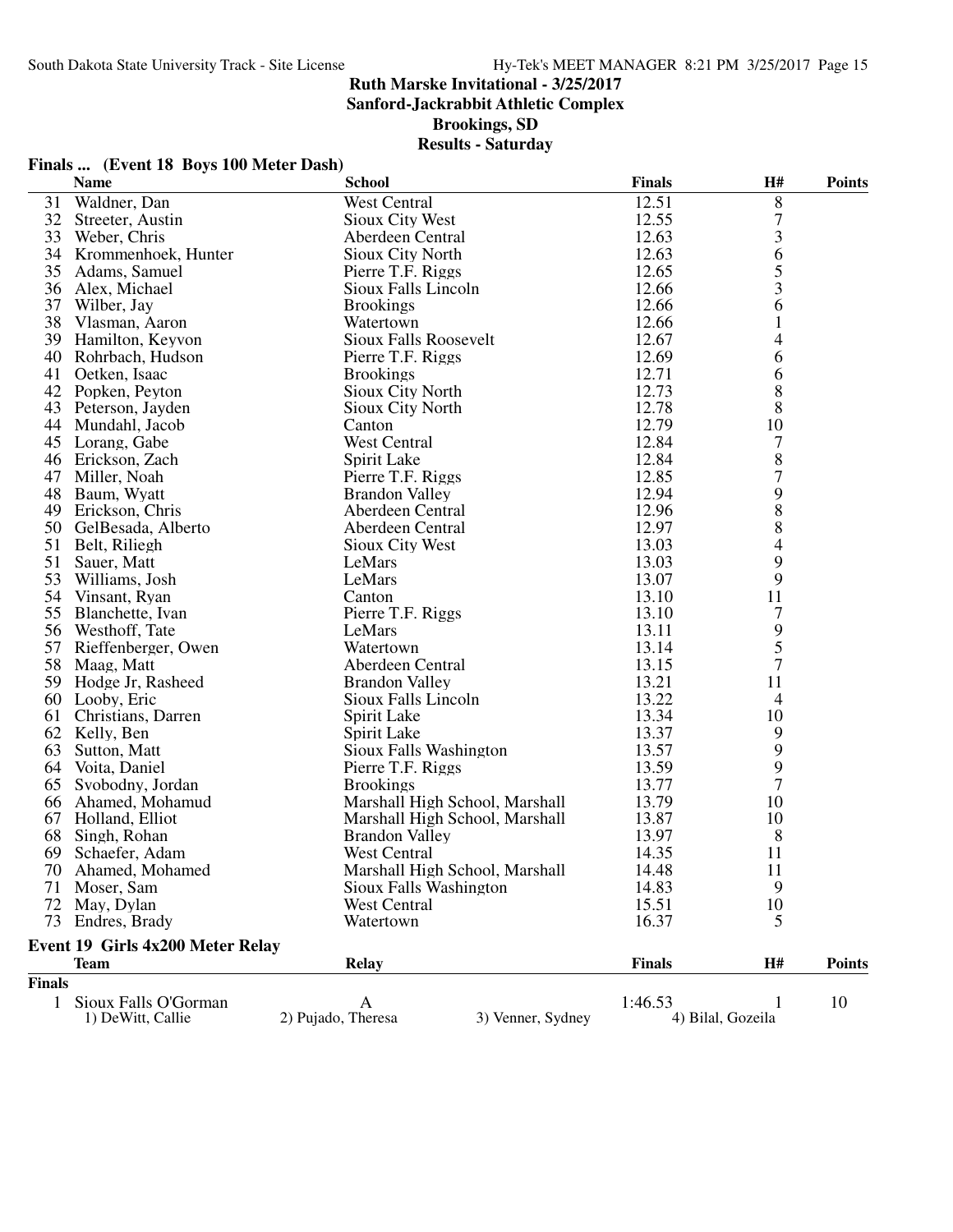## Ruth Marske Invitational - 3/25/2017
## Sanford-Jackrabbit Athletic Complex
## Brookings, SD
## Results - Saturday

### Finals ... (Event 18 Boys 100 Meter Dash)

| | Name | School | Finals | H# | Points |
|---|---|---|---|---|---|
| 31 | Waldner, Dan | West Central | 12.51 | 8 | |
| 32 | Streeter, Austin | Sioux City West | 12.55 | 7 | |
| 33 | Weber, Chris | Aberdeen Central | 12.63 | 3 | |
| 34 | Krommenhoek, Hunter | Sioux City North | 12.63 | 6 | |
| 35 | Adams, Samuel | Pierre T.F. Riggs | 12.65 | 5 | |
| 36 | Alex, Michael | Sioux Falls Lincoln | 12.66 | 3 | |
| 37 | Wilber, Jay | Brookings | 12.66 | 6 | |
| 38 | Vlasman, Aaron | Watertown | 12.66 | 1 | |
| 39 | Hamilton, Keyvon | Sioux Falls Roosevelt | 12.67 | 4 | |
| 40 | Rohrbach, Hudson | Pierre T.F. Riggs | 12.69 | 6 | |
| 41 | Oetken, Isaac | Brookings | 12.71 | 6 | |
| 42 | Popken, Peyton | Sioux City North | 12.73 | 8 | |
| 43 | Peterson, Jayden | Sioux City North | 12.78 | 8 | |
| 44 | Mundahl, Jacob | Canton | 12.79 | 10 | |
| 45 | Lorang, Gabe | West Central | 12.84 | 7 | |
| 46 | Erickson, Zach | Spirit Lake | 12.84 | 8 | |
| 47 | Miller, Noah | Pierre T.F. Riggs | 12.85 | 7 | |
| 48 | Baum, Wyatt | Brandon Valley | 12.94 | 9 | |
| 49 | Erickson, Chris | Aberdeen Central | 12.96 | 8 | |
| 50 | GelBesada, Alberto | Aberdeen Central | 12.97 | 8 | |
| 51 | Belt, Riliegh | Sioux City West | 13.03 | 4 | |
| 51 | Sauer, Matt | LeMars | 13.03 | 9 | |
| 53 | Williams, Josh | LeMars | 13.07 | 9 | |
| 54 | Vinsant, Ryan | Canton | 13.10 | 11 | |
| 55 | Blanchette, Ivan | Pierre T.F. Riggs | 13.10 | 7 | |
| 56 | Westhoff, Tate | LeMars | 13.11 | 9 | |
| 57 | Rieffenberger, Owen | Watertown | 13.14 | 5 | |
| 58 | Maag, Matt | Aberdeen Central | 13.15 | 7 | |
| 59 | Hodge Jr, Rasheed | Brandon Valley | 13.21 | 11 | |
| 60 | Looby, Eric | Sioux Falls Lincoln | 13.22 | 4 | |
| 61 | Christians, Darren | Spirit Lake | 13.34 | 10 | |
| 62 | Kelly, Ben | Spirit Lake | 13.37 | 9 | |
| 63 | Sutton, Matt | Sioux Falls Washington | 13.57 | 9 | |
| 64 | Voita, Daniel | Pierre T.F. Riggs | 13.59 | 9 | |
| 65 | Svobodny, Jordan | Brookings | 13.77 | 7 | |
| 66 | Ahamed, Mohamud | Marshall High School, Marshall | 13.79 | 10 | |
| 67 | Holland, Elliot | Marshall High School, Marshall | 13.87 | 10 | |
| 68 | Singh, Rohan | Brandon Valley | 13.97 | 8 | |
| 69 | Schaefer, Adam | West Central | 14.35 | 11 | |
| 70 | Ahamed, Mohamed | Marshall High School, Marshall | 14.48 | 11 | |
| 71 | Moser, Sam | Sioux Falls Washington | 14.83 | 9 | |
| 72 | May, Dylan | West Central | 15.51 | 10 | |
| 73 | Endres, Brady | Watertown | 16.37 | 5 | |

### Event 19 Girls 4x200 Meter Relay

| | Team | Relay | Finals | H# | Points |
|---|---|---|---|---|---|
| **Finals** | | | | | |
| 1 | Sioux Falls O'Gorman | A | 1:46.53 | 1 | 10 |
| | 1) DeWitt, Callie | 2) Pujado, Theresa | 3) Venner, Sydney | 4) Bilal, Gozeila | |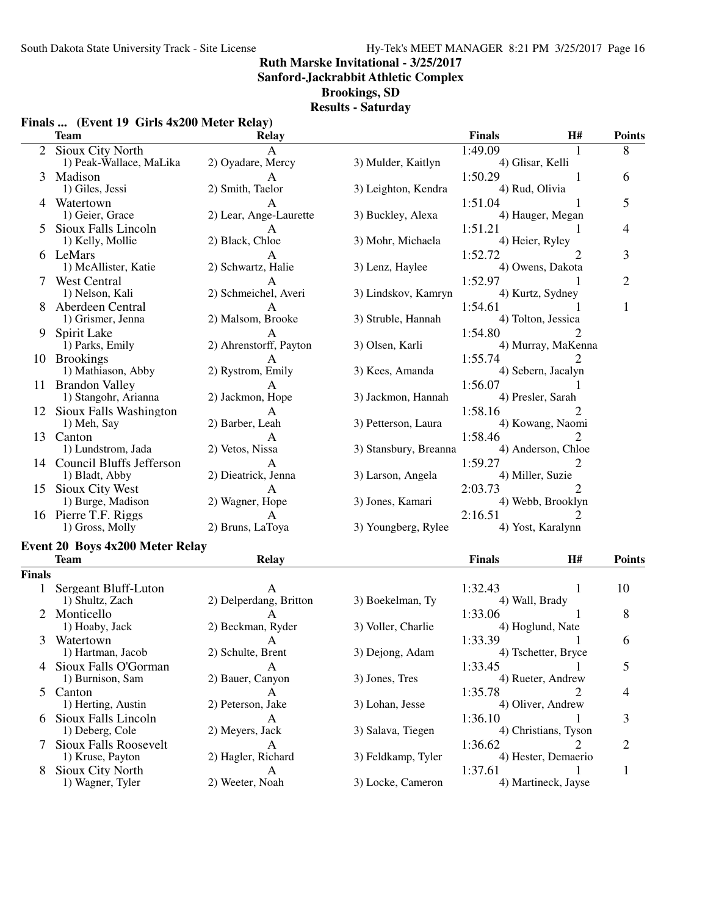# Ruth Marske Invitational - 3/25/2017

## Sanford-Jackrabbit Athletic Complex

## Brookings, SD

## Results - Saturday

### Finals ... (Event 19 Girls 4x200 Meter Relay)

| | Team | Relay | | Finals | H# | Points |
|---|---|---|---|---|---|---|
| 2 | Sioux City North | A | | 1:49.09 | 1 | 8 |
| | 1) Peak-Wallace, MaLika | 2) Oyadare, Mercy | 3) Mulder, Kaitlyn | 4) Glisar, Kelli | | |
| 3 | Madison | A | | 1:50.29 | 1 | 6 |
| | 1) Giles, Jessi | 2) Smith, Taelor | 3) Leighton, Kendra | 4) Rud, Olivia | | |
| 4 | Watertown | A | | 1:51.04 | 1 | 5 |
| | 1) Geier, Grace | 2) Lear, Ange-Laurette | 3) Buckley, Alexa | 4) Hauger, Megan | | |
| 5 | Sioux Falls Lincoln | A | | 1:51.21 | 1 | 4 |
| | 1) Kelly, Mollie | 2) Black, Chloe | 3) Mohr, Michaela | 4) Heier, Ryley | | |
| 6 | LeMars | A | | 1:52.72 | 2 | 3 |
| | 1) McAllister, Katie | 2) Schwartz, Halie | 3) Lenz, Haylee | 4) Owens, Dakota | | |
| 7 | West Central | A | | 1:52.97 | 1 | 2 |
| | 1) Nelson, Kali | 2) Schmeichel, Averi | 3) Lindskov, Kamryn | 4) Kurtz, Sydney | | |
| 8 | Aberdeen Central | A | | 1:54.61 | 1 | 1 |
| | 1) Grismer, Jenna | 2) Malsom, Brooke | 3) Struble, Hannah | 4) Tolton, Jessica | | |
| 9 | Spirit Lake | A | | 1:54.80 | 2 | |
| | 1) Parks, Emily | 2) Ahrenstorff, Payton | 3) Olsen, Karli | 4) Murray, MaKenna | | |
| 10 | Brookings | A | | 1:55.74 | 2 | |
| | 1) Mathiason, Abby | 2) Rystrom, Emily | 3) Kees, Amanda | 4) Sebern, Jacalyn | | |
| 11 | Brandon Valley | A | | 1:56.07 | 1 | |
| | 1) Stangohr, Arianna | 2) Jackmon, Hope | 3) Jackmon, Hannah | 4) Presler, Sarah | | |
| 12 | Sioux Falls Washington | A | | 1:58.16 | 2 | |
| | 1) Meh, Say | 2) Barber, Leah | 3) Petterson, Laura | 4) Kowang, Naomi | | |
| 13 | Canton | A | | 1:58.46 | 2 | |
| | 1) Lundstrom, Jada | 2) Vetos, Nissa | 3) Stansbury, Breanna | 4) Anderson, Chloe | | |
| 14 | Council Bluffs Jefferson | A | | 1:59.27 | 2 | |
| | 1) Bladt, Abby | 2) Dieatrick, Jenna | 3) Larson, Angela | 4) Miller, Suzie | | |
| 15 | Sioux City West | A | | 2:03.73 | 2 | |
| | 1) Burge, Madison | 2) Wagner, Hope | 3) Jones, Kamari | 4) Webb, Brooklyn | | |
| 16 | Pierre T.F. Riggs | A | | 2:16.51 | 2 | |
| | 1) Gross, Molly | 2) Bruns, LaToya | 3) Youngberg, Rylee | 4) Yost, Karalynn | | |

### Event 20 Boys 4x200 Meter Relay

| | Team | Relay | | Finals | H# | Points |
|---|---|---|---|---|---|---|
| **Finals** | | | | | | |
| 1 | Sergeant Bluff-Luton | A | | 1:32.43 | 1 | 10 |
| | 1) Shultz, Zach | 2) Delperdang, Britton | 3) Boekelman, Ty | 4) Wall, Brady | | |
| 2 | Monticello | A | | 1:33.06 | 1 | 8 |
| | 1) Hoaby, Jack | 2) Beckman, Ryder | 3) Voller, Charlie | 4) Hoglund, Nate | | |
| 3 | Watertown | A | | 1:33.39 | 1 | 6 |
| | 1) Hartman, Jacob | 2) Schulte, Brent | 3) Dejong, Adam | 4) Tschetter, Bryce | | |
| 4 | Sioux Falls O'Gorman | A | | 1:33.45 | 1 | 5 |
| | 1) Burnison, Sam | 2) Bauer, Canyon | 3) Jones, Tres | 4) Rueter, Andrew | | |
| 5 | Canton | A | | 1:35.78 | 2 | 4 |
| | 1) Herting, Austin | 2) Peterson, Jake | 3) Lohan, Jesse | 4) Oliver, Andrew | | |
| 6 | Sioux Falls Lincoln | A | | 1:36.10 | 1 | 3 |
| | 1) Deberg, Cole | 2) Meyers, Jack | 3) Salava, Tiegen | 4) Christians, Tyson | | |
| 7 | Sioux Falls Roosevelt | A | | 1:36.62 | 2 | 2 |
| | 1) Kruse, Payton | 2) Hagler, Richard | 3) Feldkamp, Tyler | 4) Hester, Demaerio | | |
| 8 | Sioux City North | A | | 1:37.61 | 1 | 1 |
| | 1) Wagner, Tyler | 2) Weeter, Noah | 3) Locke, Cameron | 4) Martineck, Jayse | | |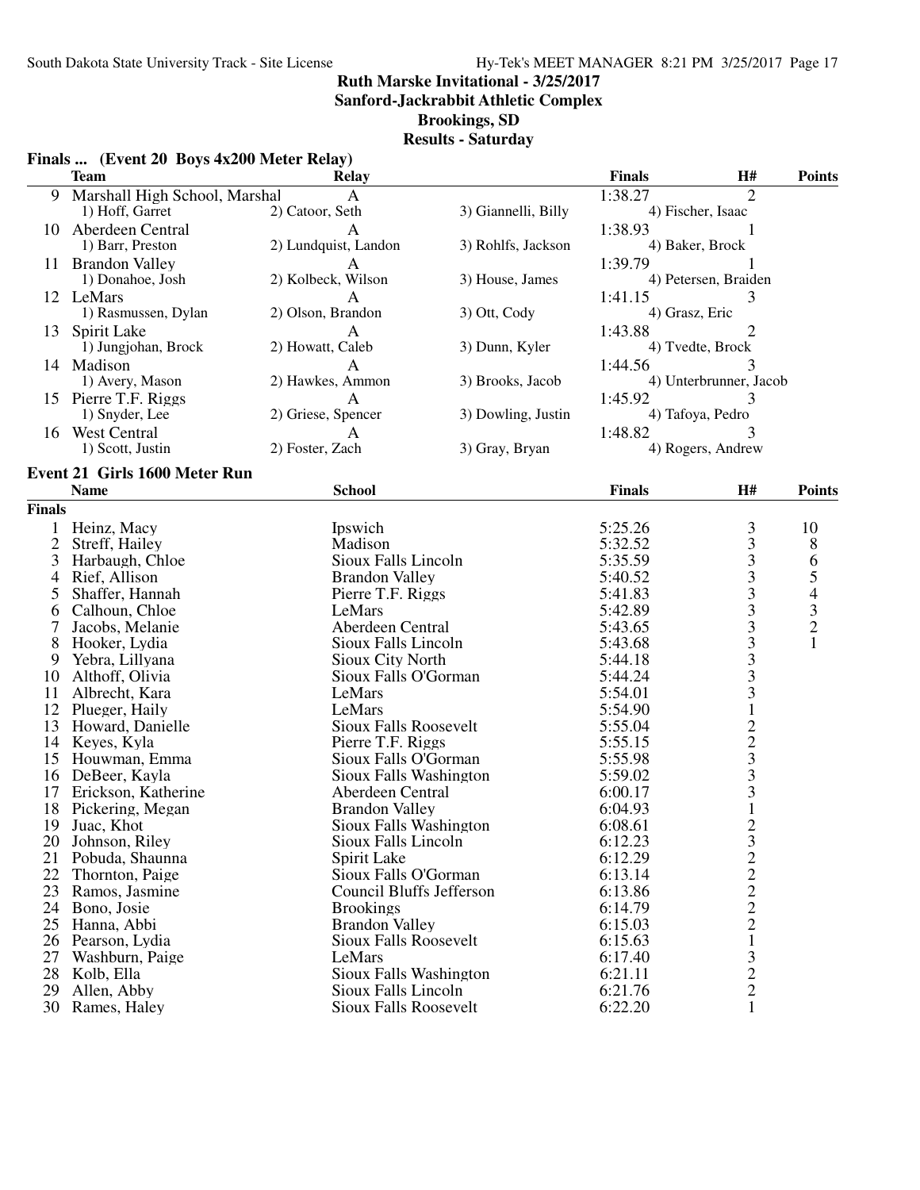# Ruth Marske Invitational - 3/25/2017

## Sanford-Jackrabbit Athletic Complex

## Brookings, SD

## Results - Saturday

### Finals ... (Event 20 Boys 4x200 Meter Relay)

| | Team | Relay | | Finals | H# | Points |
|---|---|---|---|---|---|---|
| 9 | Marshall High School, Marshal | A | | 1:38.27 | 2 | |
| | 1) Hoff, Garret | 2) Catoor, Seth | 3) Giannelli, Billy | 4) Fischer, Isaac | | |
| 10 | Aberdeen Central | A | | 1:38.93 | 1 | |
| | 1) Barr, Preston | 2) Lundquist, Landon | 3) Rohlfs, Jackson | 4) Baker, Brock | | |
| 11 | Brandon Valley | A | | 1:39.79 | 1 | |
| | 1) Donahoe, Josh | 2) Kolbeck, Wilson | 3) House, James | 4) Petersen, Braiden | | |
| 12 | LeMars | A | | 1:41.15 | 3 | |
| | 1) Rasmussen, Dylan | 2) Olson, Brandon | 3) Ott, Cody | 4) Grasz, Eric | | |
| 13 | Spirit Lake | A | | 1:43.88 | 2 | |
| | 1) Jungjohan, Brock | 2) Howatt, Caleb | 3) Dunn, Kyler | 4) Tvedte, Brock | | |
| 14 | Madison | A | | 1:44.56 | 3 | |
| | 1) Avery, Mason | 2) Hawkes, Ammon | 3) Brooks, Jacob | 4) Unterbrunner, Jacob | | |
| 15 | Pierre T.F. Riggs | A | | 1:45.92 | 3 | |
| | 1) Snyder, Lee | 2) Griese, Spencer | 3) Dowling, Justin | 4) Tafoya, Pedro | | |
| 16 | West Central | A | | 1:48.82 | 3 | |
| | 1) Scott, Justin | 2) Foster, Zach | 3) Gray, Bryan | 4) Rogers, Andrew | | |

### Event 21 Girls 1600 Meter Run

| | Name | School | Finals | H# | Points |
|---|---|---|---|---|---|
| **Finals** | | | | | |
| 1 | Heinz, Macy | Ipswich | 5:25.26 | 3 | 10 |
| 2 | Streff, Hailey | Madison | 5:32.52 | 3 | 8 |
| 3 | Harbaugh, Chloe | Sioux Falls Lincoln | 5:35.59 | 3 | 6 |
| 4 | Rief, Allison | Brandon Valley | 5:40.52 | 3 | 5 |
| 5 | Shaffer, Hannah | Pierre T.F. Riggs | 5:41.83 | 3 | 4 |
| 6 | Calhoun, Chloe | LeMars | 5:42.89 | 3 | 3 |
| 7 | Jacobs, Melanie | Aberdeen Central | 5:43.65 | 3 | 2 |
| 8 | Hooker, Lydia | Sioux Falls Lincoln | 5:43.68 | 3 | 1 |
| 9 | Yebra, Lillyana | Sioux City North | 5:44.18 | 3 | |
| 10 | Althoff, Olivia | Sioux Falls O'Gorman | 5:44.24 | 3 | |
| 11 | Albrecht, Kara | LeMars | 5:54.01 | 3 | |
| 12 | Plueger, Haily | LeMars | 5:54.90 | 1 | |
| 13 | Howard, Danielle | Sioux Falls Roosevelt | 5:55.04 | 2 | |
| 14 | Keyes, Kyla | Pierre T.F. Riggs | 5:55.15 | 2 | |
| 15 | Houwman, Emma | Sioux Falls O'Gorman | 5:55.98 | 3 | |
| 16 | DeBeer, Kayla | Sioux Falls Washington | 5:59.02 | 3 | |
| 17 | Erickson, Katherine | Aberdeen Central | 6:00.17 | 3 | |
| 18 | Pickering, Megan | Brandon Valley | 6:04.93 | 1 | |
| 19 | Juac, Khot | Sioux Falls Washington | 6:08.61 | 2 | |
| 20 | Johnson, Riley | Sioux Falls Lincoln | 6:12.23 | 3 | |
| 21 | Pobuda, Shaunna | Spirit Lake | 6:12.29 | 2 | |
| 22 | Thornton, Paige | Sioux Falls O'Gorman | 6:13.14 | 2 | |
| 23 | Ramos, Jasmine | Council Bluffs Jefferson | 6:13.86 | 2 | |
| 24 | Bono, Josie | Brookings | 6:14.79 | 2 | |
| 25 | Hanna, Abbi | Brandon Valley | 6:15.03 | 2 | |
| 26 | Pearson, Lydia | Sioux Falls Roosevelt | 6:15.63 | 1 | |
| 27 | Washburn, Paige | LeMars | 6:17.40 | 3 | |
| 28 | Kolb, Ella | Sioux Falls Washington | 6:21.11 | 2 | |
| 29 | Allen, Abby | Sioux Falls Lincoln | 6:21.76 | 2 | |
| 30 | Rames, Haley | Sioux Falls Roosevelt | 6:22.20 | 1 | |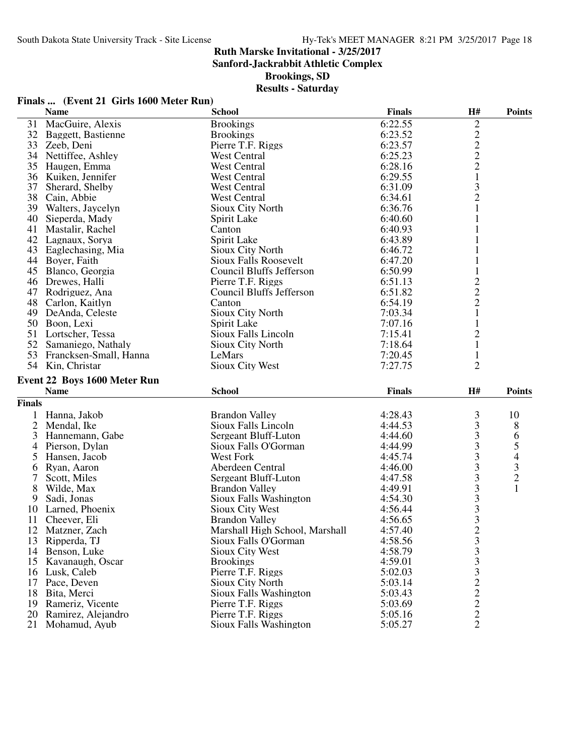## Ruth Marske Invitational - 3/25/2017

**Sanford-Jackrabbit Athletic Complex**

**Brookings, SD**

**Results - Saturday**

### Finals ... (Event 21 Girls 1600 Meter Run)

| | Name | School | Finals | H# | Points |
|---|---|---|---|---|---|
| 31 | MacGuire, Alexis | Brookings | 6:22.55 | 2 | |
| 32 | Baggett, Bastienne | Brookings | 6:23.52 | 2 | |
| 33 | Zeeb, Deni | Pierre T.F. Riggs | 6:23.57 | 2 | |
| 34 | Nettiffee, Ashley | West Central | 6:25.23 | 2 | |
| 35 | Haugen, Emma | West Central | 6:28.16 | 2 | |
| 36 | Kuiken, Jennifer | West Central | 6:29.55 | 1 | |
| 37 | Sherard, Shelby | West Central | 6:31.09 | 3 | |
| 38 | Cain, Abbie | West Central | 6:34.61 | 2 | |
| 39 | Walters, Jaycelyn | Sioux City North | 6:36.76 | 1 | |
| 40 | Sieperda, Mady | Spirit Lake | 6:40.60 | 1 | |
| 41 | Mastalir, Rachel | Canton | 6:40.93 | 1 | |
| 42 | Lagnaux, Sorya | Spirit Lake | 6:43.89 | 1 | |
| 43 | Eaglechasing, Mia | Sioux City North | 6:46.72 | 1 | |
| 44 | Boyer, Faith | Sioux Falls Roosevelt | 6:47.20 | 1 | |
| 45 | Blanco, Georgia | Council Bluffs Jefferson | 6:50.99 | 1 | |
| 46 | Drewes, Halli | Pierre T.F. Riggs | 6:51.13 | 2 | |
| 47 | Rodriguez, Ana | Council Bluffs Jefferson | 6:51.82 | 2 | |
| 48 | Carlon, Kaitlyn | Canton | 6:54.19 | 2 | |
| 49 | DeAnda, Celeste | Sioux City North | 7:03.34 | 1 | |
| 50 | Boon, Lexi | Spirit Lake | 7:07.16 | 1 | |
| 51 | Lortscher, Tessa | Sioux Falls Lincoln | 7:15.41 | 2 | |
| 52 | Samaniego, Nathaly | Sioux City North | 7:18.64 | 1 | |
| 53 | Francksen-Small, Hanna | LeMars | 7:20.45 | 1 | |
| 54 | Kin, Christar | Sioux City West | 7:27.75 | 2 | |

### Event 22 Boys 1600 Meter Run

| | Name | School | Finals | H# | Points |
|---|---|---|---|---|---|
| **Finals** | | | | | |
| 1 | Hanna, Jakob | Brandon Valley | 4:28.43 | 3 | 10 |
| 2 | Mendal, Ike | Sioux Falls Lincoln | 4:44.53 | 3 | 8 |
| 3 | Hannemann, Gabe | Sergeant Bluff-Luton | 4:44.60 | 3 | 6 |
| 4 | Pierson, Dylan | Sioux Falls O'Gorman | 4:44.99 | 3 | 5 |
| 5 | Hansen, Jacob | West Fork | 4:45.74 | 3 | 4 |
| 6 | Ryan, Aaron | Aberdeen Central | 4:46.00 | 3 | 3 |
| 7 | Scott, Miles | Sergeant Bluff-Luton | 4:47.58 | 3 | 2 |
| 8 | Wilde, Max | Brandon Valley | 4:49.91 | 3 | 1 |
| 9 | Sadi, Jonas | Sioux Falls Washington | 4:54.30 | 3 | |
| 10 | Larned, Phoenix | Sioux City West | 4:56.44 | 3 | |
| 11 | Cheever, Eli | Brandon Valley | 4:56.65 | 3 | |
| 12 | Matzner, Zach | Marshall High School, Marshall | 4:57.40 | 2 | |
| 13 | Ripperda, TJ | Sioux Falls O'Gorman | 4:58.56 | 3 | |
| 14 | Benson, Luke | Sioux City West | 4:58.79 | 3 | |
| 15 | Kavanaugh, Oscar | Brookings | 4:59.01 | 3 | |
| 16 | Lusk, Caleb | Pierre T.F. Riggs | 5:02.03 | 3 | |
| 17 | Pace, Deven | Sioux City North | 5:03.14 | 2 | |
| 18 | Bita, Merci | Sioux Falls Washington | 5:03.43 | 2 | |
| 19 | Rameriz, Vicente | Pierre T.F. Riggs | 5:03.69 | 2 | |
| 20 | Ramirez, Alejandro | Pierre T.F. Riggs | 5:05.16 | 2 | |
| 21 | Mohamud, Ayub | Sioux Falls Washington | 5:05.27 | 2 | |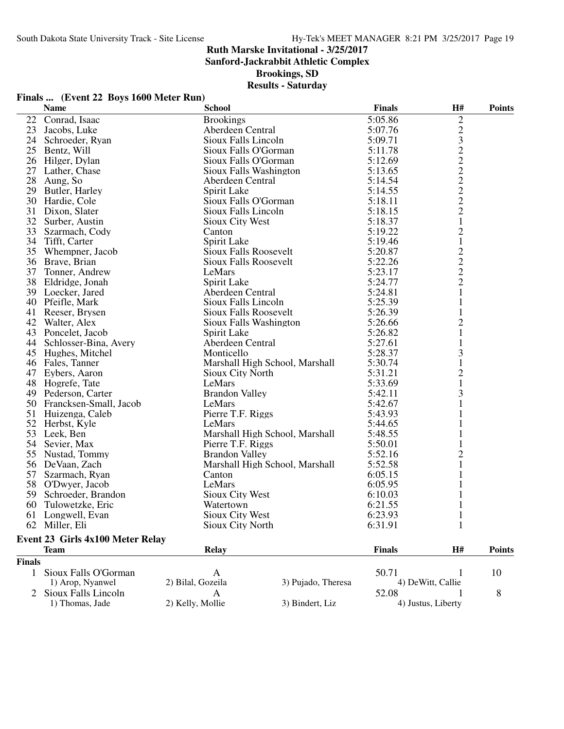# Ruth Marske Invitational - 3/25/2017

## Sanford-Jackrabbit Athletic Complex

## Brookings, SD

## Results - Saturday

### Finals ... (Event 22 Boys 1600 Meter Run)

| | Name | School | Finals | H# | Points |
|---|---|---|---|---|---|
| 22 | Conrad, Isaac | Brookings | 5:05.86 | 2 | |
| 23 | Jacobs, Luke | Aberdeen Central | 5:07.76 | 2 | |
| 24 | Schroeder, Ryan | Sioux Falls Lincoln | 5:09.71 | 3 | |
| 25 | Bentz, Will | Sioux Falls O'Gorman | 5:11.78 | 2 | |
| 26 | Hilger, Dylan | Sioux Falls O'Gorman | 5:12.69 | 2 | |
| 27 | Lather, Chase | Sioux Falls Washington | 5:13.65 | 2 | |
| 28 | Aung, So | Aberdeen Central | 5:14.54 | 2 | |
| 29 | Butler, Harley | Spirit Lake | 5:14.55 | 2 | |
| 30 | Hardie, Cole | Sioux Falls O'Gorman | 5:18.11 | 2 | |
| 31 | Dixon, Slater | Sioux Falls Lincoln | 5:18.15 | 2 | |
| 32 | Surber, Austin | Sioux City West | 5:18.37 | 1 | |
| 33 | Szarmach, Cody | Canton | 5:19.22 | 2 | |
| 34 | Tifft, Carter | Spirit Lake | 5:19.46 | 1 | |
| 35 | Whempner, Jacob | Sioux Falls Roosevelt | 5:20.87 | 2 | |
| 36 | Brave, Brian | Sioux Falls Roosevelt | 5:22.26 | 2 | |
| 37 | Tonner, Andrew | LeMars | 5:23.17 | 2 | |
| 38 | Eldridge, Jonah | Spirit Lake | 5:24.77 | 2 | |
| 39 | Loecker, Jared | Aberdeen Central | 5:24.81 | 1 | |
| 40 | Pfeifle, Mark | Sioux Falls Lincoln | 5:25.39 | 1 | |
| 41 | Reeser, Brysen | Sioux Falls Roosevelt | 5:26.39 | 1 | |
| 42 | Walter, Alex | Sioux Falls Washington | 5:26.66 | 2 | |
| 43 | Poncelet, Jacob | Spirit Lake | 5:26.82 | 1 | |
| 44 | Schlosser-Bina, Avery | Aberdeen Central | 5:27.61 | 1 | |
| 45 | Hughes, Mitchel | Monticello | 5:28.37 | 3 | |
| 46 | Fales, Tanner | Marshall High School, Marshall | 5:30.74 | 1 | |
| 47 | Eybers, Aaron | Sioux City North | 5:31.21 | 2 | |
| 48 | Hogrefe, Tate | LeMars | 5:33.69 | 1 | |
| 49 | Pederson, Carter | Brandon Valley | 5:42.11 | 3 | |
| 50 | Francksen-Small, Jacob | LeMars | 5:42.67 | 1 | |
| 51 | Huizenga, Caleb | Pierre T.F. Riggs | 5:43.93 | 1 | |
| 52 | Herbst, Kyle | LeMars | 5:44.65 | 1 | |
| 53 | Leek, Ben | Marshall High School, Marshall | 5:48.55 | 1 | |
| 54 | Sevier, Max | Pierre T.F. Riggs | 5:50.01 | 1 | |
| 55 | Nustad, Tommy | Brandon Valley | 5:52.16 | 2 | |
| 56 | DeVaan, Zach | Marshall High School, Marshall | 5:52.58 | 1 | |
| 57 | Szarmach, Ryan | Canton | 6:05.15 | 1 | |
| 58 | O'Dwyer, Jacob | LeMars | 6:05.95 | 1 | |
| 59 | Schroeder, Brandon | Sioux City West | 6:10.03 | 1 | |
| 60 | Tulowetzke, Eric | Watertown | 6:21.55 | 1 | |
| 61 | Longwell, Evan | Sioux City West | 6:23.93 | 1 | |
| 62 | Miller, Eli | Sioux City North | 6:31.91 | 1 | |

### Event 23 Girls 4x100 Meter Relay

| | Team | Relay | | Finals | H# | Points |
|---|---|---|---|---|---|---|
| **Finals** | | | | | | |
| 1 | Sioux Falls O'Gorman | A | | 50.71 | 1 | 10 |
| | 1) Arop, Nyanwel | 2) Bilal, Gozeila | 3) Pujado, Theresa | 4) DeWitt, Callie | | |
| 2 | Sioux Falls Lincoln | A | | 52.08 | 1 | 8 |
| | 1) Thomas, Jade | 2) Kelly, Mollie | 3) Bindert, Liz | 4) Justus, Liberty | | |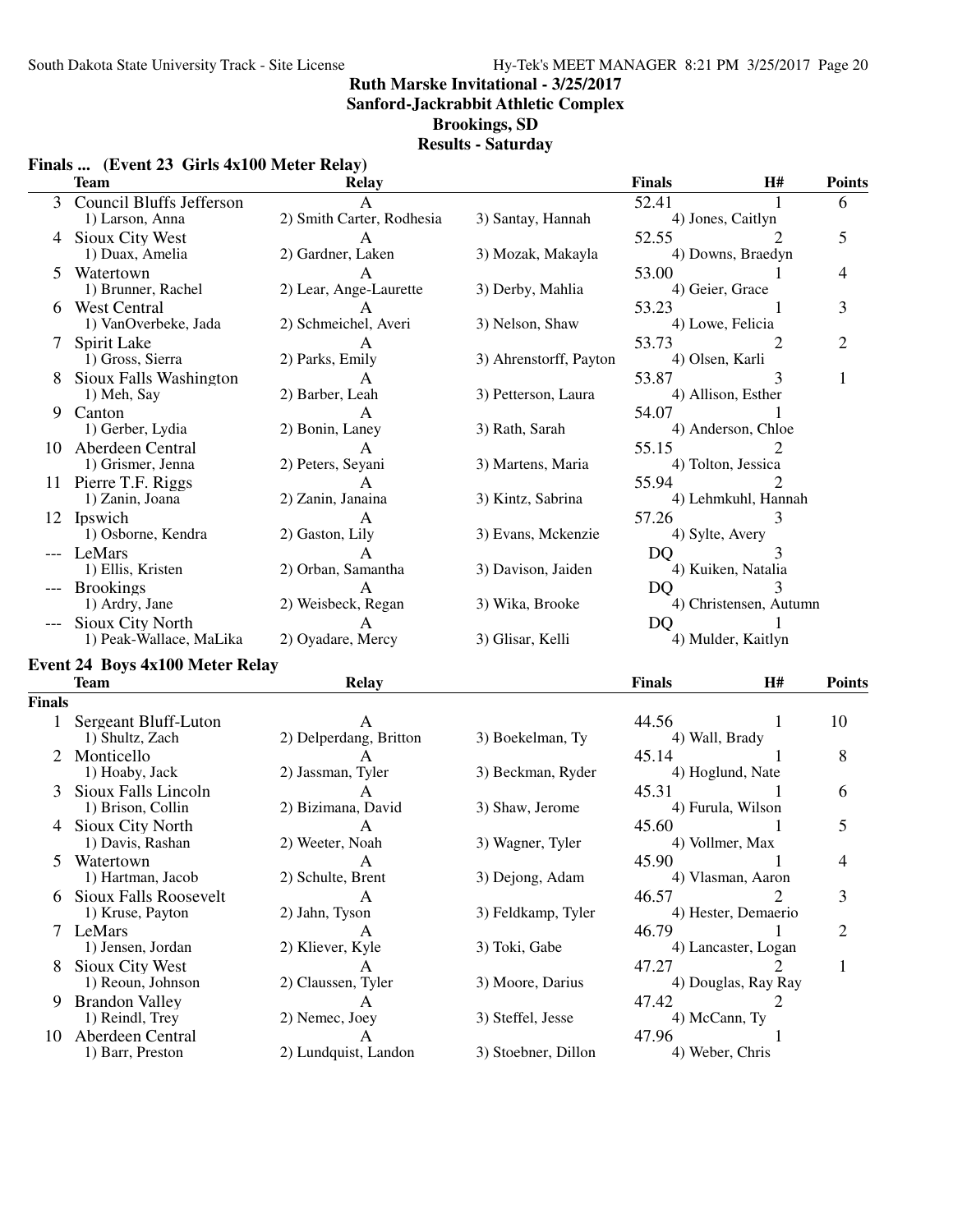# Ruth Marske Invitational - 3/25/2017

## Sanford-Jackrabbit Athletic Complex

## Brookings, SD

## Results - Saturday

### Finals ... (Event 23 Girls 4x100 Meter Relay)

| | Team | Relay | | Finals | H# | Points |
|---|---|---|---|---|---|---|
| 3 | Council Bluffs Jefferson | A | | 52.41 | 1 | 6 |
| | 1) Larson, Anna | 2) Smith Carter, Rodhesia | 3) Santay, Hannah | 4) Jones, Caitlyn | | |
| 4 | Sioux City West | A | | 52.55 | 2 | 5 |
| | 1) Duax, Amelia | 2) Gardner, Laken | 3) Mozak, Makayla | 4) Downs, Braedyn | | |
| 5 | Watertown | A | | 53.00 | 1 | 4 |
| | 1) Brunner, Rachel | 2) Lear, Ange-Laurette | 3) Derby, Mahlia | 4) Geier, Grace | | |
| 6 | West Central | A | | 53.23 | 1 | 3 |
| | 1) VanOverbeke, Jada | 2) Schmeichel, Averi | 3) Nelson, Shaw | 4) Lowe, Felicia | | |
| 7 | Spirit Lake | A | | 53.73 | 2 | 2 |
| | 1) Gross, Sierra | 2) Parks, Emily | 3) Ahrenstorff, Payton | 4) Olsen, Karli | | |
| 8 | Sioux Falls Washington | A | | 53.87 | 3 | 1 |
| | 1) Meh, Say | 2) Barber, Leah | 3) Petterson, Laura | 4) Allison, Esther | | |
| 9 | Canton | A | | 54.07 | 1 | |
| | 1) Gerber, Lydia | 2) Bonin, Laney | 3) Rath, Sarah | 4) Anderson, Chloe | | |
| 10 | Aberdeen Central | A | | 55.15 | 2 | |
| | 1) Grismer, Jenna | 2) Peters, Seyani | 3) Martens, Maria | 4) Tolton, Jessica | | |
| 11 | Pierre T.F. Riggs | A | | 55.94 | 2 | |
| | 1) Zanin, Joana | 2) Zanin, Janaina | 3) Kintz, Sabrina | 4) Lehmkuhl, Hannah | | |
| 12 | Ipswich | A | | 57.26 | 3 | |
| | 1) Osborne, Kendra | 2) Gaston, Lily | 3) Evans, Mckenzie | 4) Sylte, Avery | | |
| --- | LeMars | A | | DQ | 3 | |
| | 1) Ellis, Kristen | 2) Orban, Samantha | 3) Davison, Jaiden | 4) Kuiken, Natalia | | |
| --- | Brookings | A | | DQ | 3 | |
| | 1) Ardry, Jane | 2) Weisbeck, Regan | 3) Wika, Brooke | 4) Christensen, Autumn | | |
| --- | Sioux City North | A | | DQ | 1 | |
| | 1) Peak-Wallace, MaLika | 2) Oyadare, Mercy | 3) Glisar, Kelli | 4) Mulder, Kaitlyn | | |

### Event 24 Boys 4x100 Meter Relay

| | Team | Relay | | Finals | H# | Points |
|---|---|---|---|---|---|---|
| **Finals** | | | | | | |
| 1 | Sergeant Bluff-Luton | A | | 44.56 | 1 | 10 |
| | 1) Shultz, Zach | 2) Delperdang, Britton | 3) Boekelman, Ty | 4) Wall, Brady | | |
| 2 | Monticello | A | | 45.14 | 1 | 8 |
| | 1) Hoaby, Jack | 2) Jassman, Tyler | 3) Beckman, Ryder | 4) Hoglund, Nate | | |
| 3 | Sioux Falls Lincoln | A | | 45.31 | 1 | 6 |
| | 1) Brison, Collin | 2) Bizimana, David | 3) Shaw, Jerome | 4) Furula, Wilson | | |
| 4 | Sioux City North | A | | 45.60 | 1 | 5 |
| | 1) Davis, Rashan | 2) Weeter, Noah | 3) Wagner, Tyler | 4) Vollmer, Max | | |
| 5 | Watertown | A | | 45.90 | 1 | 4 |
| | 1) Hartman, Jacob | 2) Schulte, Brent | 3) Dejong, Adam | 4) Vlasman, Aaron | | |
| 6 | Sioux Falls Roosevelt | A | | 46.57 | 2 | 3 |
| | 1) Kruse, Payton | 2) Jahn, Tyson | 3) Feldkamp, Tyler | 4) Hester, Demaerio | | |
| 7 | LeMars | A | | 46.79 | 1 | 2 |
| | 1) Jensen, Jordan | 2) Kliever, Kyle | 3) Toki, Gabe | 4) Lancaster, Logan | | |
| 8 | Sioux City West | A | | 47.27 | 2 | 1 |
| | 1) Reoun, Johnson | 2) Claussen, Tyler | 3) Moore, Darius | 4) Douglas, Ray Ray | | |
| 9 | Brandon Valley | A | | 47.42 | 2 | |
| | 1) Reindl, Trey | 2) Nemec, Joey | 3) Steffel, Jesse | 4) McCann, Ty | | |
| 10 | Aberdeen Central | A | | 47.96 | 1 | |
| | 1) Barr, Preston | 2) Lundquist, Landon | 3) Stoebner, Dillon | 4) Weber, Chris | | |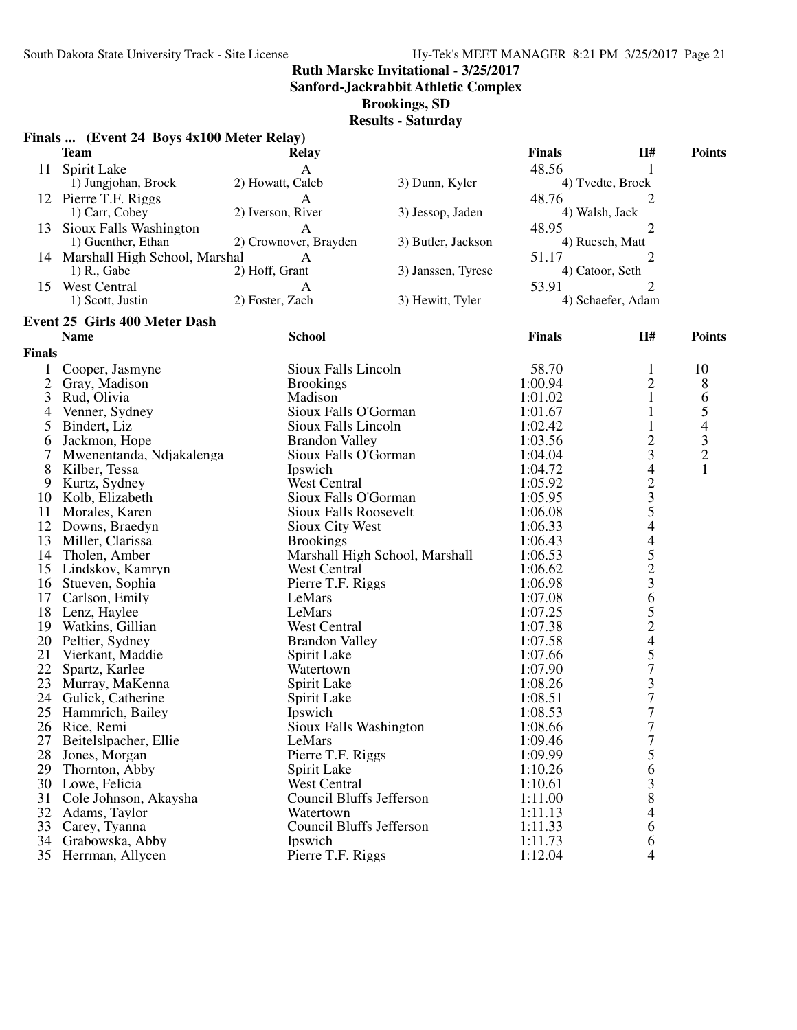# Ruth Marske Invitational - 3/25/2017

**Sanford-Jackrabbit Athletic Complex**

**Brookings, SD**

**Results - Saturday**

## Finals ... (Event 24 Boys 4x100 Meter Relay)

| | Team | Relay | | Finals | H# | Points |
|---|---|---|---|---|---|---|
| 11 | Spirit Lake | A | | 48.56 | 1 | |
| | 1) Jungjohan, Brock | 2) Howatt, Caleb | 3) Dunn, Kyler | 4) Tvedte, Brock | | |
| 12 | Pierre T.F. Riggs | A | | 48.76 | 2 | |
| | 1) Carr, Cobey | 2) Iverson, River | 3) Jessop, Jaden | 4) Walsh, Jack | | |
| 13 | Sioux Falls Washington | A | | 48.95 | 2 | |
| | 1) Guenther, Ethan | 2) Crownover, Brayden | 3) Butler, Jackson | 4) Ruesch, Matt | | |
| 14 | Marshall High School, Marshal | A | | 51.17 | 2 | |
| | 1) R., Gabe | 2) Hoff, Grant | 3) Janssen, Tyrese | 4) Catoor, Seth | | |
| 15 | West Central | A | | 53.91 | 2 | |
| | 1) Scott, Justin | 2) Foster, Zach | 3) Hewitt, Tyler | 4) Schaefer, Adam | | |

## Event 25 Girls 400 Meter Dash

| | Name | School | Finals | H# | Points |
|---|---|---|---|---|---|
| **Finals** | | | | | |
| 1 | Cooper, Jasmyne | Sioux Falls Lincoln | 58.70 | 1 | 10 |
| 2 | Gray, Madison | Brookings | 1:00.94 | 2 | 8 |
| 3 | Rud, Olivia | Madison | 1:01.02 | 1 | 6 |
| 4 | Venner, Sydney | Sioux Falls O'Gorman | 1:01.67 | 1 | 5 |
| 5 | Bindert, Liz | Sioux Falls Lincoln | 1:02.42 | 1 | 4 |
| 6 | Jackmon, Hope | Brandon Valley | 1:03.56 | 2 | 3 |
| 7 | Mwenentanda, Ndjakalenga | Sioux Falls O'Gorman | 1:04.04 | 3 | 2 |
| 8 | Kilber, Tessa | Ipswich | 1:04.72 | 4 | 1 |
| 9 | Kurtz, Sydney | West Central | 1:05.92 | 2 | |
| 10 | Kolb, Elizabeth | Sioux Falls O'Gorman | 1:05.95 | 3 | |
| 11 | Morales, Karen | Sioux Falls Roosevelt | 1:06.08 | 5 | |
| 12 | Downs, Braedyn | Sioux City West | 1:06.33 | 4 | |
| 13 | Miller, Clarissa | Brookings | 1:06.43 | 4 | |
| 14 | Tholen, Amber | Marshall High School, Marshall | 1:06.53 | 5 | |
| 15 | Lindskov, Kamryn | West Central | 1:06.62 | 2 | |
| 16 | Stueven, Sophia | Pierre T.F. Riggs | 1:06.98 | 3 | |
| 17 | Carlson, Emily | LeMars | 1:07.08 | 6 | |
| 18 | Lenz, Haylee | LeMars | 1:07.25 | 5 | |
| 19 | Watkins, Gillian | West Central | 1:07.38 | 2 | |
| 20 | Peltier, Sydney | Brandon Valley | 1:07.58 | 4 | |
| 21 | Vierkant, Maddie | Spirit Lake | 1:07.66 | 5 | |
| 22 | Spartz, Karlee | Watertown | 1:07.90 | 7 | |
| 23 | Murray, MaKenna | Spirit Lake | 1:08.26 | 3 | |
| 24 | Gulick, Catherine | Spirit Lake | 1:08.51 | 7 | |
| 25 | Hammrich, Bailey | Ipswich | 1:08.53 | 7 | |
| 26 | Rice, Remi | Sioux Falls Washington | 1:08.66 | 7 | |
| 27 | Beitelslpacher, Ellie | LeMars | 1:09.46 | 7 | |
| 28 | Jones, Morgan | Pierre T.F. Riggs | 1:09.99 | 5 | |
| 29 | Thornton, Abby | Spirit Lake | 1:10.26 | 6 | |
| 30 | Lowe, Felicia | West Central | 1:10.61 | 3 | |
| 31 | Cole Johnson, Akaysha | Council Bluffs Jefferson | 1:11.00 | 8 | |
| 32 | Adams, Taylor | Watertown | 1:11.13 | 4 | |
| 33 | Carey, Tyanna | Council Bluffs Jefferson | 1:11.33 | 6 | |
| 34 | Grabowska, Abby | Ipswich | 1:11.73 | 6 | |
| 35 | Herrman, Allycen | Pierre T.F. Riggs | 1:12.04 | 4 | |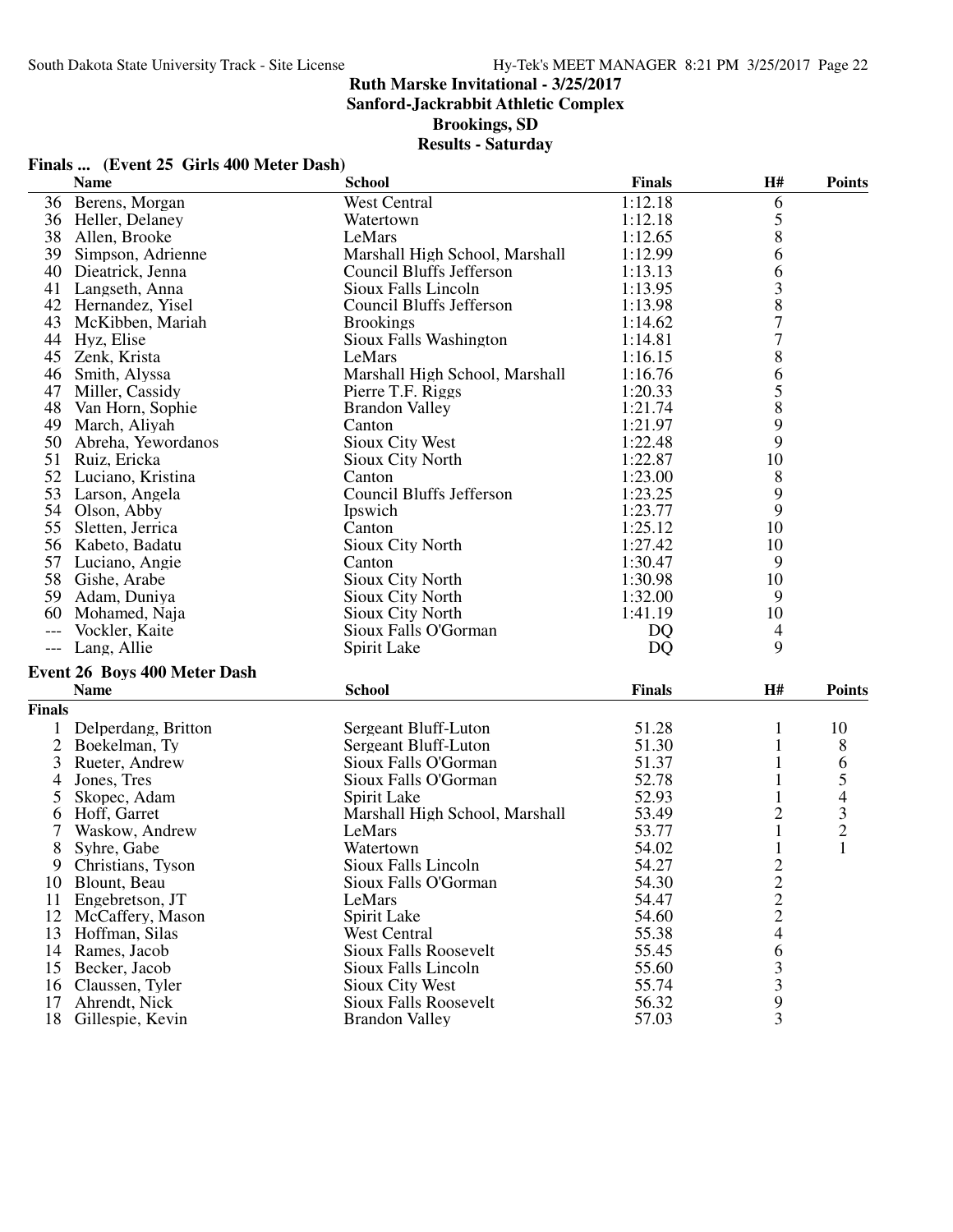# Ruth Marske Invitational - 3/25/2017

**Sanford-Jackrabbit Athletic Complex**

**Brookings, SD**

**Results - Saturday**

### Finals ... (Event 25 Girls 400 Meter Dash)

| | Name | School | Finals | H# | Points |
|---|---|---|---|---|---|
| 36 | Berens, Morgan | West Central | 1:12.18 | 6 | |
| 36 | Heller, Delaney | Watertown | 1:12.18 | 5 | |
| 38 | Allen, Brooke | LeMars | 1:12.65 | 8 | |
| 39 | Simpson, Adrienne | Marshall High School, Marshall | 1:12.99 | 6 | |
| 40 | Dieatrick, Jenna | Council Bluffs Jefferson | 1:13.13 | 6 | |
| 41 | Langseth, Anna | Sioux Falls Lincoln | 1:13.95 | 3 | |
| 42 | Hernandez, Yisel | Council Bluffs Jefferson | 1:13.98 | 8 | |
| 43 | McKibben, Mariah | Brookings | 1:14.62 | 7 | |
| 44 | Hyz, Elise | Sioux Falls Washington | 1:14.81 | 7 | |
| 45 | Zenk, Krista | LeMars | 1:16.15 | 8 | |
| 46 | Smith, Alyssa | Marshall High School, Marshall | 1:16.76 | 6 | |
| 47 | Miller, Cassidy | Pierre T.F. Riggs | 1:20.33 | 5 | |
| 48 | Van Horn, Sophie | Brandon Valley | 1:21.74 | 8 | |
| 49 | March, Aliyah | Canton | 1:21.97 | 9 | |
| 50 | Abreha, Yewordanos | Sioux City West | 1:22.48 | 9 | |
| 51 | Ruiz, Ericka | Sioux City North | 1:22.87 | 10 | |
| 52 | Luciano, Kristina | Canton | 1:23.00 | 8 | |
| 53 | Larson, Angela | Council Bluffs Jefferson | 1:23.25 | 9 | |
| 54 | Olson, Abby | Ipswich | 1:23.77 | 9 | |
| 55 | Sletten, Jerrica | Canton | 1:25.12 | 10 | |
| 56 | Kabeto, Badatu | Sioux City North | 1:27.42 | 10 | |
| 57 | Luciano, Angie | Canton | 1:30.47 | 9 | |
| 58 | Gishe, Arabe | Sioux City North | 1:30.98 | 10 | |
| 59 | Adam, Duniya | Sioux City North | 1:32.00 | 9 | |
| 60 | Mohamed, Naja | Sioux City North | 1:41.19 | 10 | |
| --- | Vockler, Kaite | Sioux Falls O'Gorman | DQ | 4 | |
| --- | Lang, Allie | Spirit Lake | DQ | 9 | |

### Event 26 Boys 400 Meter Dash

**Finals**

| | Name | School | Finals | H# | Points |
|---|---|---|---|---|---|
| 1 | Delperdang, Britton | Sergeant Bluff-Luton | 51.28 | 1 | 10 |
| 2 | Boekelman, Ty | Sergeant Bluff-Luton | 51.30 | 1 | 8 |
| 3 | Rueter, Andrew | Sioux Falls O'Gorman | 51.37 | 1 | 6 |
| 4 | Jones, Tres | Sioux Falls O'Gorman | 52.78 | 1 | 5 |
| 5 | Skopec, Adam | Spirit Lake | 52.93 | 1 | 4 |
| 6 | Hoff, Garret | Marshall High School, Marshall | 53.49 | 2 | 3 |
| 7 | Waskow, Andrew | LeMars | 53.77 | 1 | 2 |
| 8 | Syhre, Gabe | Watertown | 54.02 | 1 | 1 |
| 9 | Christians, Tyson | Sioux Falls Lincoln | 54.27 | 2 | |
| 10 | Blount, Beau | Sioux Falls O'Gorman | 54.30 | 2 | |
| 11 | Engebretson, JT | LeMars | 54.47 | 2 | |
| 12 | McCaffery, Mason | Spirit Lake | 54.60 | 2 | |
| 13 | Hoffman, Silas | West Central | 55.38 | 4 | |
| 14 | Rames, Jacob | Sioux Falls Roosevelt | 55.45 | 6 | |
| 15 | Becker, Jacob | Sioux Falls Lincoln | 55.60 | 3 | |
| 16 | Claussen, Tyler | Sioux City West | 55.74 | 3 | |
| 17 | Ahrendt, Nick | Sioux Falls Roosevelt | 56.32 | 9 | |
| 18 | Gillespie, Kevin | Brandon Valley | 57.03 | 3 | |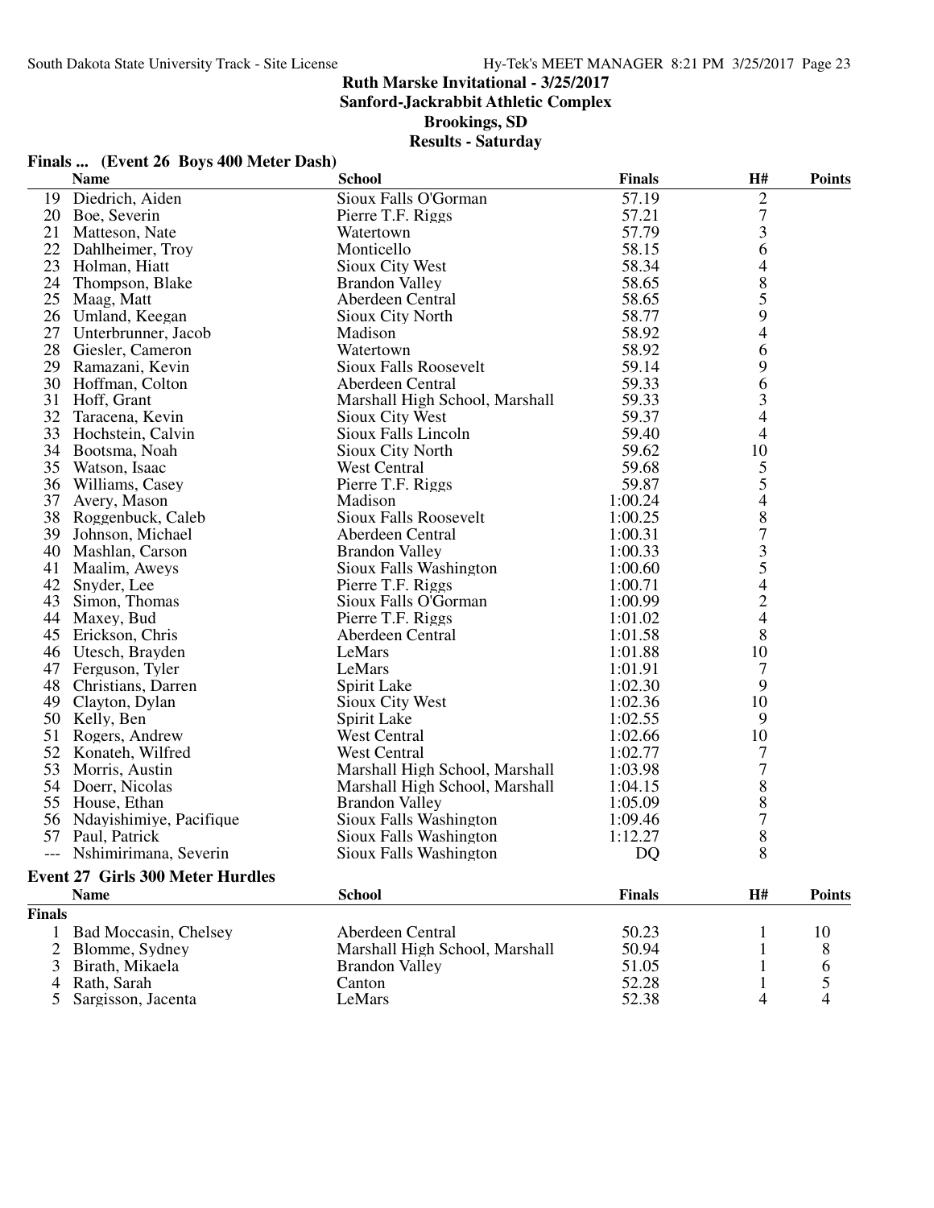## Ruth Marske Invitational - 3/25/2017

**Sanford-Jackrabbit Athletic Complex**
**Brookings, SD**
**Results - Saturday**

### Finals ... (Event 26 Boys 400 Meter Dash)

| | Name | School | Finals | H# | Points |
|---|---|---|---|---|---|
| 19 | Diedrich, Aiden | Sioux Falls O'Gorman | 57.19 | 2 | |
| 20 | Boe, Severin | Pierre T.F. Riggs | 57.21 | 7 | |
| 21 | Matteson, Nate | Watertown | 57.79 | 3 | |
| 22 | Dahlheimer, Troy | Monticello | 58.15 | 6 | |
| 23 | Holman, Hiatt | Sioux City West | 58.34 | 4 | |
| 24 | Thompson, Blake | Brandon Valley | 58.65 | 8 | |
| 25 | Maag, Matt | Aberdeen Central | 58.65 | 5 | |
| 26 | Umland, Keegan | Sioux City North | 58.77 | 9 | |
| 27 | Unterbrunner, Jacob | Madison | 58.92 | 4 | |
| 28 | Giesler, Cameron | Watertown | 58.92 | 6 | |
| 29 | Ramazani, Kevin | Sioux Falls Roosevelt | 59.14 | 9 | |
| 30 | Hoffman, Colton | Aberdeen Central | 59.33 | 6 | |
| 31 | Hoff, Grant | Marshall High School, Marshall | 59.33 | 3 | |
| 32 | Taracena, Kevin | Sioux City West | 59.37 | 4 | |
| 33 | Hochstein, Calvin | Sioux Falls Lincoln | 59.40 | 4 | |
| 34 | Bootsma, Noah | Sioux City North | 59.62 | 10 | |
| 35 | Watson, Isaac | West Central | 59.68 | 5 | |
| 36 | Williams, Casey | Pierre T.F. Riggs | 59.87 | 5 | |
| 37 | Avery, Mason | Madison | 1:00.24 | 4 | |
| 38 | Roggenbuck, Caleb | Sioux Falls Roosevelt | 1:00.25 | 8 | |
| 39 | Johnson, Michael | Aberdeen Central | 1:00.31 | 7 | |
| 40 | Mashlan, Carson | Brandon Valley | 1:00.33 | 3 | |
| 41 | Maalim, Aweys | Sioux Falls Washington | 1:00.60 | 5 | |
| 42 | Snyder, Lee | Pierre T.F. Riggs | 1:00.71 | 4 | |
| 43 | Simon, Thomas | Sioux Falls O'Gorman | 1:00.99 | 2 | |
| 44 | Maxey, Bud | Pierre T.F. Riggs | 1:01.02 | 4 | |
| 45 | Erickson, Chris | Aberdeen Central | 1:01.58 | 8 | |
| 46 | Utesch, Brayden | LeMars | 1:01.88 | 10 | |
| 47 | Ferguson, Tyler | LeMars | 1:01.91 | 7 | |
| 48 | Christians, Darren | Spirit Lake | 1:02.30 | 9 | |
| 49 | Clayton, Dylan | Sioux City West | 1:02.36 | 10 | |
| 50 | Kelly, Ben | Spirit Lake | 1:02.55 | 9 | |
| 51 | Rogers, Andrew | West Central | 1:02.66 | 10 | |
| 52 | Konateh, Wilfred | West Central | 1:02.77 | 7 | |
| 53 | Morris, Austin | Marshall High School, Marshall | 1:03.98 | 7 | |
| 54 | Doerr, Nicolas | Marshall High School, Marshall | 1:04.15 | 8 | |
| 55 | House, Ethan | Brandon Valley | 1:05.09 | 8 | |
| 56 | Ndayishimiye, Pacifique | Sioux Falls Washington | 1:09.46 | 7 | |
| 57 | Paul, Patrick | Sioux Falls Washington | 1:12.27 | 8 | |
| --- | Nshimirimana, Severin | Sioux Falls Washington | DQ | 8 | |

### Event 27 Girls 300 Meter Hurdles

| | Name | School | Finals | H# | Points |
|---|---|---|---|---|---|
| **Finals** | | | | | |
| 1 | Bad Moccasin, Chelsey | Aberdeen Central | 50.23 | 1 | 10 |
| 2 | Blomme, Sydney | Marshall High School, Marshall | 50.94 | 1 | 8 |
| 3 | Birath, Mikaela | Brandon Valley | 51.05 | 1 | 6 |
| 4 | Rath, Sarah | Canton | 52.28 | 1 | 5 |
| 5 | Sargisson, Jacenta | LeMars | 52.38 | 4 | 4 |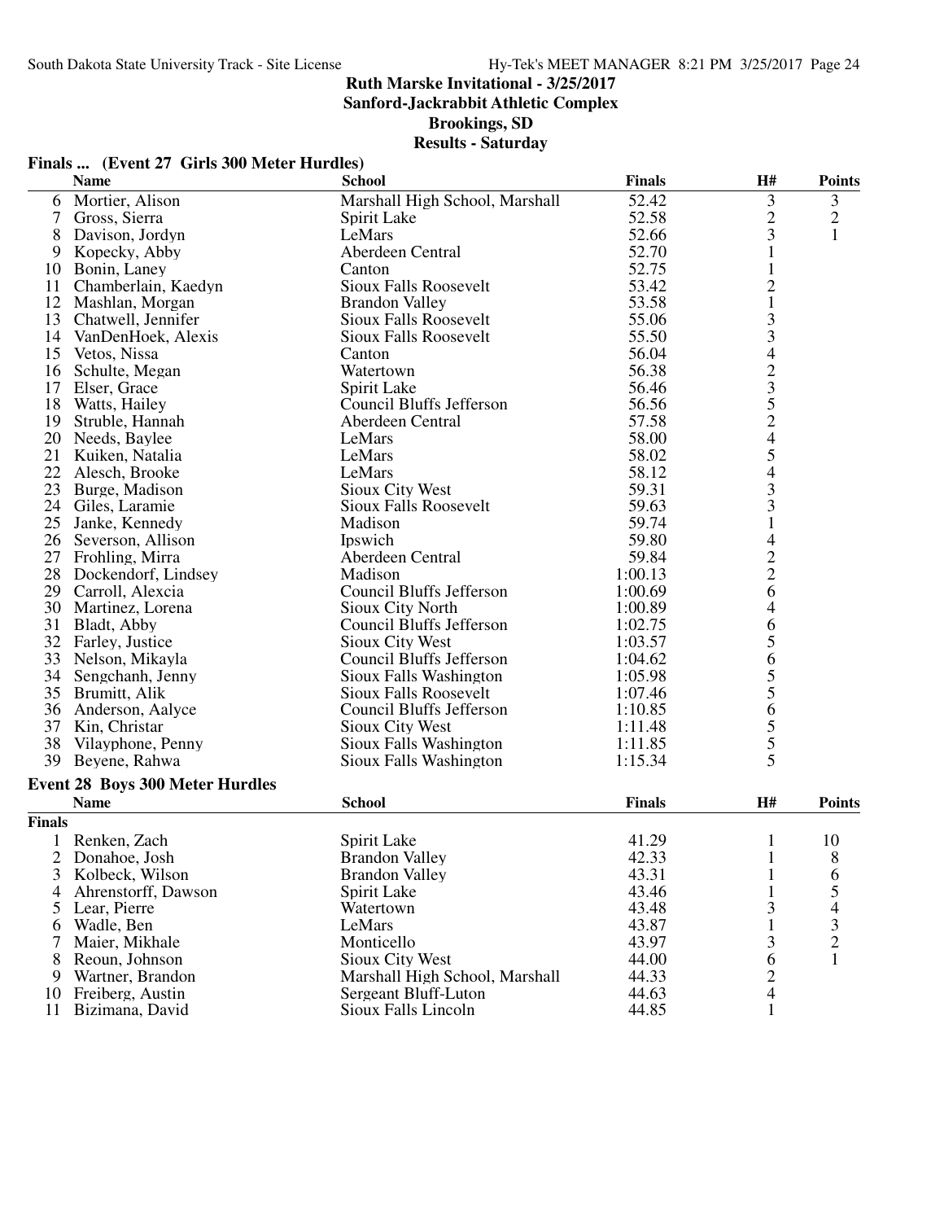# Ruth Marske Invitational - 3/25/2017

**Sanford-Jackrabbit Athletic Complex**

**Brookings, SD**

**Results - Saturday**

## Finals ... (Event 27 Girls 300 Meter Hurdles)

| | Name | School | Finals | H# | Points |
|---|---|---|---|---|---|
| 6 | Mortier, Alison | Marshall High School, Marshall | 52.42 | 3 | 3 |
| 7 | Gross, Sierra | Spirit Lake | 52.58 | 2 | 2 |
| 8 | Davison, Jordyn | LeMars | 52.66 | 3 | 1 |
| 9 | Kopecky, Abby | Aberdeen Central | 52.70 | 1 | |
| 10 | Bonin, Laney | Canton | 52.75 | 1 | |
| 11 | Chamberlain, Kaedyn | Sioux Falls Roosevelt | 53.42 | 2 | |
| 12 | Mashlan, Morgan | Brandon Valley | 53.58 | 1 | |
| 13 | Chatwell, Jennifer | Sioux Falls Roosevelt | 55.06 | 3 | |
| 14 | VanDenHoek, Alexis | Sioux Falls Roosevelt | 55.50 | 3 | |
| 15 | Vetos, Nissa | Canton | 56.04 | 4 | |
| 16 | Schulte, Megan | Watertown | 56.38 | 2 | |
| 17 | Elser, Grace | Spirit Lake | 56.46 | 3 | |
| 18 | Watts, Hailey | Council Bluffs Jefferson | 56.56 | 5 | |
| 19 | Struble, Hannah | Aberdeen Central | 57.58 | 2 | |
| 20 | Needs, Baylee | LeMars | 58.00 | 4 | |
| 21 | Kuiken, Natalia | LeMars | 58.02 | 5 | |
| 22 | Alesch, Brooke | LeMars | 58.12 | 4 | |
| 23 | Burge, Madison | Sioux City West | 59.31 | 3 | |
| 24 | Giles, Laramie | Sioux Falls Roosevelt | 59.63 | 3 | |
| 25 | Janke, Kennedy | Madison | 59.74 | 1 | |
| 26 | Severson, Allison | Ipswich | 59.80 | 4 | |
| 27 | Frohling, Mirra | Aberdeen Central | 59.84 | 2 | |
| 28 | Dockendorf, Lindsey | Madison | 1:00.13 | 2 | |
| 29 | Carroll, Alexcia | Council Bluffs Jefferson | 1:00.69 | 6 | |
| 30 | Martinez, Lorena | Sioux City North | 1:00.89 | 4 | |
| 31 | Bladt, Abby | Council Bluffs Jefferson | 1:02.75 | 6 | |
| 32 | Farley, Justice | Sioux City West | 1:03.57 | 5 | |
| 33 | Nelson, Mikayla | Council Bluffs Jefferson | 1:04.62 | 6 | |
| 34 | Sengchanh, Jenny | Sioux Falls Washington | 1:05.98 | 5 | |
| 35 | Brumitt, Alik | Sioux Falls Roosevelt | 1:07.46 | 5 | |
| 36 | Anderson, Aalyce | Council Bluffs Jefferson | 1:10.85 | 6 | |
| 37 | Kin, Christar | Sioux City West | 1:11.48 | 5 | |
| 38 | Vilayphone, Penny | Sioux Falls Washington | 1:11.85 | 5 | |
| 39 | Beyene, Rahwa | Sioux Falls Washington | 1:15.34 | 5 | |

## Event 28 Boys 300 Meter Hurdles

| | Name | School | Finals | H# | Points |
|---|---|---|---|---|---|
| **Finals** | | | | | |
| 1 | Renken, Zach | Spirit Lake | 41.29 | 1 | 10 |
| 2 | Donahoe, Josh | Brandon Valley | 42.33 | 1 | 8 |
| 3 | Kolbeck, Wilson | Brandon Valley | 43.31 | 1 | 6 |
| 4 | Ahrenstorff, Dawson | Spirit Lake | 43.46 | 1 | 5 |
| 5 | Lear, Pierre | Watertown | 43.48 | 3 | 4 |
| 6 | Wadle, Ben | LeMars | 43.87 | 1 | 3 |
| 7 | Maier, Mikhale | Monticello | 43.97 | 3 | 2 |
| 8 | Reoun, Johnson | Sioux City West | 44.00 | 6 | 1 |
| 9 | Wartner, Brandon | Marshall High School, Marshall | 44.33 | 2 | |
| 10 | Freiberg, Austin | Sergeant Bluff-Luton | 44.63 | 4 | |
| 11 | Bizimana, David | Sioux Falls Lincoln | 44.85 | 1 | |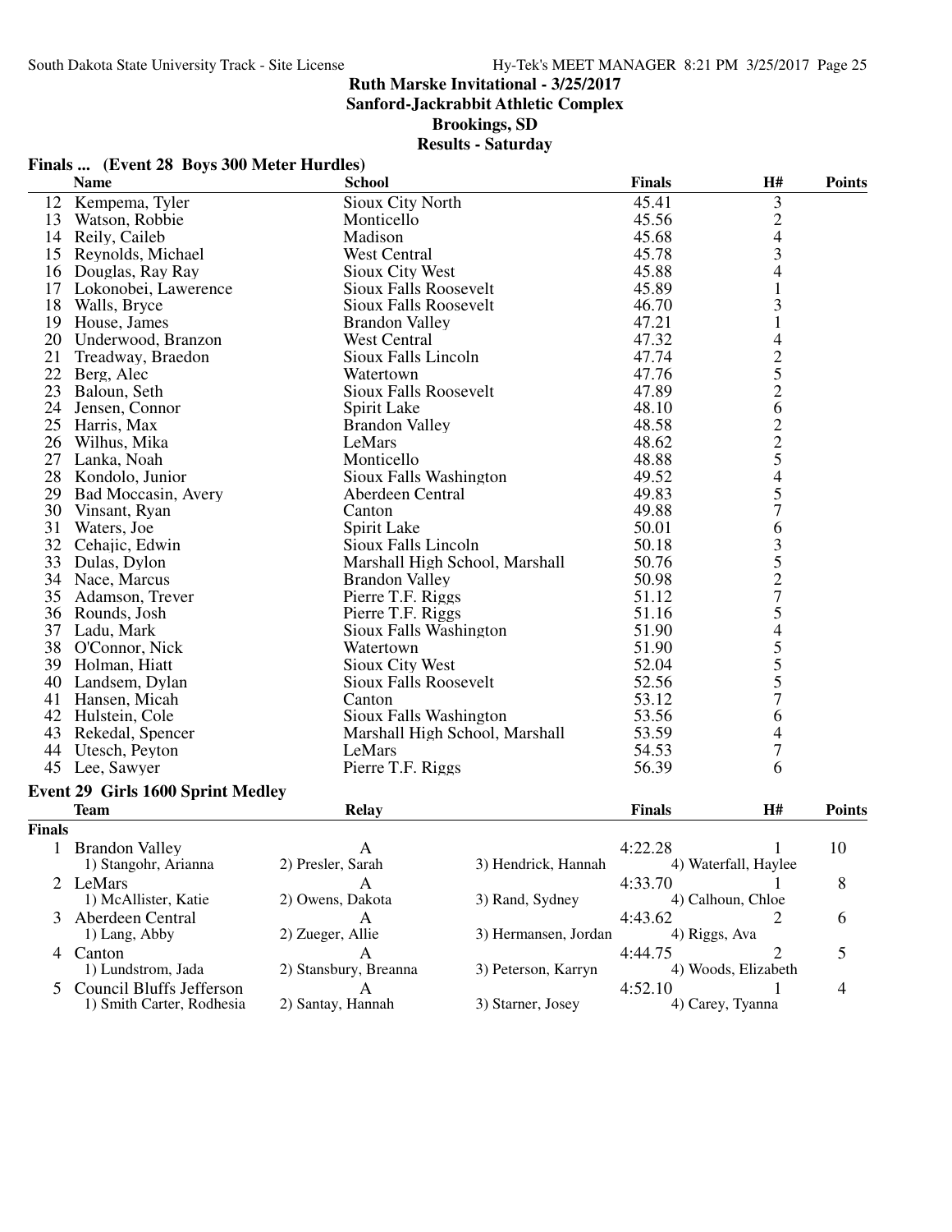# Ruth Marske Invitational - 3/25/2017

## Sanford-Jackrabbit Athletic Complex

## Brookings, SD

## Results - Saturday

### Finals ... (Event 28 Boys 300 Meter Hurdles)

| | Name | School | Finals | H# | Points |
|---|---|---|---|---|---|
| 12 | Kempema, Tyler | Sioux City North | 45.41 | 3 | |
| 13 | Watson, Robbie | Monticello | 45.56 | 2 | |
| 14 | Reily, Caileb | Madison | 45.68 | 4 | |
| 15 | Reynolds, Michael | West Central | 45.78 | 3 | |
| 16 | Douglas, Ray Ray | Sioux City West | 45.88 | 4 | |
| 17 | Lokonobei, Lawerence | Sioux Falls Roosevelt | 45.89 | 1 | |
| 18 | Walls, Bryce | Sioux Falls Roosevelt | 46.70 | 3 | |
| 19 | House, James | Brandon Valley | 47.21 | 1 | |
| 20 | Underwood, Branzon | West Central | 47.32 | 4 | |
| 21 | Treadway, Braedon | Sioux Falls Lincoln | 47.74 | 2 | |
| 22 | Berg, Alec | Watertown | 47.76 | 5 | |
| 23 | Baloun, Seth | Sioux Falls Roosevelt | 47.89 | 2 | |
| 24 | Jensen, Connor | Spirit Lake | 48.10 | 6 | |
| 25 | Harris, Max | Brandon Valley | 48.58 | 2 | |
| 26 | Wilhus, Mika | LeMars | 48.62 | 2 | |
| 27 | Lanka, Noah | Monticello | 48.88 | 5 | |
| 28 | Kondolo, Junior | Sioux Falls Washington | 49.52 | 4 | |
| 29 | Bad Moccasin, Avery | Aberdeen Central | 49.83 | 5 | |
| 30 | Vinsant, Ryan | Canton | 49.88 | 7 | |
| 31 | Waters, Joe | Spirit Lake | 50.01 | 6 | |
| 32 | Cehajic, Edwin | Sioux Falls Lincoln | 50.18 | 3 | |
| 33 | Dulas, Dylon | Marshall High School, Marshall | 50.76 | 5 | |
| 34 | Nace, Marcus | Brandon Valley | 50.98 | 2 | |
| 35 | Adamson, Trever | Pierre T.F. Riggs | 51.12 | 7 | |
| 36 | Rounds, Josh | Pierre T.F. Riggs | 51.16 | 5 | |
| 37 | Ladu, Mark | Sioux Falls Washington | 51.90 | 4 | |
| 38 | O'Connor, Nick | Watertown | 51.90 | 5 | |
| 39 | Holman, Hiatt | Sioux City West | 52.04 | 5 | |
| 40 | Landsem, Dylan | Sioux Falls Roosevelt | 52.56 | 5 | |
| 41 | Hansen, Micah | Canton | 53.12 | 7 | |
| 42 | Hulstein, Cole | Sioux Falls Washington | 53.56 | 6 | |
| 43 | Rekedal, Spencer | Marshall High School, Marshall | 53.59 | 4 | |
| 44 | Utesch, Peyton | LeMars | 54.53 | 7 | |
| 45 | Lee, Sawyer | Pierre T.F. Riggs | 56.39 | 6 | |

### Event 29 Girls 1600 Sprint Medley

| | Team | Relay | | Finals | H# | Points |
|---|---|---|---|---|---|---|
| **Finals** | | | | | | |
| 1 | Brandon Valley | A | | 4:22.28 | 1 | 10 |
| | 1) Stangohr, Arianna | 2) Presler, Sarah | 3) Hendrick, Hannah | 4) Waterfall, Haylee | | |
| 2 | LeMars | A | | 4:33.70 | 1 | 8 |
| | 1) McAllister, Katie | 2) Owens, Dakota | 3) Rand, Sydney | 4) Calhoun, Chloe | | |
| 3 | Aberdeen Central | A | | 4:43.62 | 2 | 6 |
| | 1) Lang, Abby | 2) Zueger, Allie | 3) Hermansen, Jordan | 4) Riggs, Ava | | |
| 4 | Canton | A | | 4:44.75 | 2 | 5 |
| | 1) Lundstrom, Jada | 2) Stansbury, Breanna | 3) Peterson, Karryn | 4) Woods, Elizabeth | | |
| 5 | Council Bluffs Jefferson | A | | 4:52.10 | 1 | 4 |
| | 1) Smith Carter, Rodhesia | 2) Santay, Hannah | 3) Starner, Josey | 4) Carey, Tyanna | | |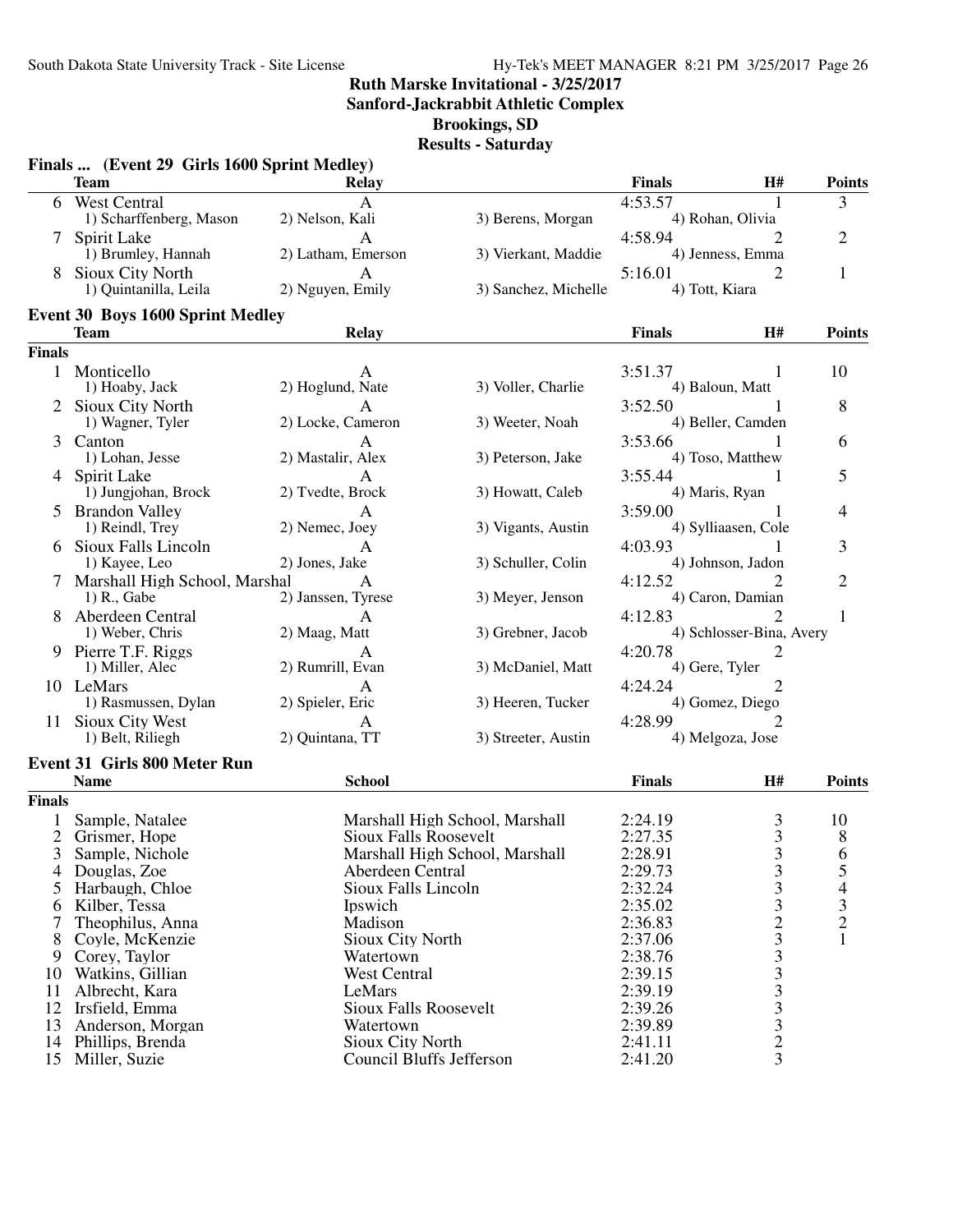**Ruth Marske Invitational - 3/25/2017**
**Sanford-Jackrabbit Athletic Complex**
**Brookings, SD**
**Results - Saturday**

### Finals ... (Event 29 Girls 1600 Sprint Medley)

| | Team | Relay | | Finals | H# | Points |
|---|---|---|---|---|---|---|
| 6 | West Central | A | | 4:53.57 | 1 | 3 |
| | 1) Scharffenberg, Mason | 2) Nelson, Kali | 3) Berens, Morgan | 4) Rohan, Olivia | | |
| 7 | Spirit Lake | A | | 4:58.94 | 2 | 2 |
| | 1) Brumley, Hannah | 2) Latham, Emerson | 3) Vierkant, Maddie | 4) Jenness, Emma | | |
| 8 | Sioux City North | A | | 5:16.01 | 2 | 1 |
| | 1) Quintanilla, Leila | 2) Nguyen, Emily | 3) Sanchez, Michelle | 4) Tott, Kiara | | |

### Event 30 Boys 1600 Sprint Medley

| | Team | Relay | | Finals | H# | Points |
|---|---|---|---|---|---|---|
| **Finals** | | | | | | |
| 1 | Monticello | A | | 3:51.37 | 1 | 10 |
| | 1) Hoaby, Jack | 2) Hoglund, Nate | 3) Voller, Charlie | 4) Baloun, Matt | | |
| 2 | Sioux City North | A | | 3:52.50 | 1 | 8 |
| | 1) Wagner, Tyler | 2) Locke, Cameron | 3) Weeter, Noah | 4) Beller, Camden | | |
| 3 | Canton | A | | 3:53.66 | 1 | 6 |
| | 1) Lohan, Jesse | 2) Mastalir, Alex | 3) Peterson, Jake | 4) Toso, Matthew | | |
| 4 | Spirit Lake | A | | 3:55.44 | 1 | 5 |
| | 1) Jungjohan, Brock | 2) Tvedte, Brock | 3) Howatt, Caleb | 4) Maris, Ryan | | |
| 5 | Brandon Valley | A | | 3:59.00 | 1 | 4 |
| | 1) Reindl, Trey | 2) Nemec, Joey | 3) Vigants, Austin | 4) Sylliaasen, Cole | | |
| 6 | Sioux Falls Lincoln | A | | 4:03.93 | 1 | 3 |
| | 1) Kayee, Leo | 2) Jones, Jake | 3) Schuller, Colin | 4) Johnson, Jadon | | |
| 7 | Marshall High School, Marshal | A | | 4:12.52 | 2 | 2 |
| | 1) R., Gabe | 2) Janssen, Tyrese | 3) Meyer, Jenson | 4) Caron, Damian | | |
| 8 | Aberdeen Central | A | | 4:12.83 | 2 | 1 |
| | 1) Weber, Chris | 2) Maag, Matt | 3) Grebner, Jacob | 4) Schlosser-Bina, Avery | | |
| 9 | Pierre T.F. Riggs | A | | 4:20.78 | 2 | |
| | 1) Miller, Alec | 2) Rumrill, Evan | 3) McDaniel, Matt | 4) Gere, Tyler | | |
| 10 | LeMars | A | | 4:24.24 | 2 | |
| | 1) Rasmussen, Dylan | 2) Spieler, Eric | 3) Heeren, Tucker | 4) Gomez, Diego | | |
| 11 | Sioux City West | A | | 4:28.99 | 2 | |
| | 1) Belt, Riliegh | 2) Quintana, TT | 3) Streeter, Austin | 4) Melgoza, Jose | | |

### Event 31 Girls 800 Meter Run

| | Name | School | Finals | H# | Points |
|---|---|---|---|---|---|
| **Finals** | | | | | |
| 1 | Sample, Natalee | Marshall High School, Marshall | 2:24.19 | 3 | 10 |
| 2 | Grismer, Hope | Sioux Falls Roosevelt | 2:27.35 | 3 | 8 |
| 3 | Sample, Nichole | Marshall High School, Marshall | 2:28.91 | 3 | 6 |
| 4 | Douglas, Zoe | Aberdeen Central | 2:29.73 | 3 | 5 |
| 5 | Harbaugh, Chloe | Sioux Falls Lincoln | 2:32.24 | 3 | 4 |
| 6 | Kilber, Tessa | Ipswich | 2:35.02 | 3 | 3 |
| 7 | Theophilus, Anna | Madison | 2:36.83 | 2 | 2 |
| 8 | Coyle, McKenzie | Sioux City North | 2:37.06 | 3 | 1 |
| 9 | Corey, Taylor | Watertown | 2:38.76 | 3 | |
| 10 | Watkins, Gillian | West Central | 2:39.15 | 3 | |
| 11 | Albrecht, Kara | LeMars | 2:39.19 | 3 | |
| 12 | Irsfield, Emma | Sioux Falls Roosevelt | 2:39.26 | 3 | |
| 13 | Anderson, Morgan | Watertown | 2:39.89 | 3 | |
| 14 | Phillips, Brenda | Sioux City North | 2:41.11 | 2 | |
| 15 | Miller, Suzie | Council Bluffs Jefferson | 2:41.20 | 3 | |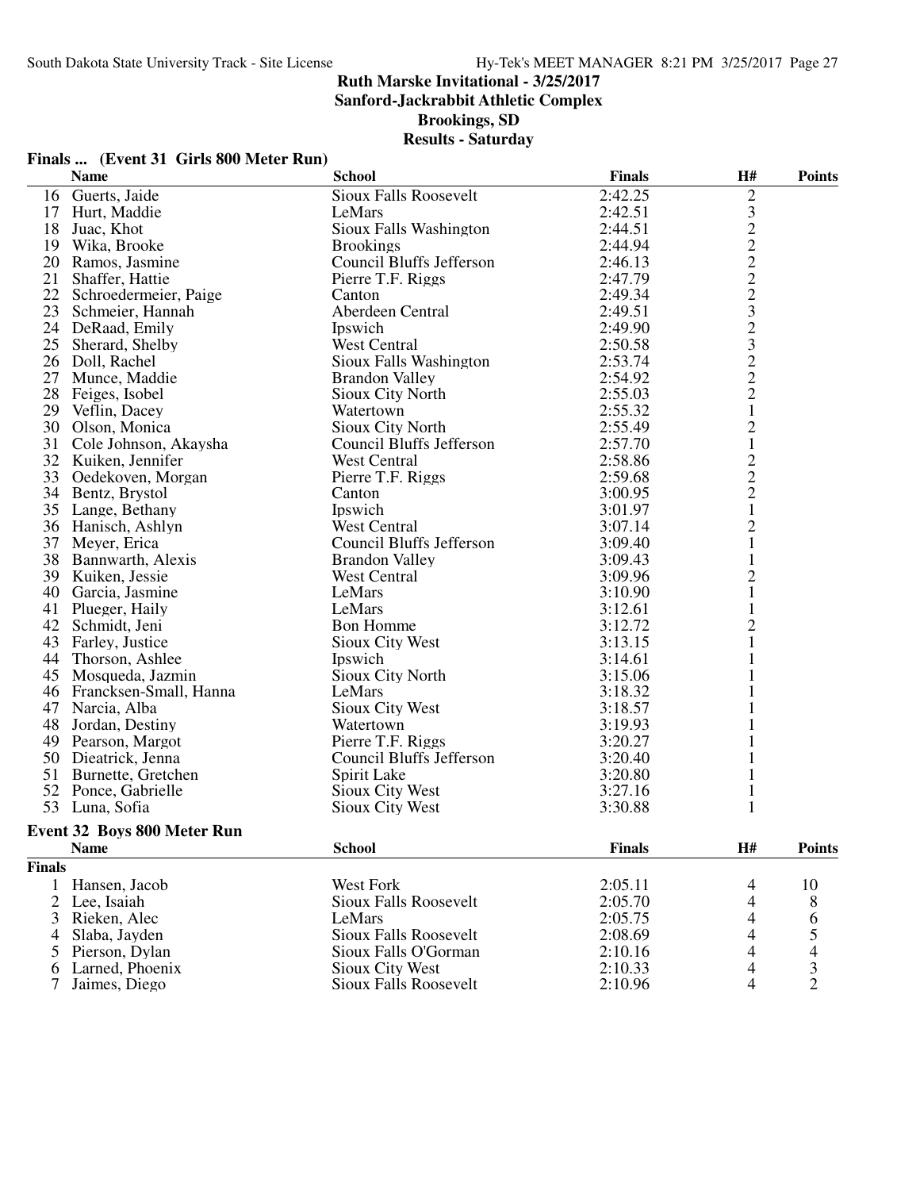## Ruth Marske Invitational - 3/25/2017
## Sanford-Jackrabbit Athletic Complex
## Brookings, SD
## Results - Saturday

### Finals ... (Event 31 Girls 800 Meter Run)

| | Name | School | Finals | H# | Points |
|---|---|---|---|---|---|
| 16 | Guerts, Jaide | Sioux Falls Roosevelt | 2:42.25 | 2 | |
| 17 | Hurt, Maddie | LeMars | 2:42.51 | 3 | |
| 18 | Juac, Khot | Sioux Falls Washington | 2:44.51 | 2 | |
| 19 | Wika, Brooke | Brookings | 2:44.94 | 2 | |
| 20 | Ramos, Jasmine | Council Bluffs Jefferson | 2:46.13 | 2 | |
| 21 | Shaffer, Hattie | Pierre T.F. Riggs | 2:47.79 | 2 | |
| 22 | Schroedermeier, Paige | Canton | 2:49.34 | 2 | |
| 23 | Schmeier, Hannah | Aberdeen Central | 2:49.51 | 3 | |
| 24 | DeRaad, Emily | Ipswich | 2:49.90 | 2 | |
| 25 | Sherard, Shelby | West Central | 2:50.58 | 3 | |
| 26 | Doll, Rachel | Sioux Falls Washington | 2:53.74 | 2 | |
| 27 | Munce, Maddie | Brandon Valley | 2:54.92 | 2 | |
| 28 | Feiges, Isobel | Sioux City North | 2:55.03 | 2 | |
| 29 | Veflin, Dacey | Watertown | 2:55.32 | 1 | |
| 30 | Olson, Monica | Sioux City North | 2:55.49 | 2 | |
| 31 | Cole Johnson, Akaysha | Council Bluffs Jefferson | 2:57.70 | 1 | |
| 32 | Kuiken, Jennifer | West Central | 2:58.86 | 2 | |
| 33 | Oedekoven, Morgan | Pierre T.F. Riggs | 2:59.68 | 2 | |
| 34 | Bentz, Brystol | Canton | 3:00.95 | 2 | |
| 35 | Lange, Bethany | Ipswich | 3:01.97 | 1 | |
| 36 | Hanisch, Ashlyn | West Central | 3:07.14 | 2 | |
| 37 | Meyer, Erica | Council Bluffs Jefferson | 3:09.40 | 1 | |
| 38 | Bannwarth, Alexis | Brandon Valley | 3:09.43 | 1 | |
| 39 | Kuiken, Jessie | West Central | 3:09.96 | 2 | |
| 40 | Garcia, Jasmine | LeMars | 3:10.90 | 1 | |
| 41 | Plueger, Haily | LeMars | 3:12.61 | 1 | |
| 42 | Schmidt, Jeni | Bon Homme | 3:12.72 | 2 | |
| 43 | Farley, Justice | Sioux City West | 3:13.15 | 1 | |
| 44 | Thorson, Ashlee | Ipswich | 3:14.61 | 1 | |
| 45 | Mosqueda, Jazmin | Sioux City North | 3:15.06 | 1 | |
| 46 | Francksen-Small, Hanna | LeMars | 3:18.32 | 1 | |
| 47 | Narcia, Alba | Sioux City West | 3:18.57 | 1 | |
| 48 | Jordan, Destiny | Watertown | 3:19.93 | 1 | |
| 49 | Pearson, Margot | Pierre T.F. Riggs | 3:20.27 | 1 | |
| 50 | Dieatrick, Jenna | Council Bluffs Jefferson | 3:20.40 | 1 | |
| 51 | Burnette, Gretchen | Spirit Lake | 3:20.80 | 1 | |
| 52 | Ponce, Gabrielle | Sioux City West | 3:27.16 | 1 | |
| 53 | Luna, Sofia | Sioux City West | 3:30.88 | 1 | |

### Event 32 Boys 800 Meter Run

| | Name | School | Finals | H# | Points |
|---|---|---|---|---|---|
| **Finals** | | | | | |
| 1 | Hansen, Jacob | West Fork | 2:05.11 | 4 | 10 |
| 2 | Lee, Isaiah | Sioux Falls Roosevelt | 2:05.70 | 4 | 8 |
| 3 | Rieken, Alec | LeMars | 2:05.75 | 4 | 6 |
| 4 | Slaba, Jayden | Sioux Falls Roosevelt | 2:08.69 | 4 | 5 |
| 5 | Pierson, Dylan | Sioux Falls O'Gorman | 2:10.16 | 4 | 4 |
| 6 | Larned, Phoenix | Sioux City West | 2:10.33 | 4 | 3 |
| 7 | Jaimes, Diego | Sioux Falls Roosevelt | 2:10.96 | 4 | 2 |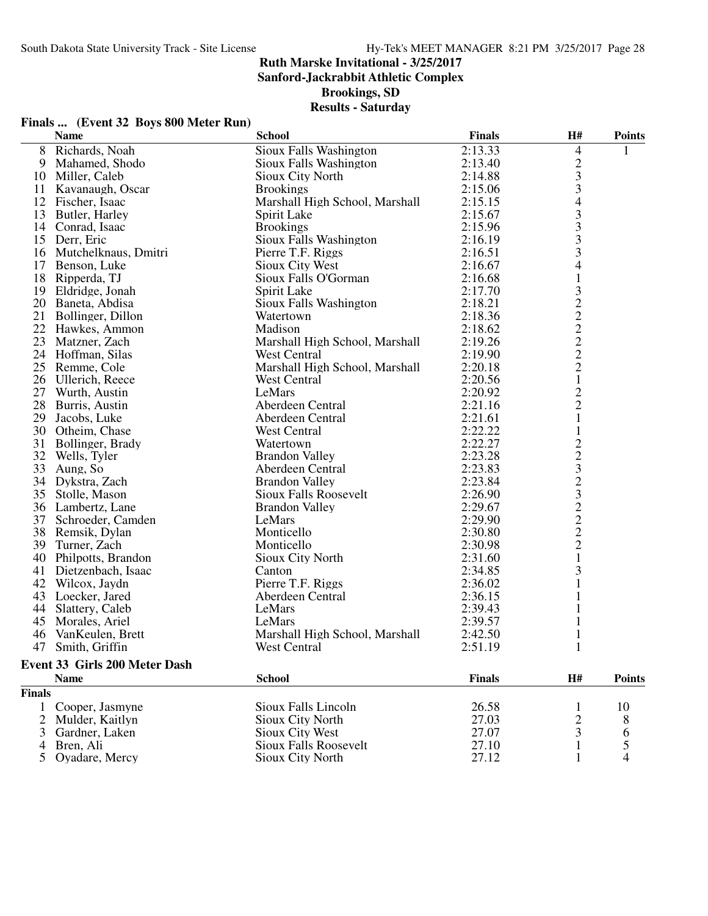# Ruth Marske Invitational - 3/25/2017
## Sanford-Jackrabbit Athletic Complex
## Brookings, SD
## Results - Saturday

### Finals ... (Event 32 Boys 800 Meter Run)

| | Name | School | Finals | H# | Points |
|---|---|---|---|---|---|
| 8 | Richards, Noah | Sioux Falls Washington | 2:13.33 | 4 | 1 |
| 9 | Mahamed, Shodo | Sioux Falls Washington | 2:13.40 | 2 | |
| 10 | Miller, Caleb | Sioux City North | 2:14.88 | 3 | |
| 11 | Kavanaugh, Oscar | Brookings | 2:15.06 | 3 | |
| 12 | Fischer, Isaac | Marshall High School, Marshall | 2:15.15 | 4 | |
| 13 | Butler, Harley | Spirit Lake | 2:15.67 | 3 | |
| 14 | Conrad, Isaac | Brookings | 2:15.96 | 3 | |
| 15 | Derr, Eric | Sioux Falls Washington | 2:16.19 | 3 | |
| 16 | Mutchelknaus, Dmitri | Pierre T.F. Riggs | 2:16.51 | 3 | |
| 17 | Benson, Luke | Sioux City West | 2:16.67 | 4 | |
| 18 | Ripperda, TJ | Sioux Falls O'Gorman | 2:16.68 | 1 | |
| 19 | Eldridge, Jonah | Spirit Lake | 2:17.70 | 3 | |
| 20 | Baneta, Abdisa | Sioux Falls Washington | 2:18.21 | 2 | |
| 21 | Bollinger, Dillon | Watertown | 2:18.36 | 2 | |
| 22 | Hawkes, Ammon | Madison | 2:18.62 | 2 | |
| 23 | Matzner, Zach | Marshall High School, Marshall | 2:19.26 | 2 | |
| 24 | Hoffman, Silas | West Central | 2:19.90 | 2 | |
| 25 | Remme, Cole | Marshall High School, Marshall | 2:20.18 | 2 | |
| 26 | Ullerich, Reece | West Central | 2:20.56 | 1 | |
| 27 | Wurth, Austin | LeMars | 2:20.92 | 2 | |
| 28 | Burris, Austin | Aberdeen Central | 2:21.16 | 2 | |
| 29 | Jacobs, Luke | Aberdeen Central | 2:21.61 | 1 | |
| 30 | Otheim, Chase | West Central | 2:22.22 | 1 | |
| 31 | Bollinger, Brady | Watertown | 2:22.27 | 2 | |
| 32 | Wells, Tyler | Brandon Valley | 2:23.28 | 2 | |
| 33 | Aung, So | Aberdeen Central | 2:23.83 | 3 | |
| 34 | Dykstra, Zach | Brandon Valley | 2:23.84 | 2 | |
| 35 | Stolle, Mason | Sioux Falls Roosevelt | 2:26.90 | 3 | |
| 36 | Lambertz, Lane | Brandon Valley | 2:29.67 | 2 | |
| 37 | Schroeder, Camden | LeMars | 2:29.90 | 2 | |
| 38 | Remsik, Dylan | Monticello | 2:30.80 | 2 | |
| 39 | Turner, Zach | Monticello | 2:30.98 | 2 | |
| 40 | Philpotts, Brandon | Sioux City North | 2:31.60 | 1 | |
| 41 | Dietzenbach, Isaac | Canton | 2:34.85 | 3 | |
| 42 | Wilcox, Jaydn | Pierre T.F. Riggs | 2:36.02 | 1 | |
| 43 | Loecker, Jared | Aberdeen Central | 2:36.15 | 1 | |
| 44 | Slattery, Caleb | LeMars | 2:39.43 | 1 | |
| 45 | Morales, Ariel | LeMars | 2:39.57 | 1 | |
| 46 | VanKeulen, Brett | Marshall High School, Marshall | 2:42.50 | 1 | |
| 47 | Smith, Griffin | West Central | 2:51.19 | 1 | |

### Event 33 Girls 200 Meter Dash

| | Name | School | Finals | H# | Points |
|---|---|---|---|---|---|
| **Finals** | | | | | |
| 1 | Cooper, Jasmyne | Sioux Falls Lincoln | 26.58 | 1 | 10 |
| 2 | Mulder, Kaitlyn | Sioux City North | 27.03 | 2 | 8 |
| 3 | Gardner, Laken | Sioux City West | 27.07 | 3 | 6 |
| 4 | Bren, Ali | Sioux Falls Roosevelt | 27.10 | 1 | 5 |
| 5 | Oyadare, Mercy | Sioux City North | 27.12 | 1 | 4 |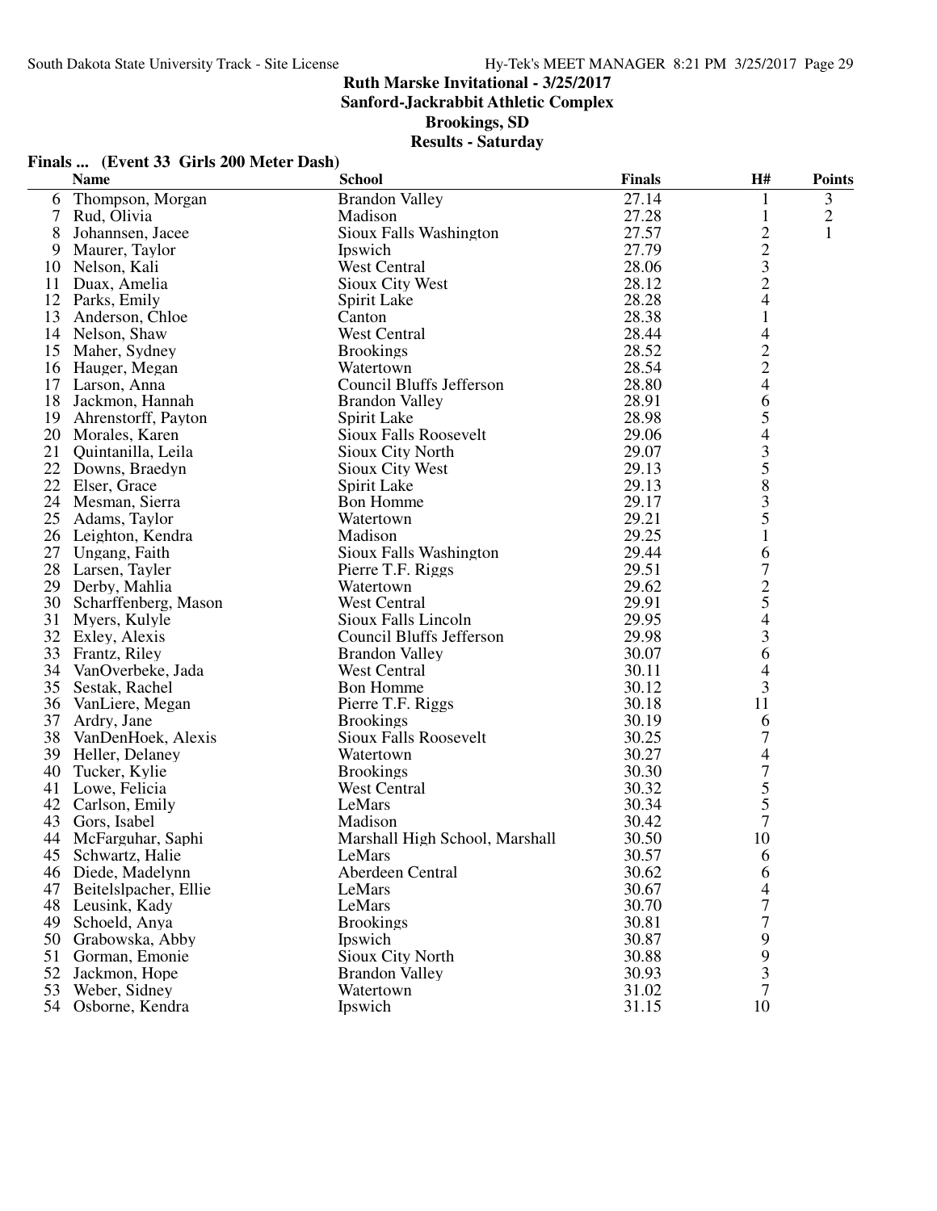**Ruth Marske Invitational - 3/25/2017**
**Sanford-Jackrabbit Athletic Complex**
**Brookings, SD**
**Results - Saturday**

### Finals ... (Event 33 Girls 200 Meter Dash)

| | Name | School | Finals | H# | Points |
|---|---|---|---|---|---|
| 6 | Thompson, Morgan | Brandon Valley | 27.14 | 1 | 3 |
| 7 | Rud, Olivia | Madison | 27.28 | 1 | 2 |
| 8 | Johannsen, Jacee | Sioux Falls Washington | 27.57 | 2 | 1 |
| 9 | Maurer, Taylor | Ipswich | 27.79 | 2 | |
| 10 | Nelson, Kali | West Central | 28.06 | 3 | |
| 11 | Duax, Amelia | Sioux City West | 28.12 | 2 | |
| 12 | Parks, Emily | Spirit Lake | 28.28 | 4 | |
| 13 | Anderson, Chloe | Canton | 28.38 | 1 | |
| 14 | Nelson, Shaw | West Central | 28.44 | 4 | |
| 15 | Maher, Sydney | Brookings | 28.52 | 2 | |
| 16 | Hauger, Megan | Watertown | 28.54 | 2 | |
| 17 | Larson, Anna | Council Bluffs Jefferson | 28.80 | 4 | |
| 18 | Jackmon, Hannah | Brandon Valley | 28.91 | 6 | |
| 19 | Ahrenstorff, Payton | Spirit Lake | 28.98 | 5 | |
| 20 | Morales, Karen | Sioux Falls Roosevelt | 29.06 | 4 | |
| 21 | Quintanilla, Leila | Sioux City North | 29.07 | 3 | |
| 22 | Downs, Braedyn | Sioux City West | 29.13 | 5 | |
| 22 | Elser, Grace | Spirit Lake | 29.13 | 8 | |
| 24 | Mesman, Sierra | Bon Homme | 29.17 | 3 | |
| 25 | Adams, Taylor | Watertown | 29.21 | 5 | |
| 26 | Leighton, Kendra | Madison | 29.25 | 1 | |
| 27 | Ungang, Faith | Sioux Falls Washington | 29.44 | 6 | |
| 28 | Larsen, Tayler | Pierre T.F. Riggs | 29.51 | 7 | |
| 29 | Derby, Mahlia | Watertown | 29.62 | 2 | |
| 30 | Scharffenberg, Mason | West Central | 29.91 | 5 | |
| 31 | Myers, Kulyle | Sioux Falls Lincoln | 29.95 | 4 | |
| 32 | Exley, Alexis | Council Bluffs Jefferson | 29.98 | 3 | |
| 33 | Frantz, Riley | Brandon Valley | 30.07 | 6 | |
| 34 | VanOverbeke, Jada | West Central | 30.11 | 4 | |
| 35 | Sestak, Rachel | Bon Homme | 30.12 | 3 | |
| 36 | VanLiere, Megan | Pierre T.F. Riggs | 30.18 | 11 | |
| 37 | Ardry, Jane | Brookings | 30.19 | 6 | |
| 38 | VanDenHoek, Alexis | Sioux Falls Roosevelt | 30.25 | 7 | |
| 39 | Heller, Delaney | Watertown | 30.27 | 4 | |
| 40 | Tucker, Kylie | Brookings | 30.30 | 7 | |
| 41 | Lowe, Felicia | West Central | 30.32 | 5 | |
| 42 | Carlson, Emily | LeMars | 30.34 | 5 | |
| 43 | Gors, Isabel | Madison | 30.42 | 7 | |
| 44 | McFarguhar, Saphi | Marshall High School, Marshall | 30.50 | 10 | |
| 45 | Schwartz, Halie | LeMars | 30.57 | 6 | |
| 46 | Diede, Madelynn | Aberdeen Central | 30.62 | 6 | |
| 47 | Beitelslpacher, Ellie | LeMars | 30.67 | 4 | |
| 48 | Leusink, Kady | LeMars | 30.70 | 7 | |
| 49 | Schoeld, Anya | Brookings | 30.81 | 7 | |
| 50 | Grabowska, Abby | Ipswich | 30.87 | 9 | |
| 51 | Gorman, Emonie | Sioux City North | 30.88 | 9 | |
| 52 | Jackmon, Hope | Brandon Valley | 30.93 | 3 | |
| 53 | Weber, Sidney | Watertown | 31.02 | 7 | |
| 54 | Osborne, Kendra | Ipswich | 31.15 | 10 | |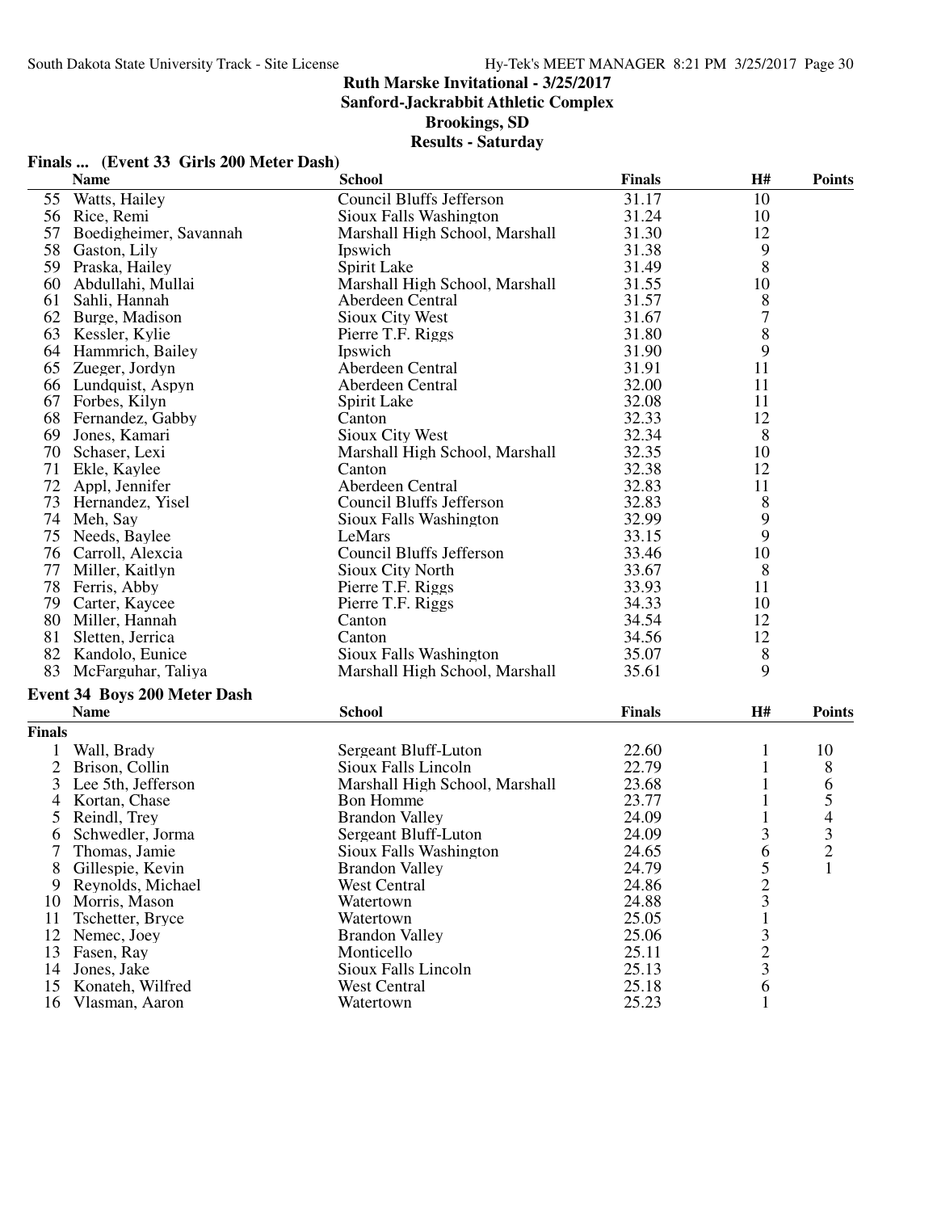# Ruth Marske Invitational - 3/25/2017

## Sanford-Jackrabbit Athletic Complex

## Brookings, SD

## Results - Saturday

### Finals ... (Event 33 Girls 200 Meter Dash)

| | Name | School | Finals | H# | Points |
|---|---|---|---|---|---|
| 55 | Watts, Hailey | Council Bluffs Jefferson | 31.17 | 10 | |
| 56 | Rice, Remi | Sioux Falls Washington | 31.24 | 10 | |
| 57 | Boedigheimer, Savannah | Marshall High School, Marshall | 31.30 | 12 | |
| 58 | Gaston, Lily | Ipswich | 31.38 | 9 | |
| 59 | Praska, Hailey | Spirit Lake | 31.49 | 8 | |
| 60 | Abdullahi, Mullai | Marshall High School, Marshall | 31.55 | 10 | |
| 61 | Sahli, Hannah | Aberdeen Central | 31.57 | 8 | |
| 62 | Burge, Madison | Sioux City West | 31.67 | 7 | |
| 63 | Kessler, Kylie | Pierre T.F. Riggs | 31.80 | 8 | |
| 64 | Hammrich, Bailey | Ipswich | 31.90 | 9 | |
| 65 | Zueger, Jordyn | Aberdeen Central | 31.91 | 11 | |
| 66 | Lundquist, Aspyn | Aberdeen Central | 32.00 | 11 | |
| 67 | Forbes, Kilyn | Spirit Lake | 32.08 | 11 | |
| 68 | Fernandez, Gabby | Canton | 32.33 | 12 | |
| 69 | Jones, Kamari | Sioux City West | 32.34 | 8 | |
| 70 | Schaser, Lexi | Marshall High School, Marshall | 32.35 | 10 | |
| 71 | Ekle, Kaylee | Canton | 32.38 | 12 | |
| 72 | Appl, Jennifer | Aberdeen Central | 32.83 | 11 | |
| 73 | Hernandez, Yisel | Council Bluffs Jefferson | 32.83 | 8 | |
| 74 | Meh, Say | Sioux Falls Washington | 32.99 | 9 | |
| 75 | Needs, Baylee | LeMars | 33.15 | 9 | |
| 76 | Carroll, Alexcia | Council Bluffs Jefferson | 33.46 | 10 | |
| 77 | Miller, Kaitlyn | Sioux City North | 33.67 | 8 | |
| 78 | Ferris, Abby | Pierre T.F. Riggs | 33.93 | 11 | |
| 79 | Carter, Kaycee | Pierre T.F. Riggs | 34.33 | 10 | |
| 80 | Miller, Hannah | Canton | 34.54 | 12 | |
| 81 | Sletten, Jerrica | Canton | 34.56 | 12 | |
| 82 | Kandolo, Eunice | Sioux Falls Washington | 35.07 | 8 | |
| 83 | McFarguhar, Taliya | Marshall High School, Marshall | 35.61 | 9 | |

### Event 34 Boys 200 Meter Dash

| | Name | School | Finals | H# | Points |
|---|---|---|---|---|---|
| **Finals** | | | | | |
| 1 | Wall, Brady | Sergeant Bluff-Luton | 22.60 | 1 | 10 |
| 2 | Brison, Collin | Sioux Falls Lincoln | 22.79 | 1 | 8 |
| 3 | Lee 5th, Jefferson | Marshall High School, Marshall | 23.68 | 1 | 6 |
| 4 | Kortan, Chase | Bon Homme | 23.77 | 1 | 5 |
| 5 | Reindl, Trey | Brandon Valley | 24.09 | 1 | 4 |
| 6 | Schwedler, Jorma | Sergeant Bluff-Luton | 24.09 | 3 | 3 |
| 7 | Thomas, Jamie | Sioux Falls Washington | 24.65 | 6 | 2 |
| 8 | Gillespie, Kevin | Brandon Valley | 24.79 | 5 | 1 |
| 9 | Reynolds, Michael | West Central | 24.86 | 2 | |
| 10 | Morris, Mason | Watertown | 24.88 | 3 | |
| 11 | Tschetter, Bryce | Watertown | 25.05 | 1 | |
| 12 | Nemec, Joey | Brandon Valley | 25.06 | 3 | |
| 13 | Fasen, Ray | Monticello | 25.11 | 2 | |
| 14 | Jones, Jake | Sioux Falls Lincoln | 25.13 | 3 | |
| 15 | Konateh, Wilfred | West Central | 25.18 | 6 | |
| 16 | Vlasman, Aaron | Watertown | 25.23 | 1 | |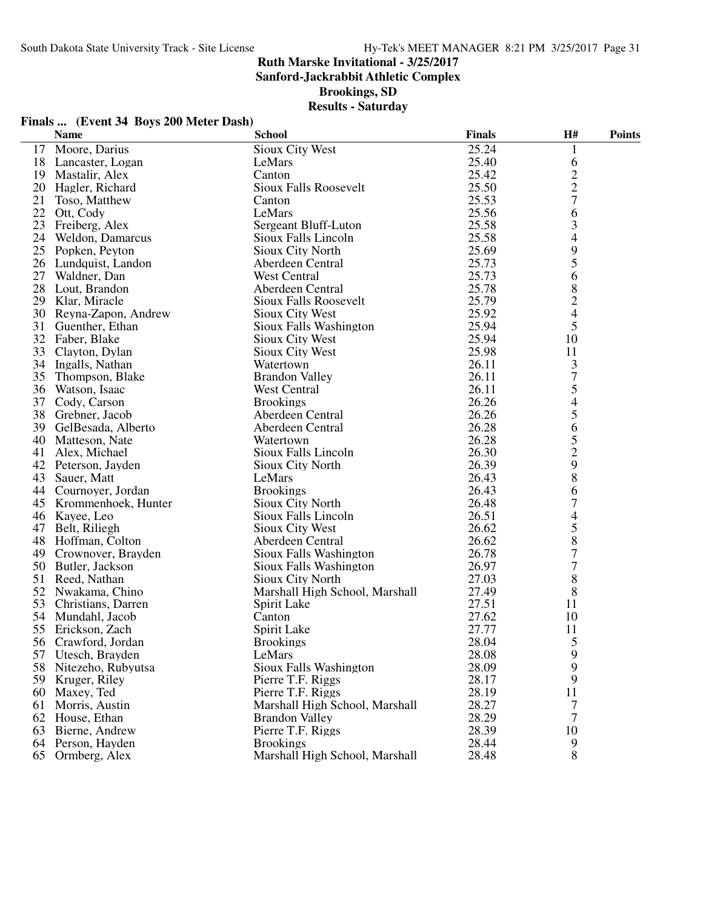# Ruth Marske Invitational - 3/25/2017

## Sanford-Jackrabbit Athletic Complex

## Brookings, SD

## Results - Saturday

### Finals ... (Event 34 Boys 200 Meter Dash)

| | Name | School | Finals | H# | Points |
|---|---|---|---|---|---|
| 17 | Moore, Darius | Sioux City West | 25.24 | 1 | |
| 18 | Lancaster, Logan | LeMars | 25.40 | 6 | |
| 19 | Mastalir, Alex | Canton | 25.42 | 2 | |
| 20 | Hagler, Richard | Sioux Falls Roosevelt | 25.50 | 2 | |
| 21 | Toso, Matthew | Canton | 25.53 | 7 | |
| 22 | Ott, Cody | LeMars | 25.56 | 6 | |
| 23 | Freiberg, Alex | Sergeant Bluff-Luton | 25.58 | 3 | |
| 24 | Weldon, Damarcus | Sioux Falls Lincoln | 25.58 | 4 | |
| 25 | Popken, Peyton | Sioux City North | 25.69 | 9 | |
| 26 | Lundquist, Landon | Aberdeen Central | 25.73 | 5 | |
| 27 | Waldner, Dan | West Central | 25.73 | 6 | |
| 28 | Lout, Brandon | Aberdeen Central | 25.78 | 8 | |
| 29 | Klar, Miracle | Sioux Falls Roosevelt | 25.79 | 2 | |
| 30 | Reyna-Zapon, Andrew | Sioux City West | 25.92 | 4 | |
| 31 | Guenther, Ethan | Sioux Falls Washington | 25.94 | 5 | |
| 32 | Faber, Blake | Sioux City West | 25.94 | 10 | |
| 33 | Clayton, Dylan | Sioux City West | 25.98 | 11 | |
| 34 | Ingalls, Nathan | Watertown | 26.11 | 3 | |
| 35 | Thompson, Blake | Brandon Valley | 26.11 | 7 | |
| 36 | Watson, Isaac | West Central | 26.11 | 5 | |
| 37 | Cody, Carson | Brookings | 26.26 | 4 | |
| 38 | Grebner, Jacob | Aberdeen Central | 26.26 | 5 | |
| 39 | GelBesada, Alberto | Aberdeen Central | 26.28 | 6 | |
| 40 | Matteson, Nate | Watertown | 26.28 | 5 | |
| 41 | Alex, Michael | Sioux Falls Lincoln | 26.30 | 2 | |
| 42 | Peterson, Jayden | Sioux City North | 26.39 | 9 | |
| 43 | Sauer, Matt | LeMars | 26.43 | 8 | |
| 44 | Cournoyer, Jordan | Brookings | 26.43 | 6 | |
| 45 | Krommenhoek, Hunter | Sioux City North | 26.48 | 7 | |
| 46 | Kayee, Leo | Sioux Falls Lincoln | 26.51 | 4 | |
| 47 | Belt, Riliegh | Sioux City West | 26.62 | 5 | |
| 48 | Hoffman, Colton | Aberdeen Central | 26.62 | 8 | |
| 49 | Crownover, Brayden | Sioux Falls Washington | 26.78 | 7 | |
| 50 | Butler, Jackson | Sioux Falls Washington | 26.97 | 7 | |
| 51 | Reed, Nathan | Sioux City North | 27.03 | 8 | |
| 52 | Nwakama, Chino | Marshall High School, Marshall | 27.49 | 8 | |
| 53 | Christians, Darren | Spirit Lake | 27.51 | 11 | |
| 54 | Mundahl, Jacob | Canton | 27.62 | 10 | |
| 55 | Erickson, Zach | Spirit Lake | 27.77 | 11 | |
| 56 | Crawford, Jordan | Brookings | 28.04 | 5 | |
| 57 | Utesch, Brayden | LeMars | 28.08 | 9 | |
| 58 | Nitezeho, Rubyutsa | Sioux Falls Washington | 28.09 | 9 | |
| 59 | Kruger, Riley | Pierre T.F. Riggs | 28.17 | 9 | |
| 60 | Maxey, Ted | Pierre T.F. Riggs | 28.19 | 11 | |
| 61 | Morris, Austin | Marshall High School, Marshall | 28.27 | 7 | |
| 62 | House, Ethan | Brandon Valley | 28.29 | 7 | |
| 63 | Bierne, Andrew | Pierre T.F. Riggs | 28.39 | 10 | |
| 64 | Person, Hayden | Brookings | 28.44 | 9 | |
| 65 | Ormberg, Alex | Marshall High School, Marshall | 28.48 | 8 | |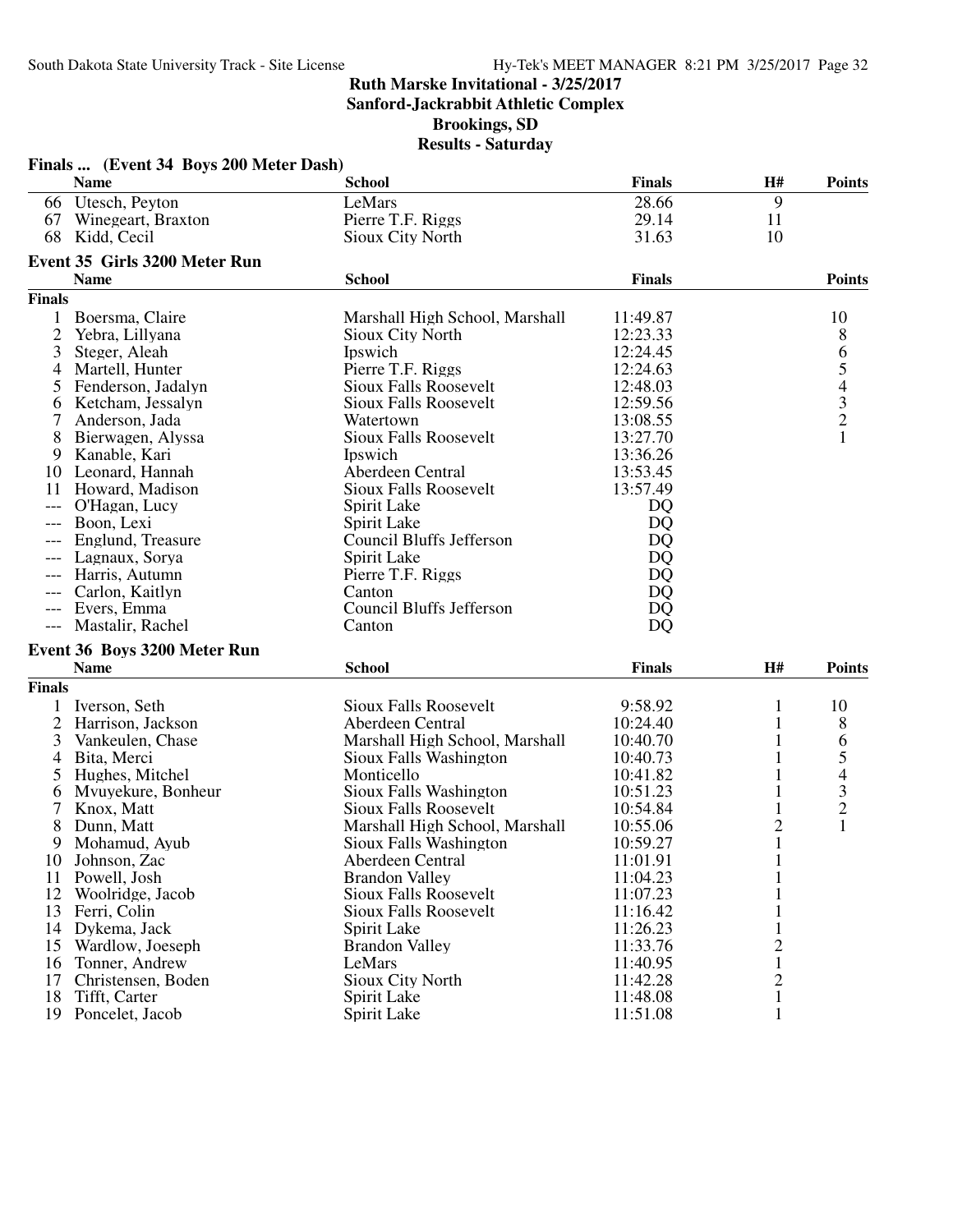# Ruth Marske Invitational - 3/25/2017

## Sanford-Jackrabbit Athletic Complex

## Brookings, SD

## Results - Saturday

### Finals ... (Event 34 Boys 200 Meter Dash)

| | Name | School | Finals | H# | Points |
|---|---|---|---|---|---|
| 66 | Utesch, Peyton | LeMars | 28.66 | 9 | |
| 67 | Winegeart, Braxton | Pierre T.F. Riggs | 29.14 | 11 | |
| 68 | Kidd, Cecil | Sioux City North | 31.63 | 10 | |

### Event 35 Girls 3200 Meter Run

| | Name | School | Finals | Points |
|---|---|---|---|---|
| **Finals** | | | | |
| 1 | Boersma, Claire | Marshall High School, Marshall | 11:49.87 | 10 |
| 2 | Yebra, Lillyana | Sioux City North | 12:23.33 | 8 |
| 3 | Steger, Aleah | Ipswich | 12:24.45 | 6 |
| 4 | Martell, Hunter | Pierre T.F. Riggs | 12:24.63 | 5 |
| 5 | Fenderson, Jadalyn | Sioux Falls Roosevelt | 12:48.03 | 4 |
| 6 | Ketcham, Jessalyn | Sioux Falls Roosevelt | 12:59.56 | 3 |
| 7 | Anderson, Jada | Watertown | 13:08.55 | 2 |
| 8 | Bierwagen, Alyssa | Sioux Falls Roosevelt | 13:27.70 | 1 |
| 9 | Kanable, Kari | Ipswich | 13:36.26 | |
| 10 | Leonard, Hannah | Aberdeen Central | 13:53.45 | |
| 11 | Howard, Madison | Sioux Falls Roosevelt | 13:57.49 | |
| --- | O'Hagan, Lucy | Spirit Lake | DQ | |
| --- | Boon, Lexi | Spirit Lake | DQ | |
| --- | Englund, Treasure | Council Bluffs Jefferson | DQ | |
| --- | Lagnaux, Sorya | Spirit Lake | DQ | |
| --- | Harris, Autumn | Pierre T.F. Riggs | DQ | |
| --- | Carlon, Kaitlyn | Canton | DQ | |
| --- | Evers, Emma | Council Bluffs Jefferson | DQ | |
| --- | Mastalir, Rachel | Canton | DQ | |

### Event 36 Boys 3200 Meter Run

| | Name | School | Finals | H# | Points |
|---|---|---|---|---|---|
| **Finals** | | | | | |
| 1 | Iverson, Seth | Sioux Falls Roosevelt | 9:58.92 | 1 | 10 |
| 2 | Harrison, Jackson | Aberdeen Central | 10:24.40 | 1 | 8 |
| 3 | Vankeulen, Chase | Marshall High School, Marshall | 10:40.70 | 1 | 6 |
| 4 | Bita, Merci | Sioux Falls Washington | 10:40.73 | 1 | 5 |
| 5 | Hughes, Mitchel | Monticello | 10:41.82 | 1 | 4 |
| 6 | Mvuyekure, Bonheur | Sioux Falls Washington | 10:51.23 | 1 | 3 |
| 7 | Knox, Matt | Sioux Falls Roosevelt | 10:54.84 | 1 | 2 |
| 8 | Dunn, Matt | Marshall High School, Marshall | 10:55.06 | 2 | 1 |
| 9 | Mohamud, Ayub | Sioux Falls Washington | 10:59.27 | 1 | |
| 10 | Johnson, Zac | Aberdeen Central | 11:01.91 | 1 | |
| 11 | Powell, Josh | Brandon Valley | 11:04.23 | 1 | |
| 12 | Woolridge, Jacob | Sioux Falls Roosevelt | 11:07.23 | 1 | |
| 13 | Ferri, Colin | Sioux Falls Roosevelt | 11:16.42 | 1 | |
| 14 | Dykema, Jack | Spirit Lake | 11:26.23 | 1 | |
| 15 | Wardlow, Joeseph | Brandon Valley | 11:33.76 | 2 | |
| 16 | Tonner, Andrew | LeMars | 11:40.95 | 1 | |
| 17 | Christensen, Boden | Sioux City North | 11:42.28 | 2 | |
| 18 | Tifft, Carter | Spirit Lake | 11:48.08 | 1 | |
| 19 | Poncelet, Jacob | Spirit Lake | 11:51.08 | 1 | |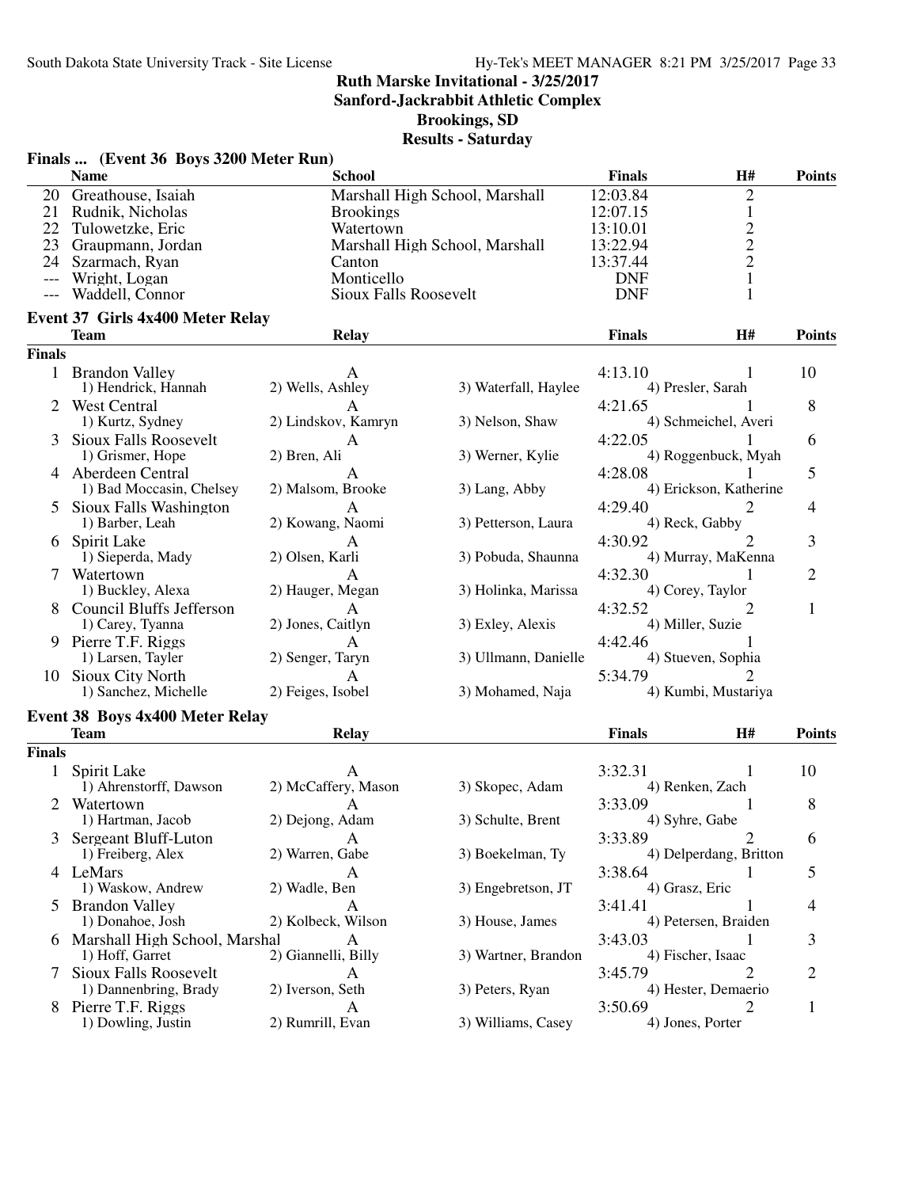# Ruth Marske Invitational - 3/25/2017
## Sanford-Jackrabbit Athletic Complex
## Brookings, SD
## Results - Saturday

### Finals ... (Event 36 Boys 3200 Meter Run)

| | Name | School | Finals | H# | Points |
|---|---|---|---|---|---|
| 20 | Greathouse, Isaiah | Marshall High School, Marshall | 12:03.84 | 2 | |
| 21 | Rudnik, Nicholas | Brookings | 12:07.15 | 1 | |
| 22 | Tulowetzke, Eric | Watertown | 13:10.01 | 2 | |
| 23 | Graupmann, Jordan | Marshall High School, Marshall | 13:22.94 | 2 | |
| 24 | Szarmach, Ryan | Canton | 13:37.44 | 2 | |
| --- | Wright, Logan | Monticello | DNF | 1 | |
| --- | Waddell, Connor | Sioux Falls Roosevelt | DNF | 1 | |

### Event 37 Girls 4x400 Meter Relay

| | Team | Relay | | Finals | H# | Points |
|---|---|---|---|---|---|---|
| **Finals** | | | | | | |
| 1 | Brandon Valley | A | | 4:13.10 | 1 | 10 |
| | 1) Hendrick, Hannah | 2) Wells, Ashley | 3) Waterfall, Haylee | 4) Presler, Sarah | | |
| 2 | West Central | A | | 4:21.65 | 1 | 8 |
| | 1) Kurtz, Sydney | 2) Lindskov, Kamryn | 3) Nelson, Shaw | 4) Schmeichel, Averi | | |
| 3 | Sioux Falls Roosevelt | A | | 4:22.05 | 1 | 6 |
| | 1) Grismer, Hope | 2) Bren, Ali | 3) Werner, Kylie | 4) Roggenbuck, Myah | | |
| 4 | Aberdeen Central | A | | 4:28.08 | 1 | 5 |
| | 1) Bad Moccasin, Chelsey | 2) Malsom, Brooke | 3) Lang, Abby | 4) Erickson, Katherine | | |
| 5 | Sioux Falls Washington | A | | 4:29.40 | 2 | 4 |
| | 1) Barber, Leah | 2) Kowang, Naomi | 3) Petterson, Laura | 4) Reck, Gabby | | |
| 6 | Spirit Lake | A | | 4:30.92 | 2 | 3 |
| | 1) Sieperda, Mady | 2) Olsen, Karli | 3) Pobuda, Shaunna | 4) Murray, MaKenna | | |
| 7 | Watertown | A | | 4:32.30 | 1 | 2 |
| | 1) Buckley, Alexa | 2) Hauger, Megan | 3) Holinka, Marissa | 4) Corey, Taylor | | |
| 8 | Council Bluffs Jefferson | A | | 4:32.52 | 2 | 1 |
| | 1) Carey, Tyanna | 2) Jones, Caitlyn | 3) Exley, Alexis | 4) Miller, Suzie | | |
| 9 | Pierre T.F. Riggs | A | | 4:42.46 | 1 | |
| | 1) Larsen, Tayler | 2) Senger, Taryn | 3) Ullmann, Danielle | 4) Stueven, Sophia | | |
| 10 | Sioux City North | A | | 5:34.79 | 2 | |
| | 1) Sanchez, Michelle | 2) Feiges, Isobel | 3) Mohamed, Naja | 4) Kumbi, Mustariya | | |

### Event 38 Boys 4x400 Meter Relay

| | Team | Relay | | Finals | H# | Points |
|---|---|---|---|---|---|---|
| **Finals** | | | | | | |
| 1 | Spirit Lake | A | | 3:32.31 | 1 | 10 |
| | 1) Ahrenstorff, Dawson | 2) McCaffery, Mason | 3) Skopec, Adam | 4) Renken, Zach | | |
| 2 | Watertown | A | | 3:33.09 | 1 | 8 |
| | 1) Hartman, Jacob | 2) Dejong, Adam | 3) Schulte, Brent | 4) Syhre, Gabe | | |
| 3 | Sergeant Bluff-Luton | A | | 3:33.89 | 2 | 6 |
| | 1) Freiberg, Alex | 2) Warren, Gabe | 3) Boekelman, Ty | 4) Delperdang, Britton | | |
| 4 | LeMars | A | | 3:38.64 | 1 | 5 |
| | 1) Waskow, Andrew | 2) Wadle, Ben | 3) Engebretson, JT | 4) Grasz, Eric | | |
| 5 | Brandon Valley | A | | 3:41.41 | 1 | 4 |
| | 1) Donahoe, Josh | 2) Kolbeck, Wilson | 3) House, James | 4) Petersen, Braiden | | |
| 6 | Marshall High School, Marshal | A | | 3:43.03 | 1 | 3 |
| | 1) Hoff, Garret | 2) Giannelli, Billy | 3) Wartner, Brandon | 4) Fischer, Isaac | | |
| 7 | Sioux Falls Roosevelt | A | | 3:45.79 | 2 | 2 |
| | 1) Dannenbring, Brady | 2) Iverson, Seth | 3) Peters, Ryan | 4) Hester, Demaerio | | |
| 8 | Pierre T.F. Riggs | A | | 3:50.69 | 2 | 1 |
| | 1) Dowling, Justin | 2) Rumrill, Evan | 3) Williams, Casey | 4) Jones, Porter | | |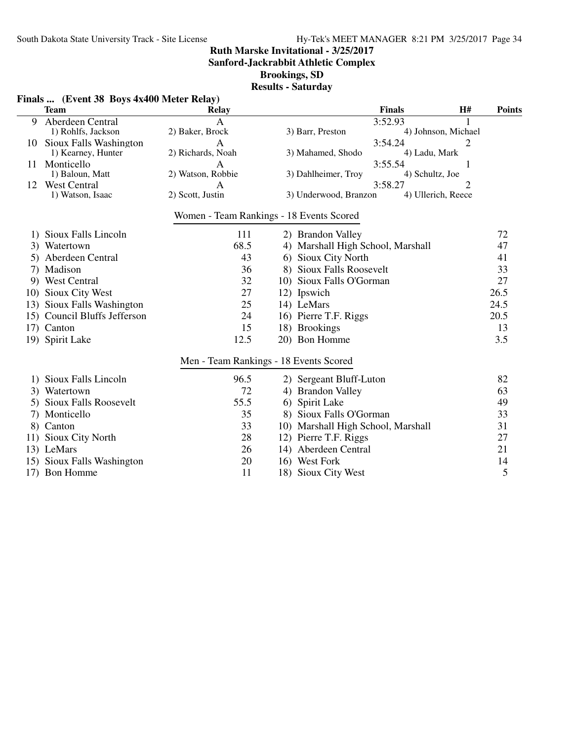# Ruth Marske Invitational - 3/25/2017

## Sanford-Jackrabbit Athletic Complex

## Brookings, SD

## Results - Saturday

### Finals ... (Event 38 Boys 4x400 Meter Relay)

| | Team | Relay | Finals | H# | Points |
|---|---|---|---|---|---|
| 9 | Aberdeen Central | A | 3:52.93 | 1 | |
| | 1) Rohlfs, Jackson | 2) Baker, Brock | 3) Barr, Preston | 4) Johnson, Michael | |
| 10 | Sioux Falls Washington | A | 3:54.24 | 2 | |
| | 1) Kearney, Hunter | 2) Richards, Noah | 3) Mahamed, Shodo | 4) Ladu, Mark | |
| 11 | Monticello | A | 3:55.54 | 1 | |
| | 1) Baloun, Matt | 2) Watson, Robbie | 3) Dahlheimer, Troy | 4) Schultz, Joe | |
| 12 | West Central | A | 3:58.27 | 2 | |
| | 1) Watson, Isaac | 2) Scott, Justin | 3) Underwood, Branzon | 4) Ullerich, Reece | |

### Women - Team Rankings - 18 Events Scored

| | | | | | |
|---|---|---|---|---|---|
| 1) | Sioux Falls Lincoln | 111 | 2) | Brandon Valley | 72 |
| 3) | Watertown | 68.5 | 4) | Marshall High School, Marshall | 47 |
| 5) | Aberdeen Central | 43 | 6) | Sioux City North | 41 |
| 7) | Madison | 36 | 8) | Sioux Falls Roosevelt | 33 |
| 9) | West Central | 32 | 10) | Sioux Falls O'Gorman | 27 |
| 10) | Sioux City West | 27 | 12) | Ipswich | 26.5 |
| 13) | Sioux Falls Washington | 25 | 14) | LeMars | 24.5 |
| 15) | Council Bluffs Jefferson | 24 | 16) | Pierre T.F. Riggs | 20.5 |
| 17) | Canton | 15 | 18) | Brookings | 13 |
| 19) | Spirit Lake | 12.5 | 20) | Bon Homme | 3.5 |

### Men - Team Rankings - 18 Events Scored

| | | | | | |
|---|---|---|---|---|---|
| 1) | Sioux Falls Lincoln | 96.5 | 2) | Sergeant Bluff-Luton | 82 |
| 3) | Watertown | 72 | 4) | Brandon Valley | 63 |
| 5) | Sioux Falls Roosevelt | 55.5 | 6) | Spirit Lake | 49 |
| 7) | Monticello | 35 | 8) | Sioux Falls O'Gorman | 33 |
| 8) | Canton | 33 | 10) | Marshall High School, Marshall | 31 |
| 11) | Sioux City North | 28 | 12) | Pierre T.F. Riggs | 27 |
| 13) | LeMars | 26 | 14) | Aberdeen Central | 21 |
| 15) | Sioux Falls Washington | 20 | 16) | West Fork | 14 |
| 17) | Bon Homme | 11 | 18) | Sioux City West | 5 |